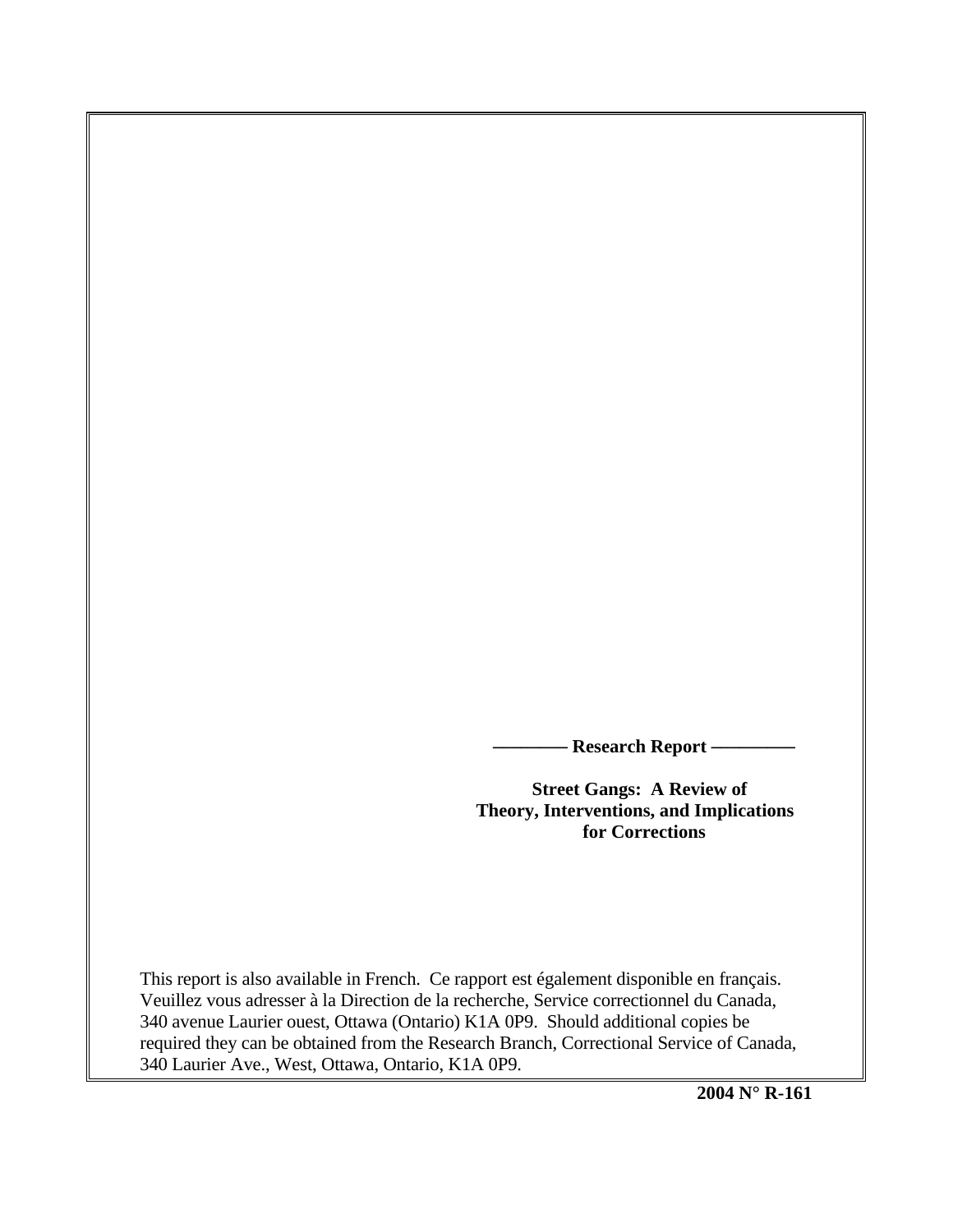**———— Research Report ————**

# Street Gangs: A Review of Theory, Interventions, and Implications for Corrections

This report is also available in French. Ce rapport est également disponible en français. Veuillez vous adresser à la Direction de la recherche, Service correctionnel du Canada, 340 avenue Laurier ouest, Ottawa (Ontario) K1A 0P9. Should additional copies be required they can be obtained from the Research Branch, Correctional Service of Canada, 340 Laurier Ave., West, Ottawa, Ontario, K1A 0P9.

**2004 N° R-161**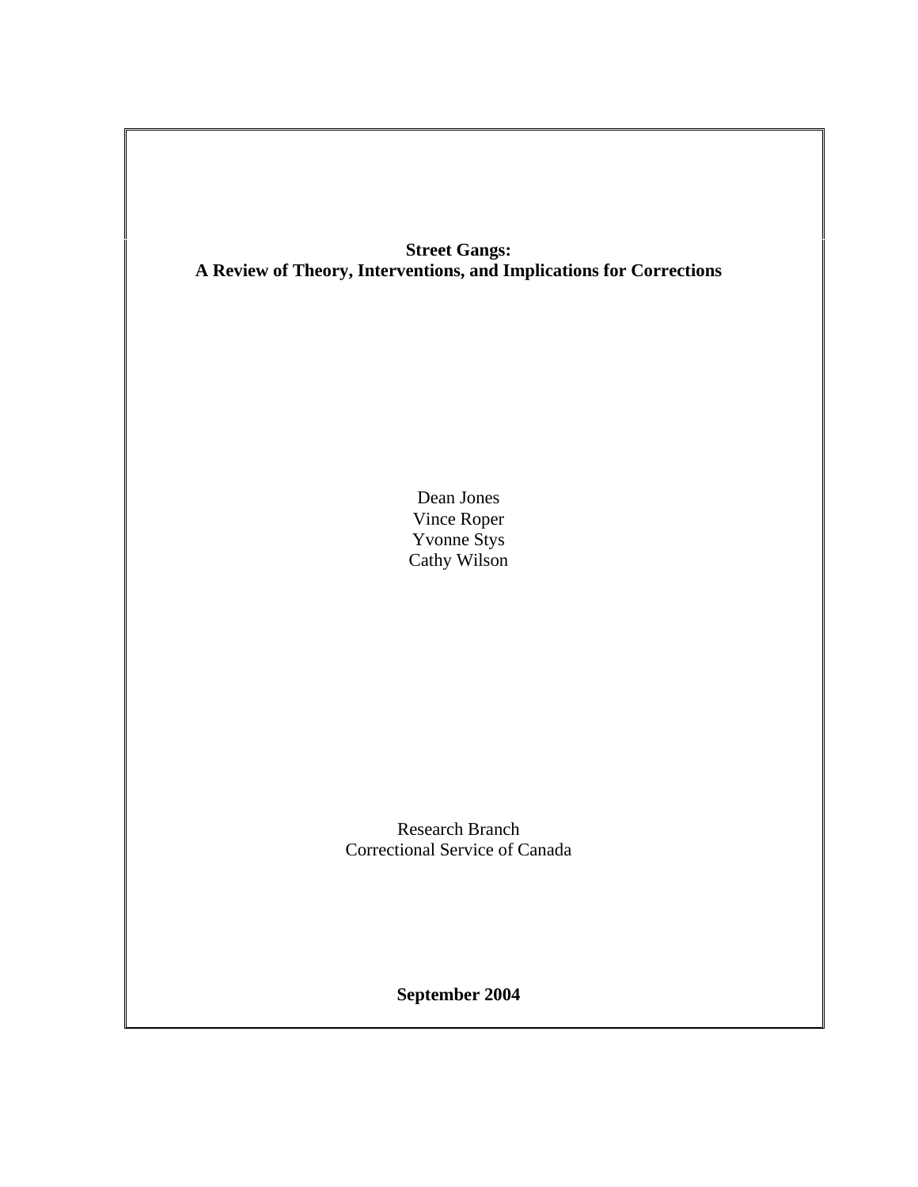**Street Gangs:**
**A Review of Theory, Interventions, and Implications for Corrections**

Dean Jones
Vince Roper
Yvonne Stys
Cathy Wilson

Research Branch
Correctional Service of Canada

**September 2004**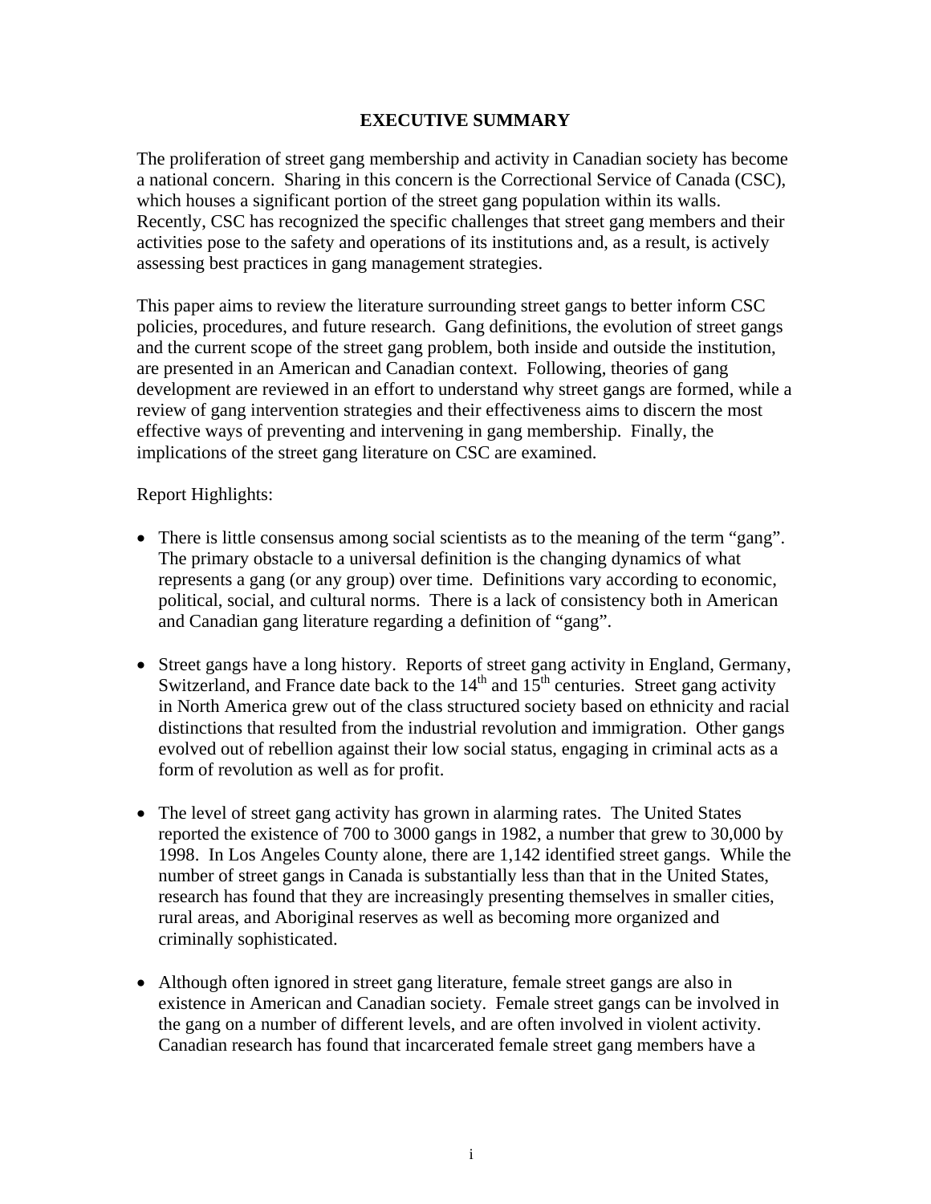# EXECUTIVE SUMMARY

The proliferation of street gang membership and activity in Canadian society has become a national concern. Sharing in this concern is the Correctional Service of Canada (CSC), which houses a significant portion of the street gang population within its walls. Recently, CSC has recognized the specific challenges that street gang members and their activities pose to the safety and operations of its institutions and, as a result, is actively assessing best practices in gang management strategies.

This paper aims to review the literature surrounding street gangs to better inform CSC policies, procedures, and future research. Gang definitions, the evolution of street gangs and the current scope of the street gang problem, both inside and outside the institution, are presented in an American and Canadian context. Following, theories of gang development are reviewed in an effort to understand why street gangs are formed, while a review of gang intervention strategies and their effectiveness aims to discern the most effective ways of preventing and intervening in gang membership. Finally, the implications of the street gang literature on CSC are examined.

Report Highlights:

- There is little consensus among social scientists as to the meaning of the term "gang". The primary obstacle to a universal definition is the changing dynamics of what represents a gang (or any group) over time. Definitions vary according to economic, political, social, and cultural norms. There is a lack of consistency both in American and Canadian gang literature regarding a definition of "gang".

- Street gangs have a long history. Reports of street gang activity in England, Germany, Switzerland, and France date back to the 14th and 15th centuries. Street gang activity in North America grew out of the class structured society based on ethnicity and racial distinctions that resulted from the industrial revolution and immigration. Other gangs evolved out of rebellion against their low social status, engaging in criminal acts as a form of revolution as well as for profit.

- The level of street gang activity has grown in alarming rates. The United States reported the existence of 700 to 3000 gangs in 1982, a number that grew to 30,000 by 1998. In Los Angeles County alone, there are 1,142 identified street gangs. While the number of street gangs in Canada is substantially less than that in the United States, research has found that they are increasingly presenting themselves in smaller cities, rural areas, and Aboriginal reserves as well as becoming more organized and criminally sophisticated.

- Although often ignored in street gang literature, female street gangs are also in existence in American and Canadian society. Female street gangs can be involved in the gang on a number of different levels, and are often involved in violent activity. Canadian research has found that incarcerated female street gang members have a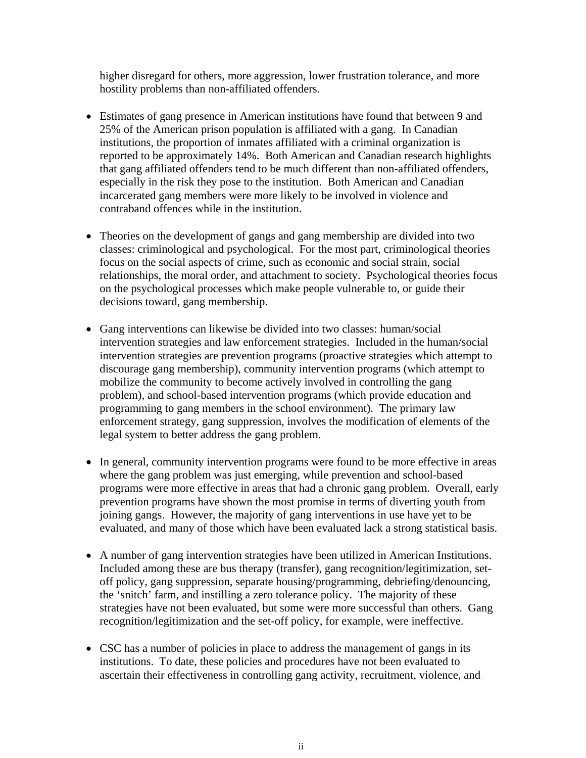higher disregard for others, more aggression, lower frustration tolerance, and more hostility problems than non-affiliated offenders.

- Estimates of gang presence in American institutions have found that between 9 and 25% of the American prison population is affiliated with a gang. In Canadian institutions, the proportion of inmates affiliated with a criminal organization is reported to be approximately 14%. Both American and Canadian research highlights that gang affiliated offenders tend to be much different than non-affiliated offenders, especially in the risk they pose to the institution. Both American and Canadian incarcerated gang members were more likely to be involved in violence and contraband offences while in the institution.

- Theories on the development of gangs and gang membership are divided into two classes: criminological and psychological. For the most part, criminological theories focus on the social aspects of crime, such as economic and social strain, social relationships, the moral order, and attachment to society. Psychological theories focus on the psychological processes which make people vulnerable to, or guide their decisions toward, gang membership.

- Gang interventions can likewise be divided into two classes: human/social intervention strategies and law enforcement strategies. Included in the human/social intervention strategies are prevention programs (proactive strategies which attempt to discourage gang membership), community intervention programs (which attempt to mobilize the community to become actively involved in controlling the gang problem), and school-based intervention programs (which provide education and programming to gang members in the school environment). The primary law enforcement strategy, gang suppression, involves the modification of elements of the legal system to better address the gang problem.

- In general, community intervention programs were found to be more effective in areas where the gang problem was just emerging, while prevention and school-based programs were more effective in areas that had a chronic gang problem. Overall, early prevention programs have shown the most promise in terms of diverting youth from joining gangs. However, the majority of gang interventions in use have yet to be evaluated, and many of those which have been evaluated lack a strong statistical basis.

- A number of gang intervention strategies have been utilized in American Institutions. Included among these are bus therapy (transfer), gang recognition/legitimization, set-off policy, gang suppression, separate housing/programming, debriefing/denouncing, the 'snitch' farm, and instilling a zero tolerance policy. The majority of these strategies have not been evaluated, but some were more successful than others. Gang recognition/legitimization and the set-off policy, for example, were ineffective.

- CSC has a number of policies in place to address the management of gangs in its institutions. To date, these policies and procedures have not been evaluated to ascertain their effectiveness in controlling gang activity, recruitment, violence, and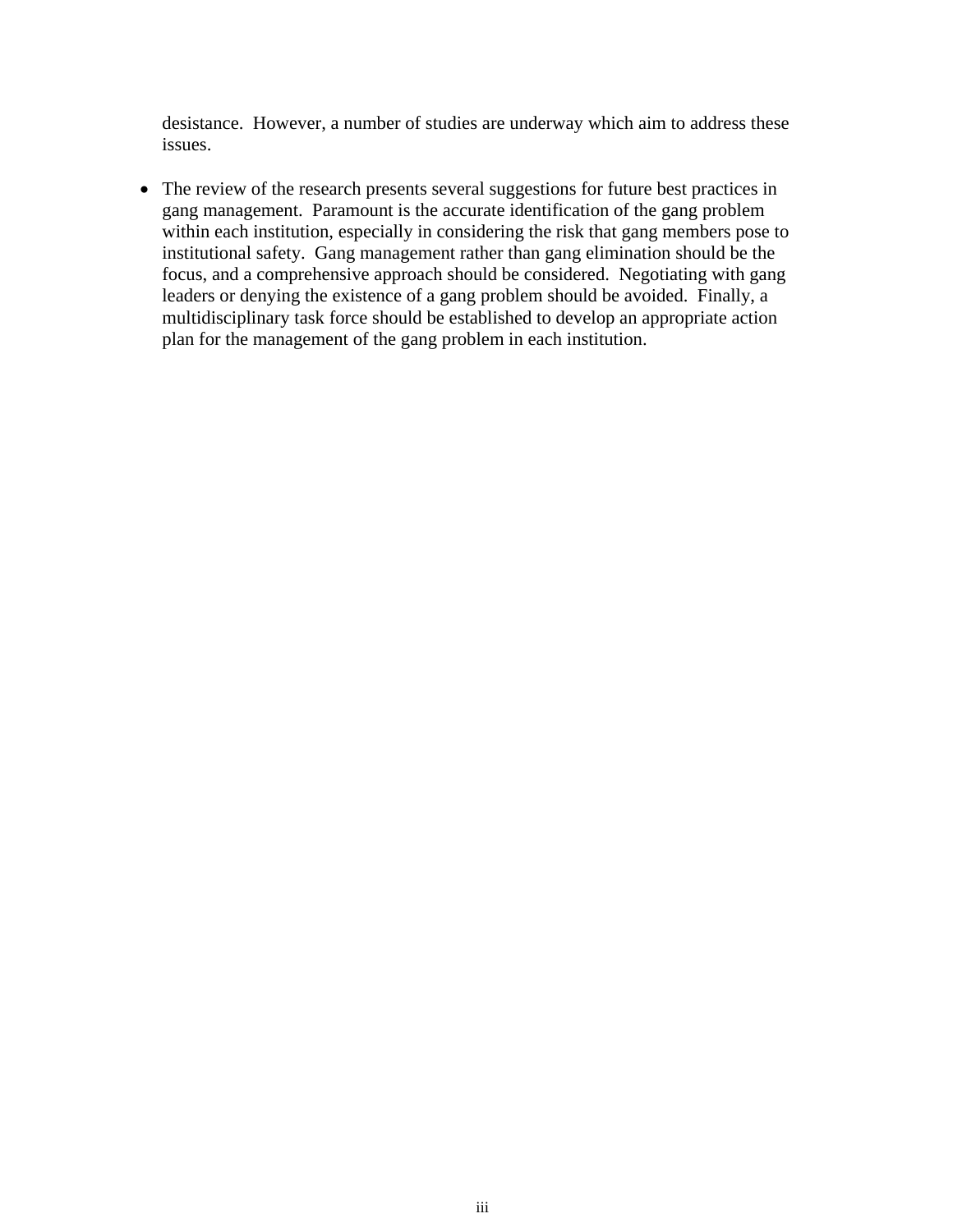desistance. However, a number of studies are underway which aim to address these issues.

- The review of the research presents several suggestions for future best practices in gang management. Paramount is the accurate identification of the gang problem within each institution, especially in considering the risk that gang members pose to institutional safety. Gang management rather than gang elimination should be the focus, and a comprehensive approach should be considered. Negotiating with gang leaders or denying the existence of a gang problem should be avoided. Finally, a multidisciplinary task force should be established to develop an appropriate action plan for the management of the gang problem in each institution.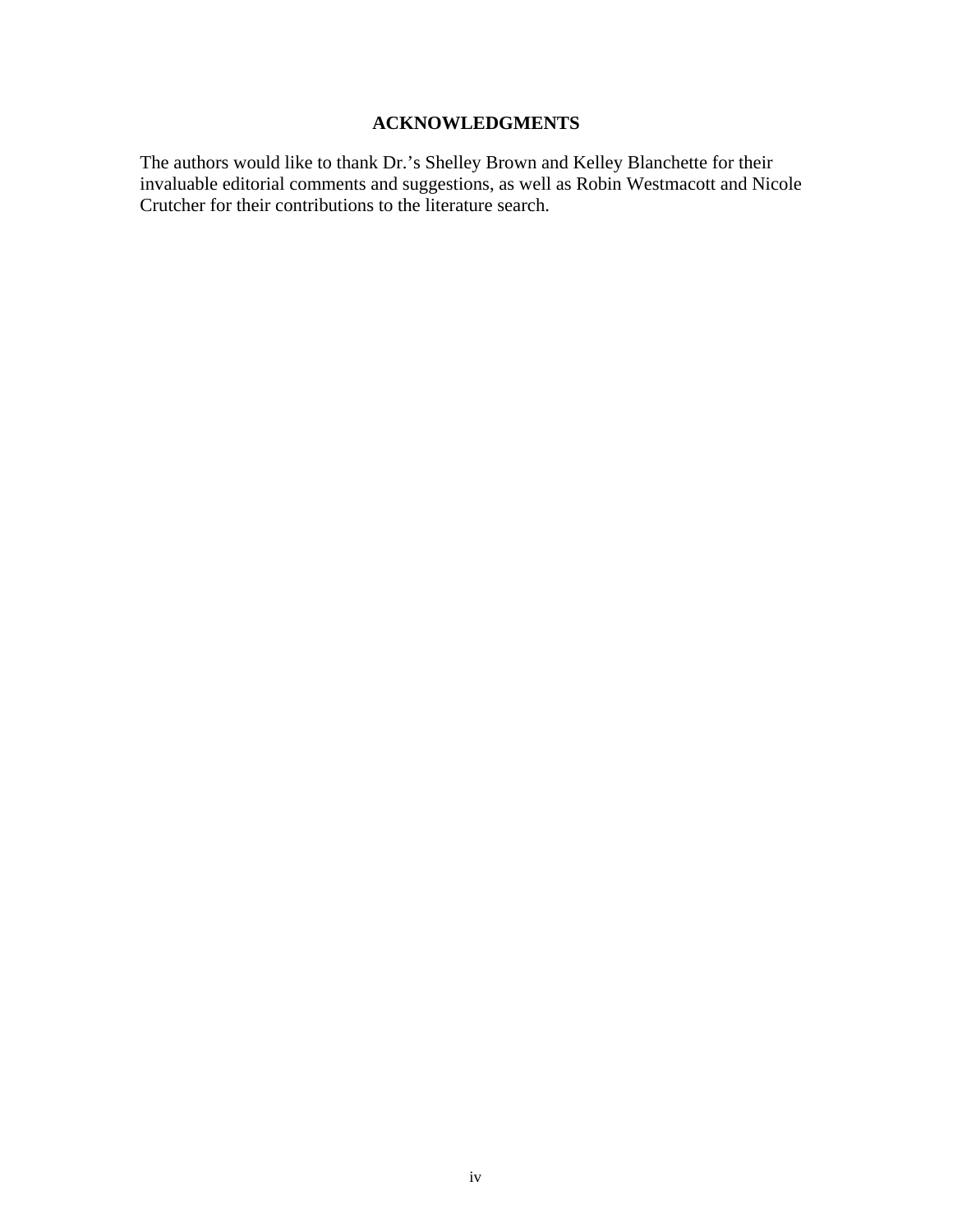## ACKNOWLEDGMENTS

The authors would like to thank Dr.'s Shelley Brown and Kelley Blanchette for their invaluable editorial comments and suggestions, as well as Robin Westmacott and Nicole Crutcher for their contributions to the literature search.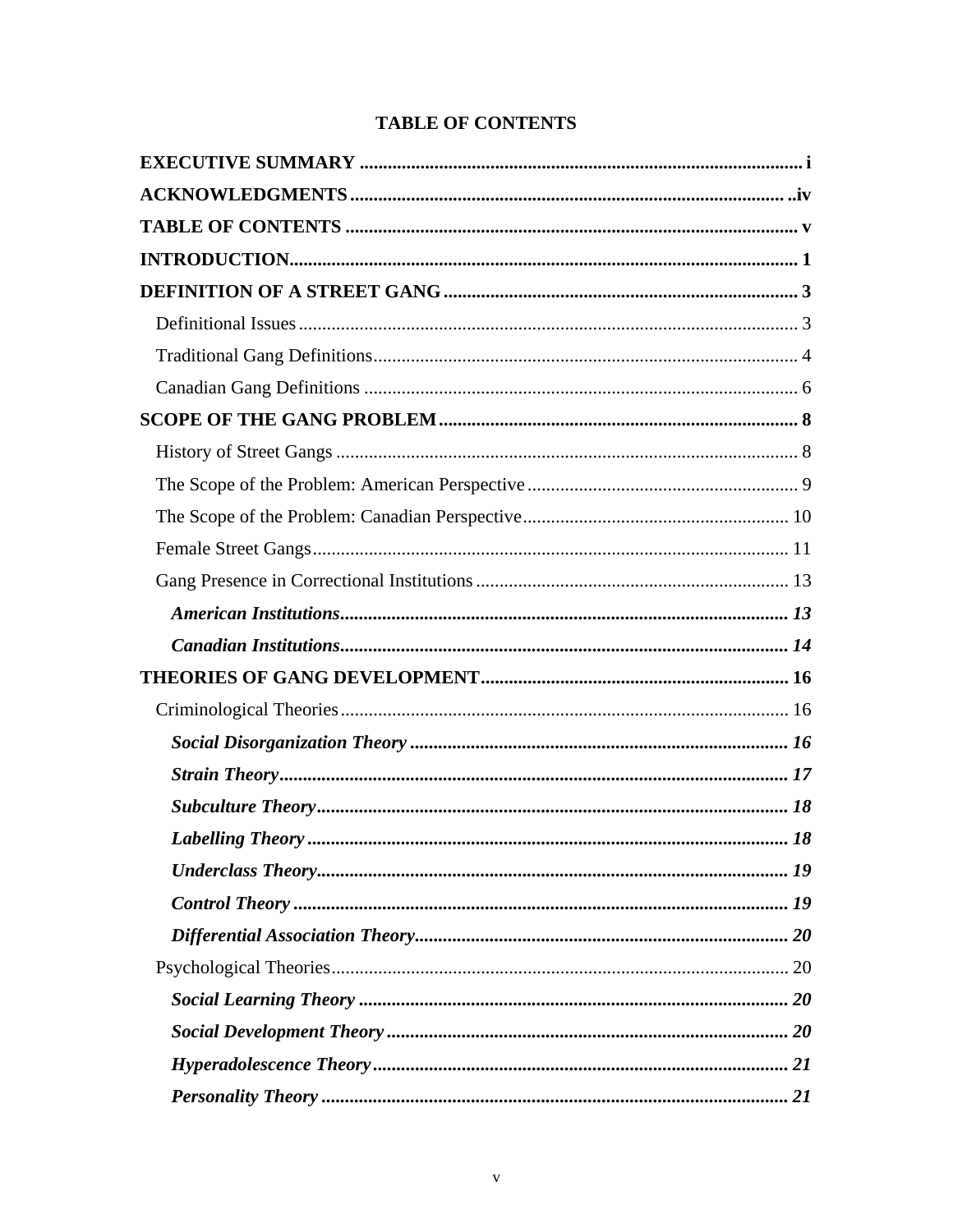# TABLE OF CONTENTS

**EXECUTIVE SUMMARY** ................................................................................. i

**ACKNOWLEDGMENTS** ............................................................................... ..iv

**TABLE OF CONTENTS** ................................................................................. v

**INTRODUCTION** ........................................................................................ 1

**DEFINITION OF A STREET GANG** ................................................................... 3

- Definitional Issues ........................................................................................ 3
- Traditional Gang Definitions ........................................................................ 4
- Canadian Gang Definitions ........................................................................... 6

**SCOPE OF THE GANG PROBLEM** .................................................................... 8

- History of Street Gangs ................................................................................. 8
- The Scope of the Problem: American Perspective ........................................ 9
- The Scope of the Problem: Canadian Perspective ........................................ 10
- Female Street Gangs .................................................................................... 11
- Gang Presence in Correctional Institutions .................................................. 13
  - ***American Institutions*** ........................................................................... 13
  - ***Canadian Institutions*** ........................................................................... 14

**THEORIES OF GANG DEVELOPMENT** ............................................................ 16

- Criminological Theories .............................................................................. 16
  - ***Social Disorganization Theory*** ............................................................. 16
  - ***Strain Theory*** ........................................................................................ 17
  - ***Subculture Theory*** ................................................................................. 18
  - ***Labelling Theory*** ................................................................................... 18
  - ***Underclass Theory*** ................................................................................. 19
  - ***Control Theory*** ...................................................................................... 19
  - ***Differential Association Theory*** ........................................................... 20
- Psychological Theories ................................................................................ 20
  - ***Social Learning Theory*** ......................................................................... 20
  - ***Social Development Theory*** .................................................................. 20
  - ***Hyperadolescence Theory*** .................................................................... 21
  - ***Personality Theory*** ................................................................................ 21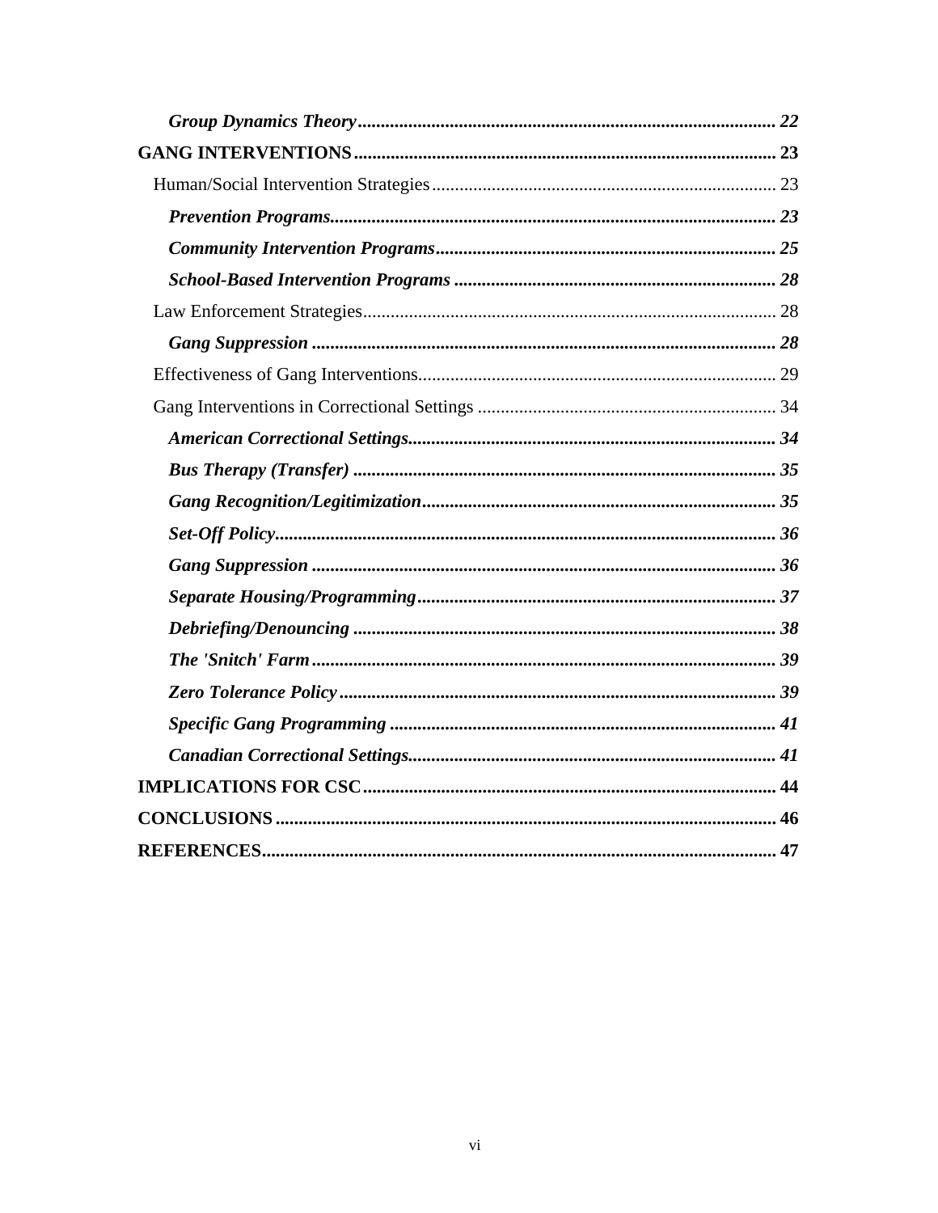***Group Dynamics Theory*** .......... 22

**GANG INTERVENTIONS** .......... 23

Human/Social Intervention Strategies .......... 23

***Prevention Programs*** .......... 23

***Community Intervention Programs*** .......... 25

***School-Based Intervention Programs*** .......... 28

Law Enforcement Strategies .......... 28

***Gang Suppression*** .......... 28

Effectiveness of Gang Interventions .......... 29

Gang Interventions in Correctional Settings .......... 34

***American Correctional Settings*** .......... 34

***Bus Therapy (Transfer)*** .......... 35

***Gang Recognition/Legitimization*** .......... 35

***Set-Off Policy*** .......... 36

***Gang Suppression*** .......... 36

***Separate Housing/Programming*** .......... 37

***Debriefing/Denouncing*** .......... 38

***The 'Snitch' Farm*** .......... 39

***Zero Tolerance Policy*** .......... 39

***Specific Gang Programming*** .......... 41

***Canadian Correctional Settings*** .......... 41

**IMPLICATIONS FOR CSC** .......... 44

**CONCLUSIONS** .......... 46

**REFERENCES** .......... 47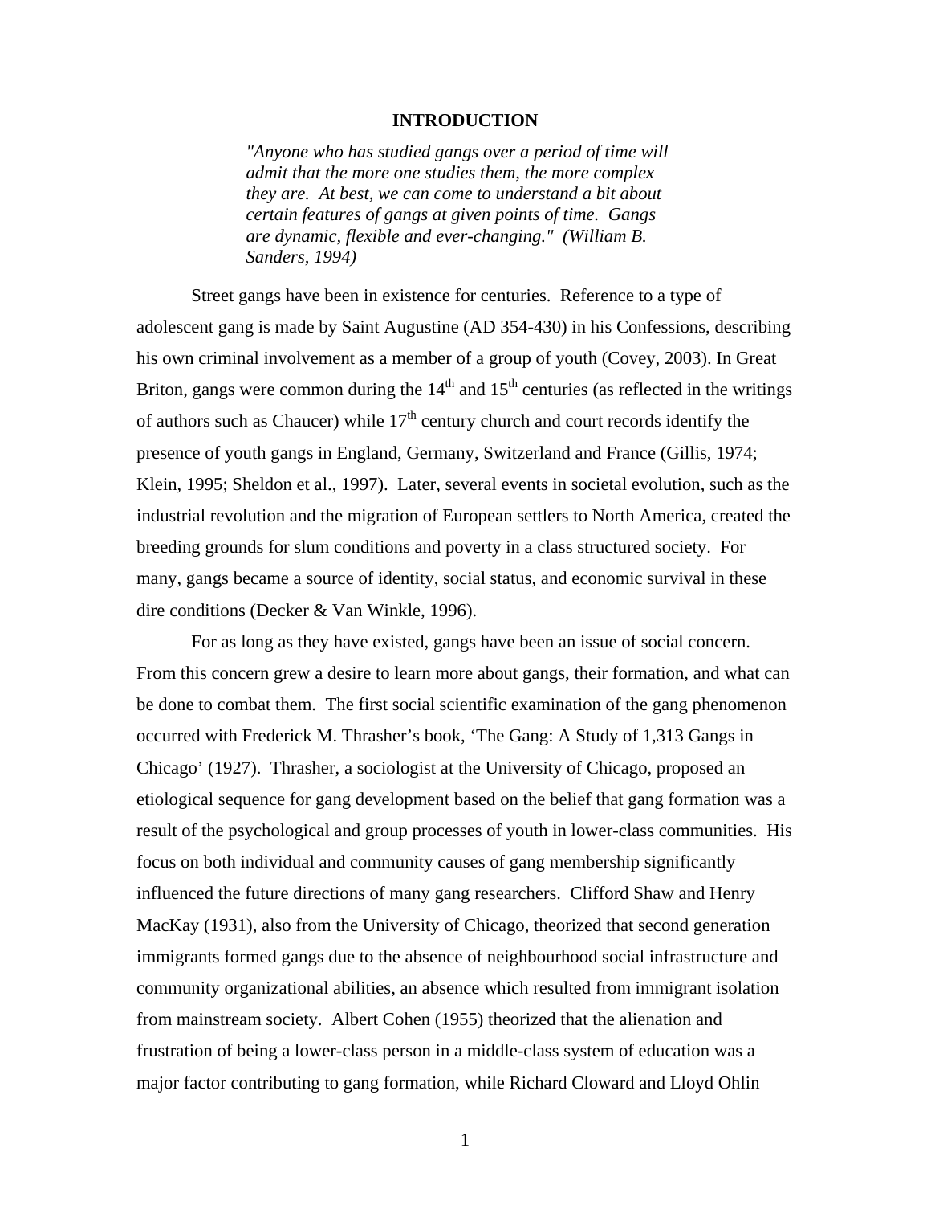# INTRODUCTION

> *"Anyone who has studied gangs over a period of time will admit that the more one studies them, the more complex they are. At best, we can come to understand a bit about certain features of gangs at given points of time. Gangs are dynamic, flexible and ever-changing." (William B. Sanders, 1994)*

Street gangs have been in existence for centuries. Reference to a type of adolescent gang is made by Saint Augustine (AD 354-430) in his Confessions, describing his own criminal involvement as a member of a group of youth (Covey, 2003). In Great Briton, gangs were common during the 14th and 15th centuries (as reflected in the writings of authors such as Chaucer) while 17th century church and court records identify the presence of youth gangs in England, Germany, Switzerland and France (Gillis, 1974; Klein, 1995; Sheldon et al., 1997). Later, several events in societal evolution, such as the industrial revolution and the migration of European settlers to North America, created the breeding grounds for slum conditions and poverty in a class structured society. For many, gangs became a source of identity, social status, and economic survival in these dire conditions (Decker & Van Winkle, 1996).

For as long as they have existed, gangs have been an issue of social concern. From this concern grew a desire to learn more about gangs, their formation, and what can be done to combat them. The first social scientific examination of the gang phenomenon occurred with Frederick M. Thrasher's book, 'The Gang: A Study of 1,313 Gangs in Chicago' (1927). Thrasher, a sociologist at the University of Chicago, proposed an etiological sequence for gang development based on the belief that gang formation was a result of the psychological and group processes of youth in lower-class communities. His focus on both individual and community causes of gang membership significantly influenced the future directions of many gang researchers. Clifford Shaw and Henry MacKay (1931), also from the University of Chicago, theorized that second generation immigrants formed gangs due to the absence of neighbourhood social infrastructure and community organizational abilities, an absence which resulted from immigrant isolation from mainstream society. Albert Cohen (1955) theorized that the alienation and frustration of being a lower-class person in a middle-class system of education was a major factor contributing to gang formation, while Richard Cloward and Lloyd Ohlin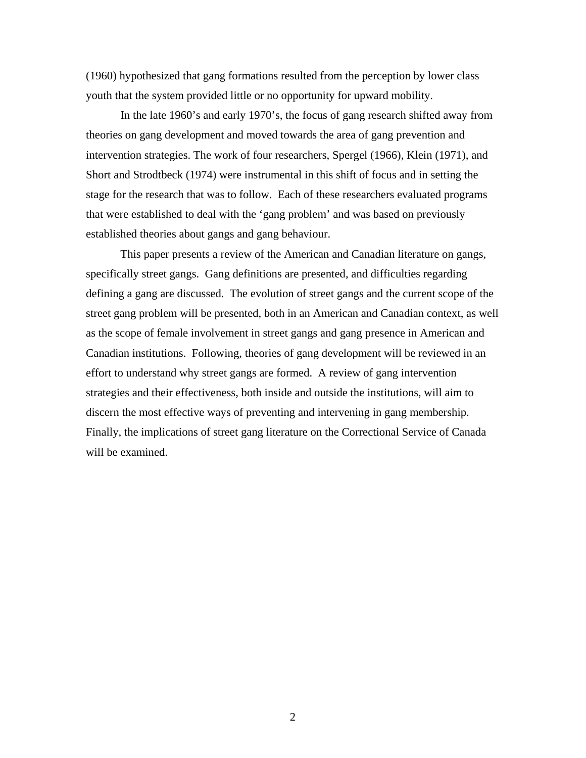(1960) hypothesized that gang formations resulted from the perception by lower class youth that the system provided little or no opportunity for upward mobility.

In the late 1960's and early 1970's, the focus of gang research shifted away from theories on gang development and moved towards the area of gang prevention and intervention strategies. The work of four researchers, Spergel (1966), Klein (1971), and Short and Strodtbeck (1974) were instrumental in this shift of focus and in setting the stage for the research that was to follow. Each of these researchers evaluated programs that were established to deal with the 'gang problem' and was based on previously established theories about gangs and gang behaviour.

This paper presents a review of the American and Canadian literature on gangs, specifically street gangs. Gang definitions are presented, and difficulties regarding defining a gang are discussed. The evolution of street gangs and the current scope of the street gang problem will be presented, both in an American and Canadian context, as well as the scope of female involvement in street gangs and gang presence in American and Canadian institutions. Following, theories of gang development will be reviewed in an effort to understand why street gangs are formed. A review of gang intervention strategies and their effectiveness, both inside and outside the institutions, will aim to discern the most effective ways of preventing and intervening in gang membership. Finally, the implications of street gang literature on the Correctional Service of Canada will be examined.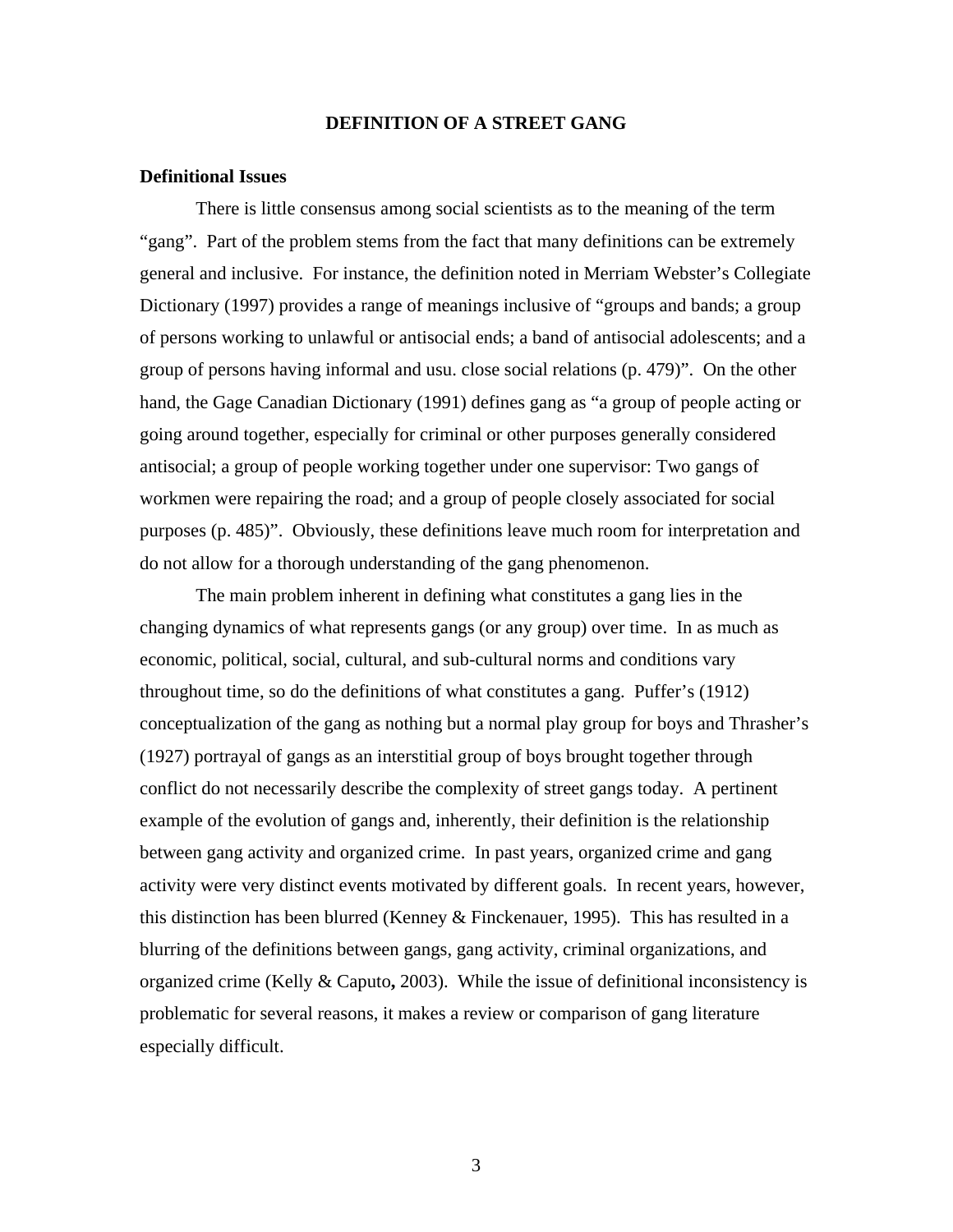# DEFINITION OF A STREET GANG

## Definitional Issues

There is little consensus among social scientists as to the meaning of the term "gang". Part of the problem stems from the fact that many definitions can be extremely general and inclusive. For instance, the definition noted in Merriam Webster's Collegiate Dictionary (1997) provides a range of meanings inclusive of "groups and bands; a group of persons working to unlawful or antisocial ends; a band of antisocial adolescents; and a group of persons having informal and usu. close social relations (p. 479)". On the other hand, the Gage Canadian Dictionary (1991) defines gang as "a group of people acting or going around together, especially for criminal or other purposes generally considered antisocial; a group of people working together under one supervisor: Two gangs of workmen were repairing the road; and a group of people closely associated for social purposes (p. 485)". Obviously, these definitions leave much room for interpretation and do not allow for a thorough understanding of the gang phenomenon.

The main problem inherent in defining what constitutes a gang lies in the changing dynamics of what represents gangs (or any group) over time. In as much as economic, political, social, cultural, and sub-cultural norms and conditions vary throughout time, so do the definitions of what constitutes a gang. Puffer's (1912) conceptualization of the gang as nothing but a normal play group for boys and Thrasher's (1927) portrayal of gangs as an interstitial group of boys brought together through conflict do not necessarily describe the complexity of street gangs today. A pertinent example of the evolution of gangs and, inherently, their definition is the relationship between gang activity and organized crime. In past years, organized crime and gang activity were very distinct events motivated by different goals. In recent years, however, this distinction has been blurred (Kenney & Finckenauer, 1995). This has resulted in a blurring of the definitions between gangs, gang activity, criminal organizations, and organized crime (Kelly & Caputo**,** 2003). While the issue of definitional inconsistency is problematic for several reasons, it makes a review or comparison of gang literature especially difficult.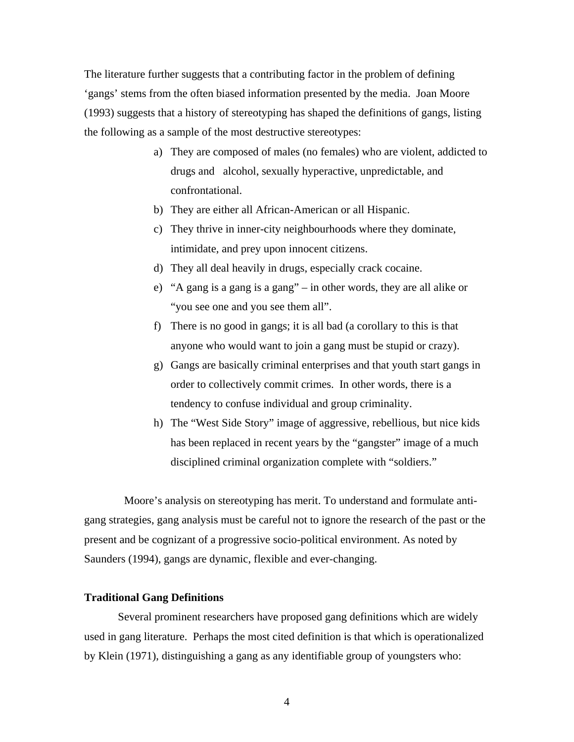The literature further suggests that a contributing factor in the problem of defining 'gangs' stems from the often biased information presented by the media. Joan Moore (1993) suggests that a history of stereotyping has shaped the definitions of gangs, listing the following as a sample of the most destructive stereotypes:

a) They are composed of males (no females) who are violent, addicted to drugs and alcohol, sexually hyperactive, unpredictable, and confrontational.
b) They are either all African-American or all Hispanic.
c) They thrive in inner-city neighbourhoods where they dominate, intimidate, and prey upon innocent citizens.
d) They all deal heavily in drugs, especially crack cocaine.
e) "A gang is a gang is a gang" – in other words, they are all alike or "you see one and you see them all".
f) There is no good in gangs; it is all bad (a corollary to this is that anyone who would want to join a gang must be stupid or crazy).
g) Gangs are basically criminal enterprises and that youth start gangs in order to collectively commit crimes. In other words, there is a tendency to confuse individual and group criminality.
h) The "West Side Story" image of aggressive, rebellious, but nice kids has been replaced in recent years by the "gangster" image of a much disciplined criminal organization complete with "soldiers."

Moore's analysis on stereotyping has merit. To understand and formulate anti-gang strategies, gang analysis must be careful not to ignore the research of the past or the present and be cognizant of a progressive socio-political environment. As noted by Saunders (1994), gangs are dynamic, flexible and ever-changing.

**Traditional Gang Definitions**

Several prominent researchers have proposed gang definitions which are widely used in gang literature. Perhaps the most cited definition is that which is operationalized by Klein (1971), distinguishing a gang as any identifiable group of youngsters who: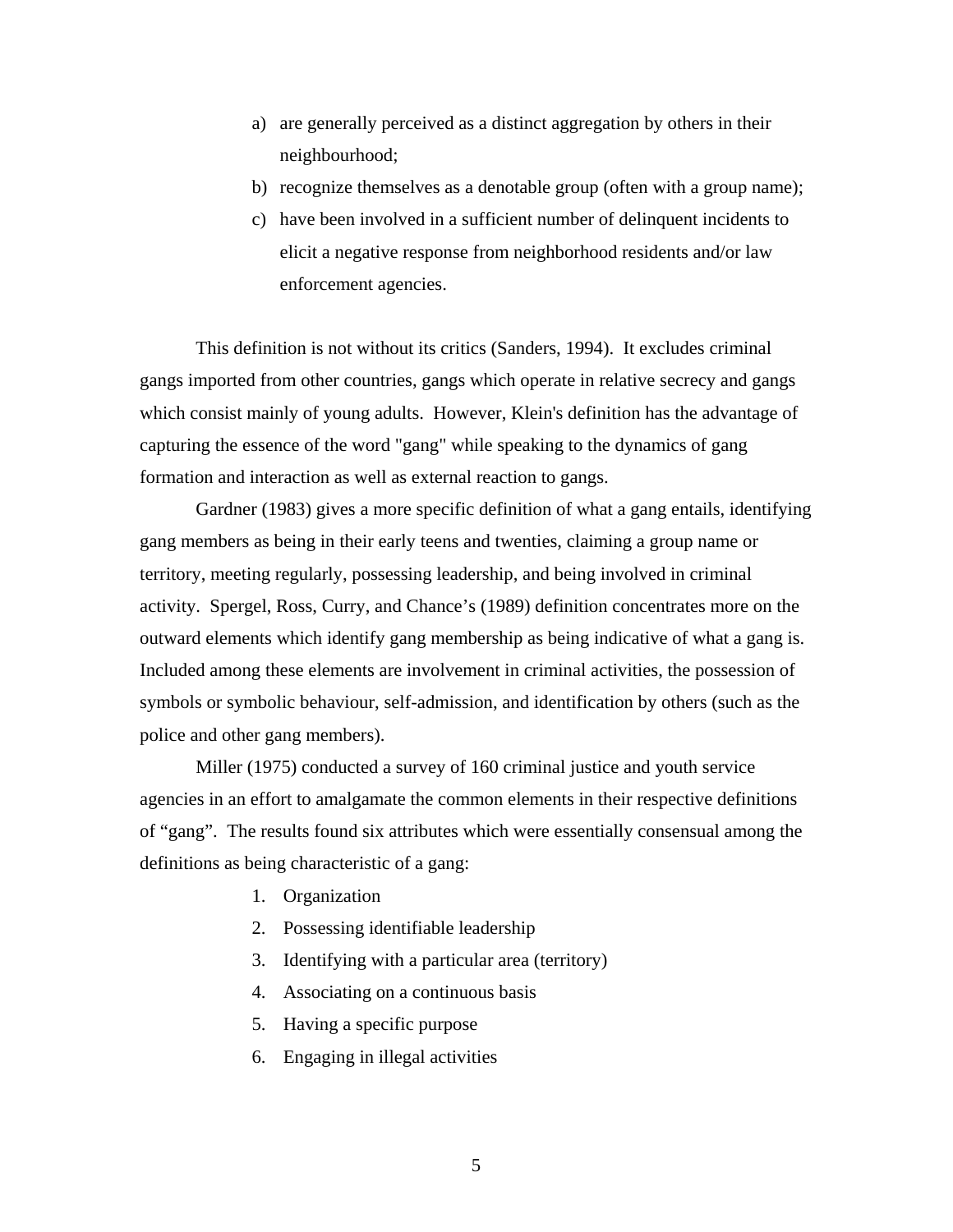a) are generally perceived as a distinct aggregation by others in their neighbourhood;
b) recognize themselves as a denotable group (often with a group name);
c) have been involved in a sufficient number of delinquent incidents to elicit a negative response from neighborhood residents and/or law enforcement agencies.

This definition is not without its critics (Sanders, 1994). It excludes criminal gangs imported from other countries, gangs which operate in relative secrecy and gangs which consist mainly of young adults. However, Klein's definition has the advantage of capturing the essence of the word "gang" while speaking to the dynamics of gang formation and interaction as well as external reaction to gangs.

Gardner (1983) gives a more specific definition of what a gang entails, identifying gang members as being in their early teens and twenties, claiming a group name or territory, meeting regularly, possessing leadership, and being involved in criminal activity. Spergel, Ross, Curry, and Chance's (1989) definition concentrates more on the outward elements which identify gang membership as being indicative of what a gang is. Included among these elements are involvement in criminal activities, the possession of symbols or symbolic behaviour, self-admission, and identification by others (such as the police and other gang members).

Miller (1975) conducted a survey of 160 criminal justice and youth service agencies in an effort to amalgamate the common elements in their respective definitions of "gang". The results found six attributes which were essentially consensual among the definitions as being characteristic of a gang:

1. Organization
2. Possessing identifiable leadership
3. Identifying with a particular area (territory)
4. Associating on a continuous basis
5. Having a specific purpose
6. Engaging in illegal activities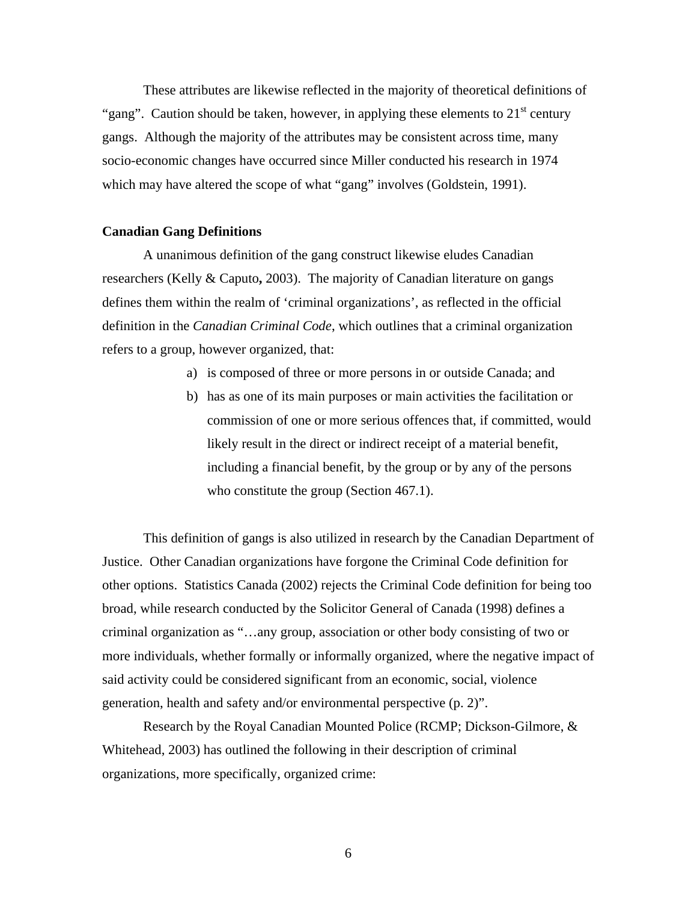These attributes are likewise reflected in the majority of theoretical definitions of "gang". Caution should be taken, however, in applying these elements to 21st century gangs. Although the majority of the attributes may be consistent across time, many socio-economic changes have occurred since Miller conducted his research in 1974 which may have altered the scope of what "gang" involves (Goldstein, 1991).

**Canadian Gang Definitions**

A unanimous definition of the gang construct likewise eludes Canadian researchers (Kelly & Caputo**,** 2003). The majority of Canadian literature on gangs defines them within the realm of 'criminal organizations', as reflected in the official definition in the *Canadian Criminal Code*, which outlines that a criminal organization refers to a group, however organized, that:

> a) is composed of three or more persons in or outside Canada; and
>
> b) has as one of its main purposes or main activities the facilitation or commission of one or more serious offences that, if committed, would likely result in the direct or indirect receipt of a material benefit, including a financial benefit, by the group or by any of the persons who constitute the group (Section 467.1).

This definition of gangs is also utilized in research by the Canadian Department of Justice. Other Canadian organizations have forgone the Criminal Code definition for other options. Statistics Canada (2002) rejects the Criminal Code definition for being too broad, while research conducted by the Solicitor General of Canada (1998) defines a criminal organization as "…any group, association or other body consisting of two or more individuals, whether formally or informally organized, where the negative impact of said activity could be considered significant from an economic, social, violence generation, health and safety and/or environmental perspective (p. 2)".

Research by the Royal Canadian Mounted Police (RCMP; Dickson-Gilmore, & Whitehead, 2003) has outlined the following in their description of criminal organizations, more specifically, organized crime: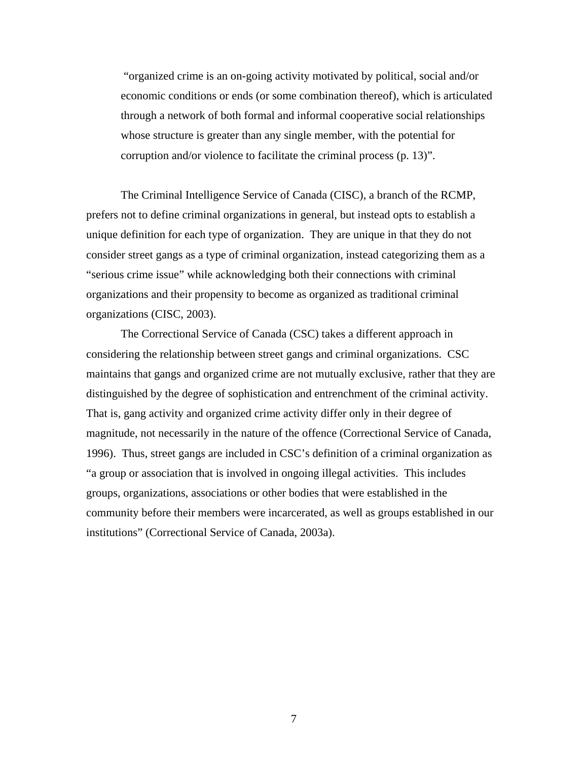> "organized crime is an on-going activity motivated by political, social and/or economic conditions or ends (or some combination thereof), which is articulated through a network of both formal and informal cooperative social relationships whose structure is greater than any single member, with the potential for corruption and/or violence to facilitate the criminal process (p. 13)".

The Criminal Intelligence Service of Canada (CISC), a branch of the RCMP, prefers not to define criminal organizations in general, but instead opts to establish a unique definition for each type of organization. They are unique in that they do not consider street gangs as a type of criminal organization, instead categorizing them as a "serious crime issue" while acknowledging both their connections with criminal organizations and their propensity to become as organized as traditional criminal organizations (CISC, 2003).

The Correctional Service of Canada (CSC) takes a different approach in considering the relationship between street gangs and criminal organizations. CSC maintains that gangs and organized crime are not mutually exclusive, rather that they are distinguished by the degree of sophistication and entrenchment of the criminal activity. That is, gang activity and organized crime activity differ only in their degree of magnitude, not necessarily in the nature of the offence (Correctional Service of Canada, 1996). Thus, street gangs are included in CSC's definition of a criminal organization as "a group or association that is involved in ongoing illegal activities. This includes groups, organizations, associations or other bodies that were established in the community before their members were incarcerated, as well as groups established in our institutions" (Correctional Service of Canada, 2003a).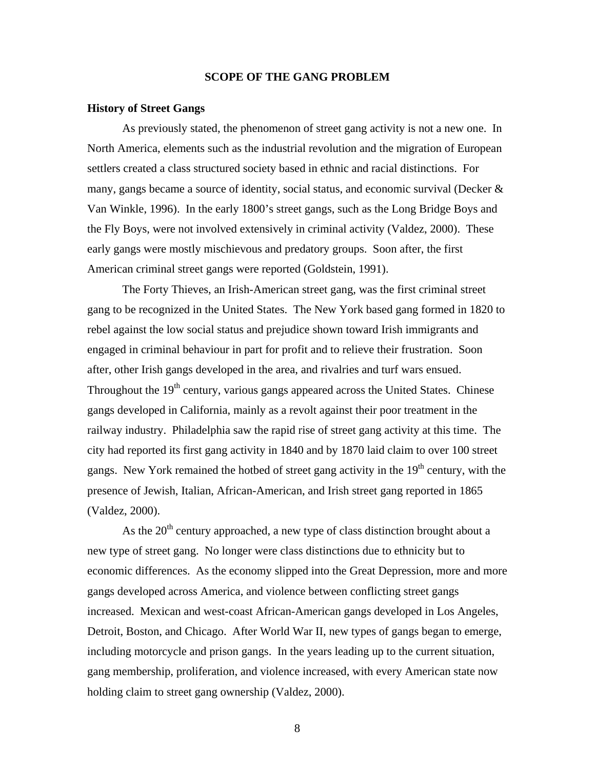## SCOPE OF THE GANG PROBLEM

### History of Street Gangs

As previously stated, the phenomenon of street gang activity is not a new one. In North America, elements such as the industrial revolution and the migration of European settlers created a class structured society based in ethnic and racial distinctions. For many, gangs became a source of identity, social status, and economic survival (Decker & Van Winkle, 1996). In the early 1800's street gangs, such as the Long Bridge Boys and the Fly Boys, were not involved extensively in criminal activity (Valdez, 2000). These early gangs were mostly mischievous and predatory groups. Soon after, the first American criminal street gangs were reported (Goldstein, 1991).

The Forty Thieves, an Irish-American street gang, was the first criminal street gang to be recognized in the United States. The New York based gang formed in 1820 to rebel against the low social status and prejudice shown toward Irish immigrants and engaged in criminal behaviour in part for profit and to relieve their frustration. Soon after, other Irish gangs developed in the area, and rivalries and turf wars ensued. Throughout the 19th century, various gangs appeared across the United States. Chinese gangs developed in California, mainly as a revolt against their poor treatment in the railway industry. Philadelphia saw the rapid rise of street gang activity at this time. The city had reported its first gang activity in 1840 and by 1870 laid claim to over 100 street gangs. New York remained the hotbed of street gang activity in the 19th century, with the presence of Jewish, Italian, African-American, and Irish street gang reported in 1865 (Valdez, 2000).

As the 20th century approached, a new type of class distinction brought about a new type of street gang. No longer were class distinctions due to ethnicity but to economic differences. As the economy slipped into the Great Depression, more and more gangs developed across America, and violence between conflicting street gangs increased. Mexican and west-coast African-American gangs developed in Los Angeles, Detroit, Boston, and Chicago. After World War II, new types of gangs began to emerge, including motorcycle and prison gangs. In the years leading up to the current situation, gang membership, proliferation, and violence increased, with every American state now holding claim to street gang ownership (Valdez, 2000).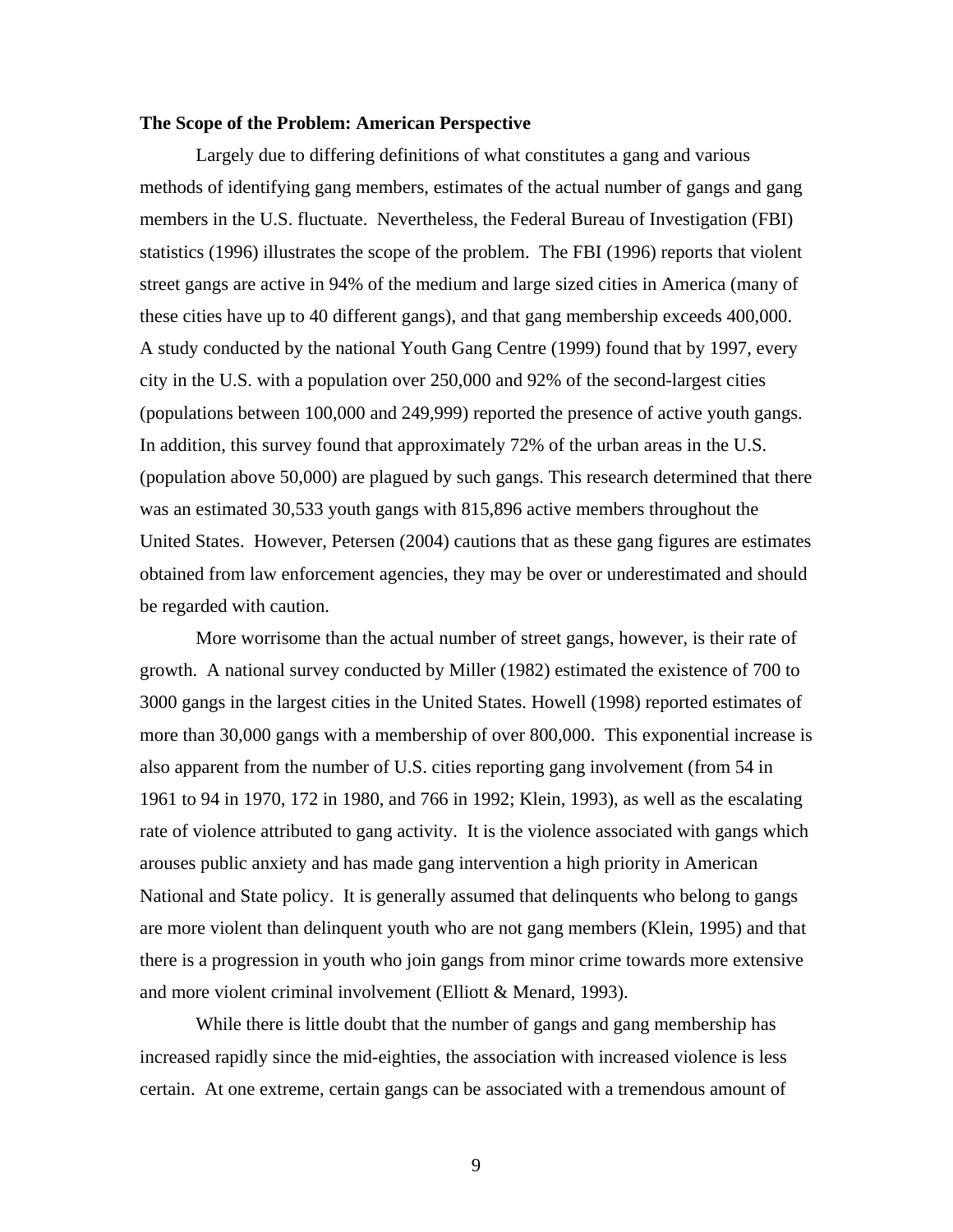**The Scope of the Problem: American Perspective**

Largely due to differing definitions of what constitutes a gang and various methods of identifying gang members, estimates of the actual number of gangs and gang members in the U.S. fluctuate. Nevertheless, the Federal Bureau of Investigation (FBI) statistics (1996) illustrates the scope of the problem. The FBI (1996) reports that violent street gangs are active in 94% of the medium and large sized cities in America (many of these cities have up to 40 different gangs), and that gang membership exceeds 400,000. A study conducted by the national Youth Gang Centre (1999) found that by 1997, every city in the U.S. with a population over 250,000 and 92% of the second-largest cities (populations between 100,000 and 249,999) reported the presence of active youth gangs. In addition, this survey found that approximately 72% of the urban areas in the U.S. (population above 50,000) are plagued by such gangs. This research determined that there was an estimated 30,533 youth gangs with 815,896 active members throughout the United States. However, Petersen (2004) cautions that as these gang figures are estimates obtained from law enforcement agencies, they may be over or underestimated and should be regarded with caution.

More worrisome than the actual number of street gangs, however, is their rate of growth. A national survey conducted by Miller (1982) estimated the existence of 700 to 3000 gangs in the largest cities in the United States. Howell (1998) reported estimates of more than 30,000 gangs with a membership of over 800,000. This exponential increase is also apparent from the number of U.S. cities reporting gang involvement (from 54 in 1961 to 94 in 1970, 172 in 1980, and 766 in 1992; Klein, 1993), as well as the escalating rate of violence attributed to gang activity. It is the violence associated with gangs which arouses public anxiety and has made gang intervention a high priority in American National and State policy. It is generally assumed that delinquents who belong to gangs are more violent than delinquent youth who are not gang members (Klein, 1995) and that there is a progression in youth who join gangs from minor crime towards more extensive and more violent criminal involvement (Elliott & Menard, 1993).

While there is little doubt that the number of gangs and gang membership has increased rapidly since the mid-eighties, the association with increased violence is less certain. At one extreme, certain gangs can be associated with a tremendous amount of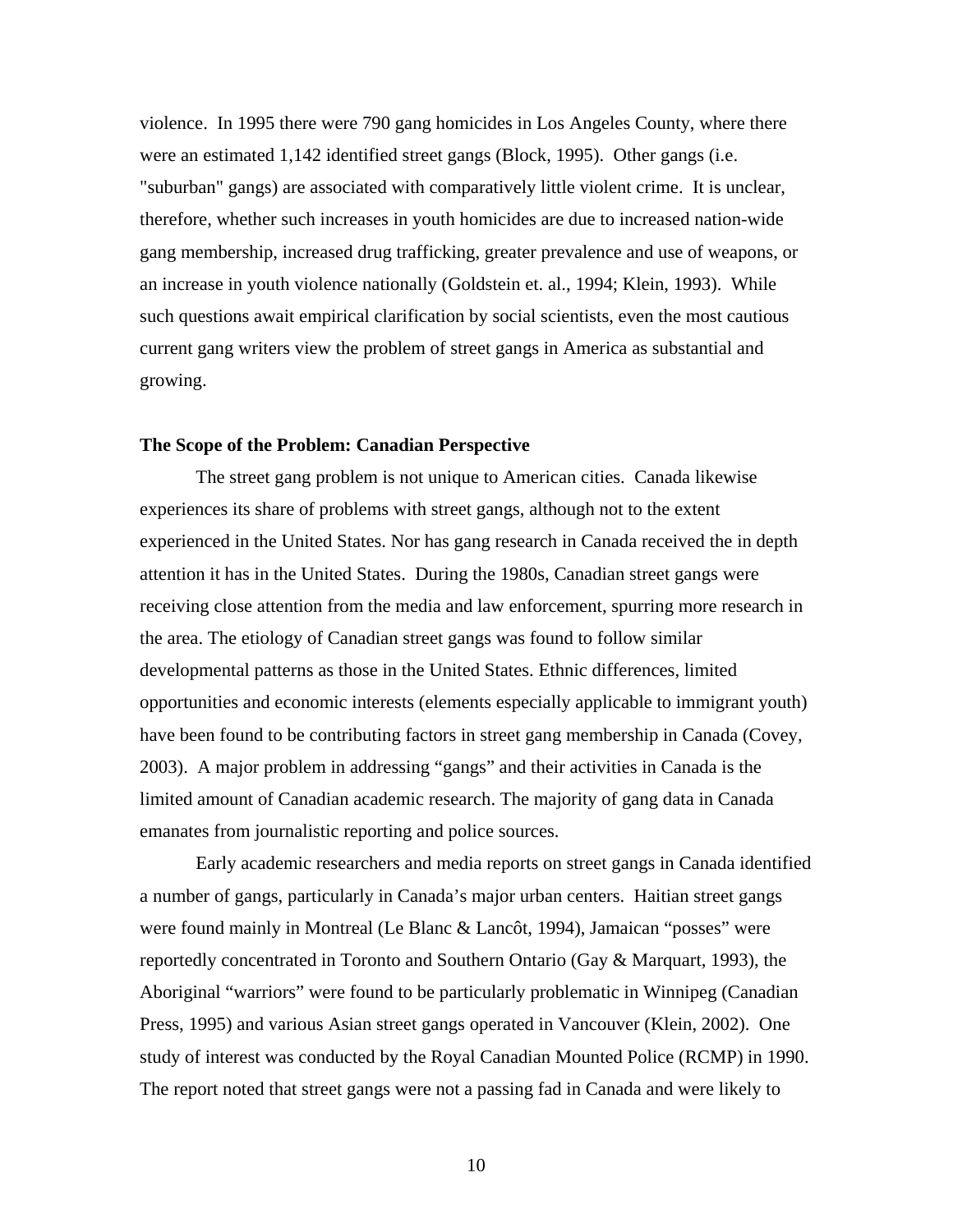violence. In 1995 there were 790 gang homicides in Los Angeles County, where there were an estimated 1,142 identified street gangs (Block, 1995). Other gangs (i.e. "suburban" gangs) are associated with comparatively little violent crime. It is unclear, therefore, whether such increases in youth homicides are due to increased nation-wide gang membership, increased drug trafficking, greater prevalence and use of weapons, or an increase in youth violence nationally (Goldstein et. al., 1994; Klein, 1993). While such questions await empirical clarification by social scientists, even the most cautious current gang writers view the problem of street gangs in America as substantial and growing.

**The Scope of the Problem: Canadian Perspective**

The street gang problem is not unique to American cities. Canada likewise experiences its share of problems with street gangs, although not to the extent experienced in the United States. Nor has gang research in Canada received the in depth attention it has in the United States. During the 1980s, Canadian street gangs were receiving close attention from the media and law enforcement, spurring more research in the area. The etiology of Canadian street gangs was found to follow similar developmental patterns as those in the United States. Ethnic differences, limited opportunities and economic interests (elements especially applicable to immigrant youth) have been found to be contributing factors in street gang membership in Canada (Covey, 2003). A major problem in addressing "gangs" and their activities in Canada is the limited amount of Canadian academic research. The majority of gang data in Canada emanates from journalistic reporting and police sources.

Early academic researchers and media reports on street gangs in Canada identified a number of gangs, particularly in Canada's major urban centers. Haitian street gangs were found mainly in Montreal (Le Blanc & Lancôt, 1994), Jamaican "posses" were reportedly concentrated in Toronto and Southern Ontario (Gay & Marquart, 1993), the Aboriginal "warriors" were found to be particularly problematic in Winnipeg (Canadian Press, 1995) and various Asian street gangs operated in Vancouver (Klein, 2002). One study of interest was conducted by the Royal Canadian Mounted Police (RCMP) in 1990. The report noted that street gangs were not a passing fad in Canada and were likely to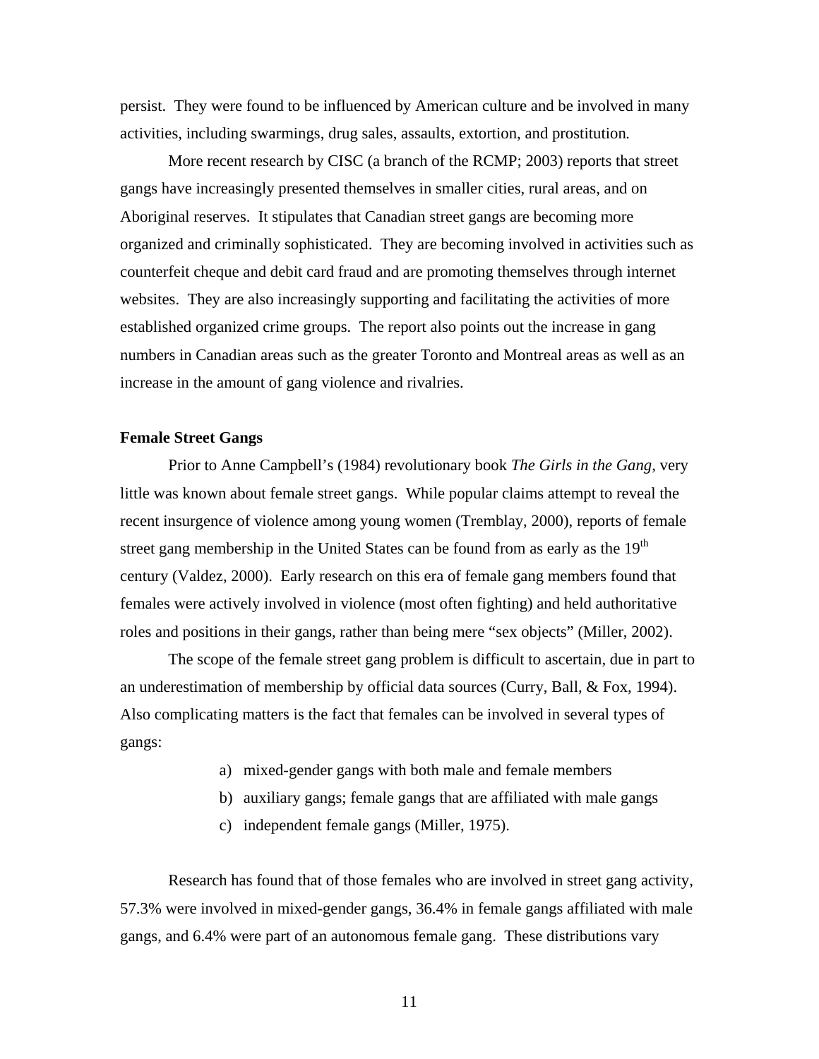persist. They were found to be influenced by American culture and be involved in many activities, including swarmings, drug sales, assaults, extortion, and prostitution.

More recent research by CISC (a branch of the RCMP; 2003) reports that street gangs have increasingly presented themselves in smaller cities, rural areas, and on Aboriginal reserves. It stipulates that Canadian street gangs are becoming more organized and criminally sophisticated. They are becoming involved in activities such as counterfeit cheque and debit card fraud and are promoting themselves through internet websites. They are also increasingly supporting and facilitating the activities of more established organized crime groups. The report also points out the increase in gang numbers in Canadian areas such as the greater Toronto and Montreal areas as well as an increase in the amount of gang violence and rivalries.

**Female Street Gangs**

Prior to Anne Campbell's (1984) revolutionary book *The Girls in the Gang*, very little was known about female street gangs. While popular claims attempt to reveal the recent insurgence of violence among young women (Tremblay, 2000), reports of female street gang membership in the United States can be found from as early as the 19th century (Valdez, 2000). Early research on this era of female gang members found that females were actively involved in violence (most often fighting) and held authoritative roles and positions in their gangs, rather than being mere "sex objects" (Miller, 2002).

The scope of the female street gang problem is difficult to ascertain, due in part to an underestimation of membership by official data sources (Curry, Ball, & Fox, 1994). Also complicating matters is the fact that females can be involved in several types of gangs:

a) mixed-gender gangs with both male and female members
b) auxiliary gangs; female gangs that are affiliated with male gangs
c) independent female gangs (Miller, 1975).

Research has found that of those females who are involved in street gang activity, 57.3% were involved in mixed-gender gangs, 36.4% in female gangs affiliated with male gangs, and 6.4% were part of an autonomous female gang. These distributions vary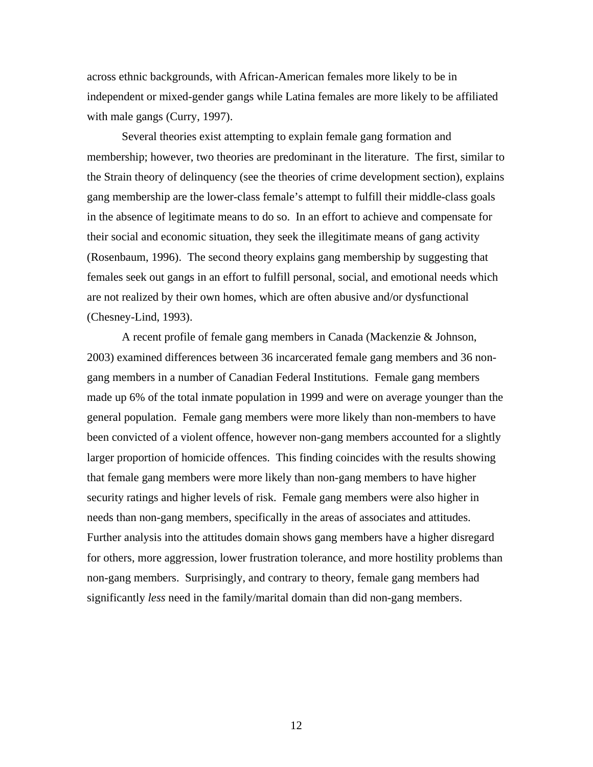across ethnic backgrounds, with African-American females more likely to be in independent or mixed-gender gangs while Latina females are more likely to be affiliated with male gangs (Curry, 1997).

Several theories exist attempting to explain female gang formation and membership; however, two theories are predominant in the literature. The first, similar to the Strain theory of delinquency (see the theories of crime development section), explains gang membership are the lower-class female's attempt to fulfill their middle-class goals in the absence of legitimate means to do so. In an effort to achieve and compensate for their social and economic situation, they seek the illegitimate means of gang activity (Rosenbaum, 1996). The second theory explains gang membership by suggesting that females seek out gangs in an effort to fulfill personal, social, and emotional needs which are not realized by their own homes, which are often abusive and/or dysfunctional (Chesney-Lind, 1993).

A recent profile of female gang members in Canada (Mackenzie & Johnson, 2003) examined differences between 36 incarcerated female gang members and 36 non-gang members in a number of Canadian Federal Institutions. Female gang members made up 6% of the total inmate population in 1999 and were on average younger than the general population. Female gang members were more likely than non-members to have been convicted of a violent offence, however non-gang members accounted for a slightly larger proportion of homicide offences. This finding coincides with the results showing that female gang members were more likely than non-gang members to have higher security ratings and higher levels of risk. Female gang members were also higher in needs than non-gang members, specifically in the areas of associates and attitudes. Further analysis into the attitudes domain shows gang members have a higher disregard for others, more aggression, lower frustration tolerance, and more hostility problems than non-gang members. Surprisingly, and contrary to theory, female gang members had significantly *less* need in the family/marital domain than did non-gang members.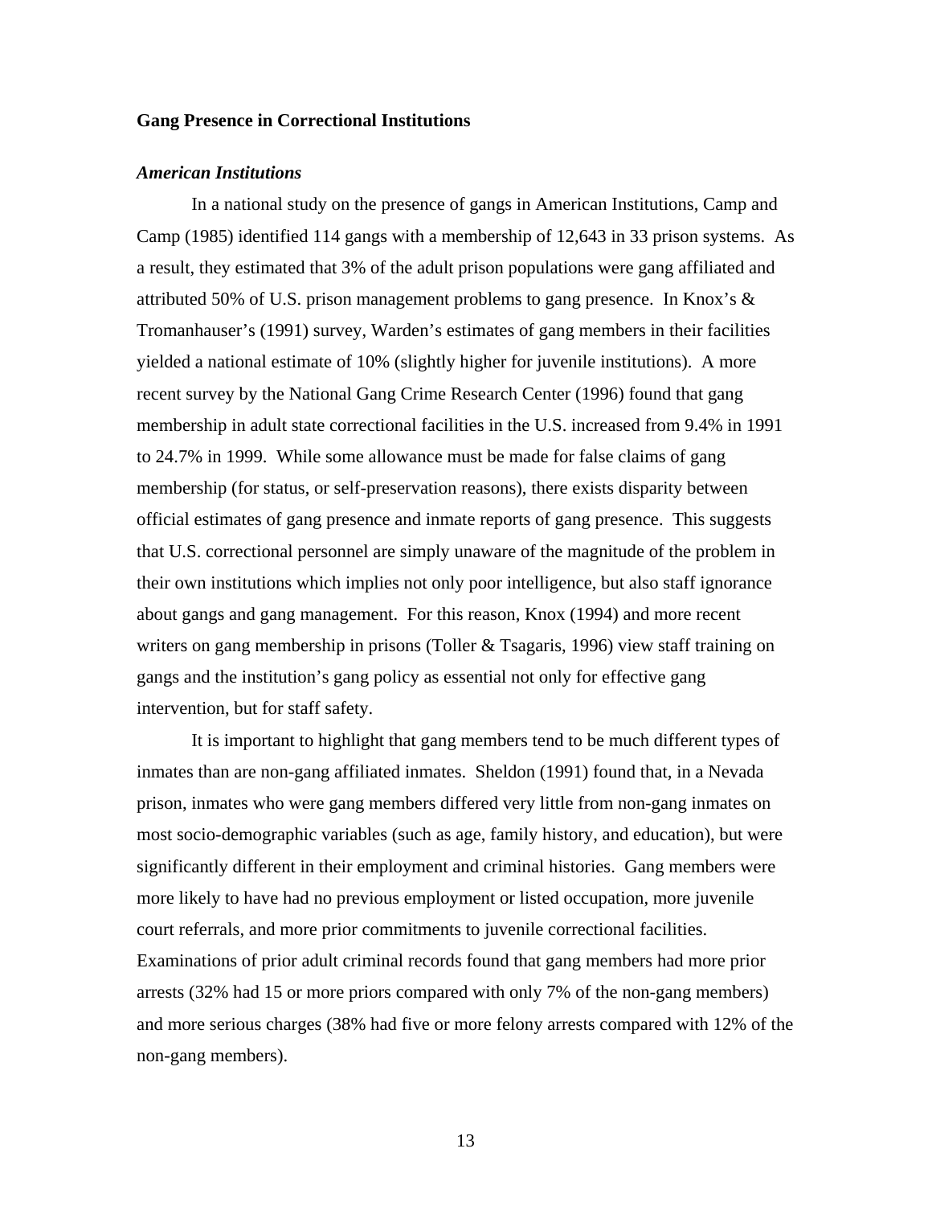**Gang Presence in Correctional Institutions**

***American Institutions***

In a national study on the presence of gangs in American Institutions, Camp and Camp (1985) identified 114 gangs with a membership of 12,643 in 33 prison systems. As a result, they estimated that 3% of the adult prison populations were gang affiliated and attributed 50% of U.S. prison management problems to gang presence. In Knox's & Tromanhauser's (1991) survey, Warden's estimates of gang members in their facilities yielded a national estimate of 10% (slightly higher for juvenile institutions). A more recent survey by the National Gang Crime Research Center (1996) found that gang membership in adult state correctional facilities in the U.S. increased from 9.4% in 1991 to 24.7% in 1999. While some allowance must be made for false claims of gang membership (for status, or self-preservation reasons), there exists disparity between official estimates of gang presence and inmate reports of gang presence. This suggests that U.S. correctional personnel are simply unaware of the magnitude of the problem in their own institutions which implies not only poor intelligence, but also staff ignorance about gangs and gang management. For this reason, Knox (1994) and more recent writers on gang membership in prisons (Toller & Tsagaris, 1996) view staff training on gangs and the institution's gang policy as essential not only for effective gang intervention, but for staff safety.

It is important to highlight that gang members tend to be much different types of inmates than are non-gang affiliated inmates. Sheldon (1991) found that, in a Nevada prison, inmates who were gang members differed very little from non-gang inmates on most socio-demographic variables (such as age, family history, and education), but were significantly different in their employment and criminal histories. Gang members were more likely to have had no previous employment or listed occupation, more juvenile court referrals, and more prior commitments to juvenile correctional facilities. Examinations of prior adult criminal records found that gang members had more prior arrests (32% had 15 or more priors compared with only 7% of the non-gang members) and more serious charges (38% had five or more felony arrests compared with 12% of the non-gang members).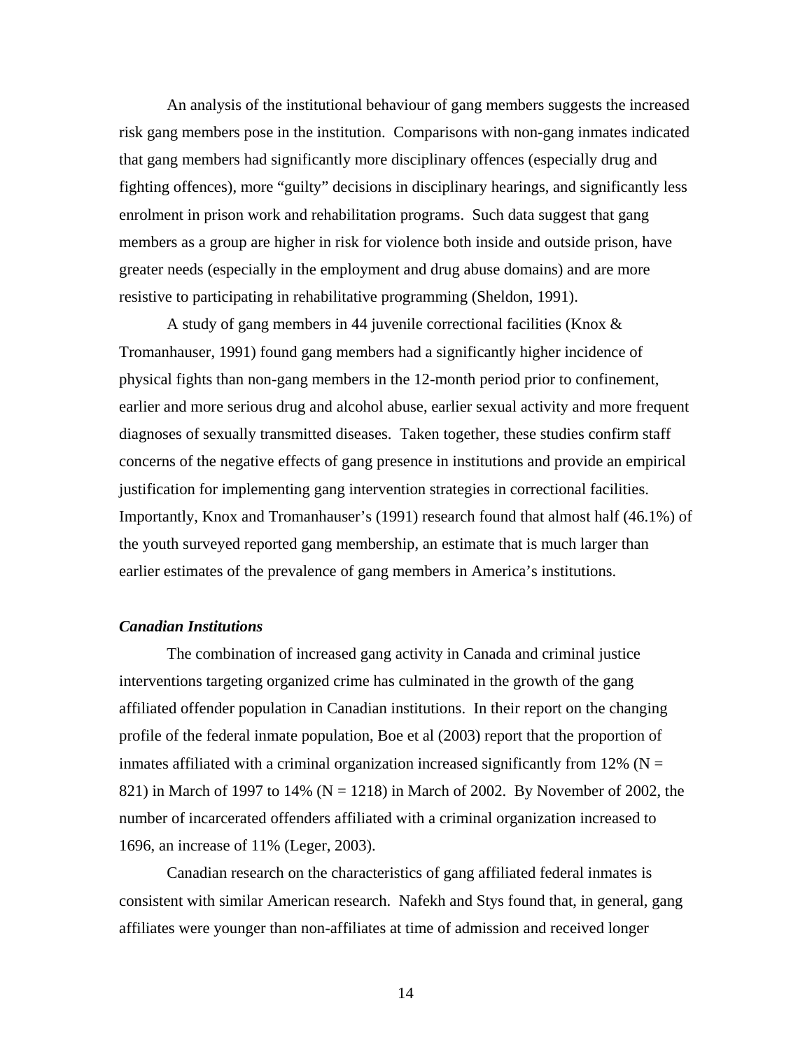An analysis of the institutional behaviour of gang members suggests the increased risk gang members pose in the institution. Comparisons with non-gang inmates indicated that gang members had significantly more disciplinary offences (especially drug and fighting offences), more "guilty" decisions in disciplinary hearings, and significantly less enrolment in prison work and rehabilitation programs. Such data suggest that gang members as a group are higher in risk for violence both inside and outside prison, have greater needs (especially in the employment and drug abuse domains) and are more resistive to participating in rehabilitative programming (Sheldon, 1991).

A study of gang members in 44 juvenile correctional facilities (Knox & Tromanhauser, 1991) found gang members had a significantly higher incidence of physical fights than non-gang members in the 12-month period prior to confinement, earlier and more serious drug and alcohol abuse, earlier sexual activity and more frequent diagnoses of sexually transmitted diseases. Taken together, these studies confirm staff concerns of the negative effects of gang presence in institutions and provide an empirical justification for implementing gang intervention strategies in correctional facilities. Importantly, Knox and Tromanhauser's (1991) research found that almost half (46.1%) of the youth surveyed reported gang membership, an estimate that is much larger than earlier estimates of the prevalence of gang members in America's institutions.

***Canadian Institutions***

The combination of increased gang activity in Canada and criminal justice interventions targeting organized crime has culminated in the growth of the gang affiliated offender population in Canadian institutions. In their report on the changing profile of the federal inmate population, Boe et al (2003) report that the proportion of inmates affiliated with a criminal organization increased significantly from 12% (N = 821) in March of 1997 to 14% (N = 1218) in March of 2002. By November of 2002, the number of incarcerated offenders affiliated with a criminal organization increased to 1696, an increase of 11% (Leger, 2003).

Canadian research on the characteristics of gang affiliated federal inmates is consistent with similar American research. Nafekh and Stys found that, in general, gang affiliates were younger than non-affiliates at time of admission and received longer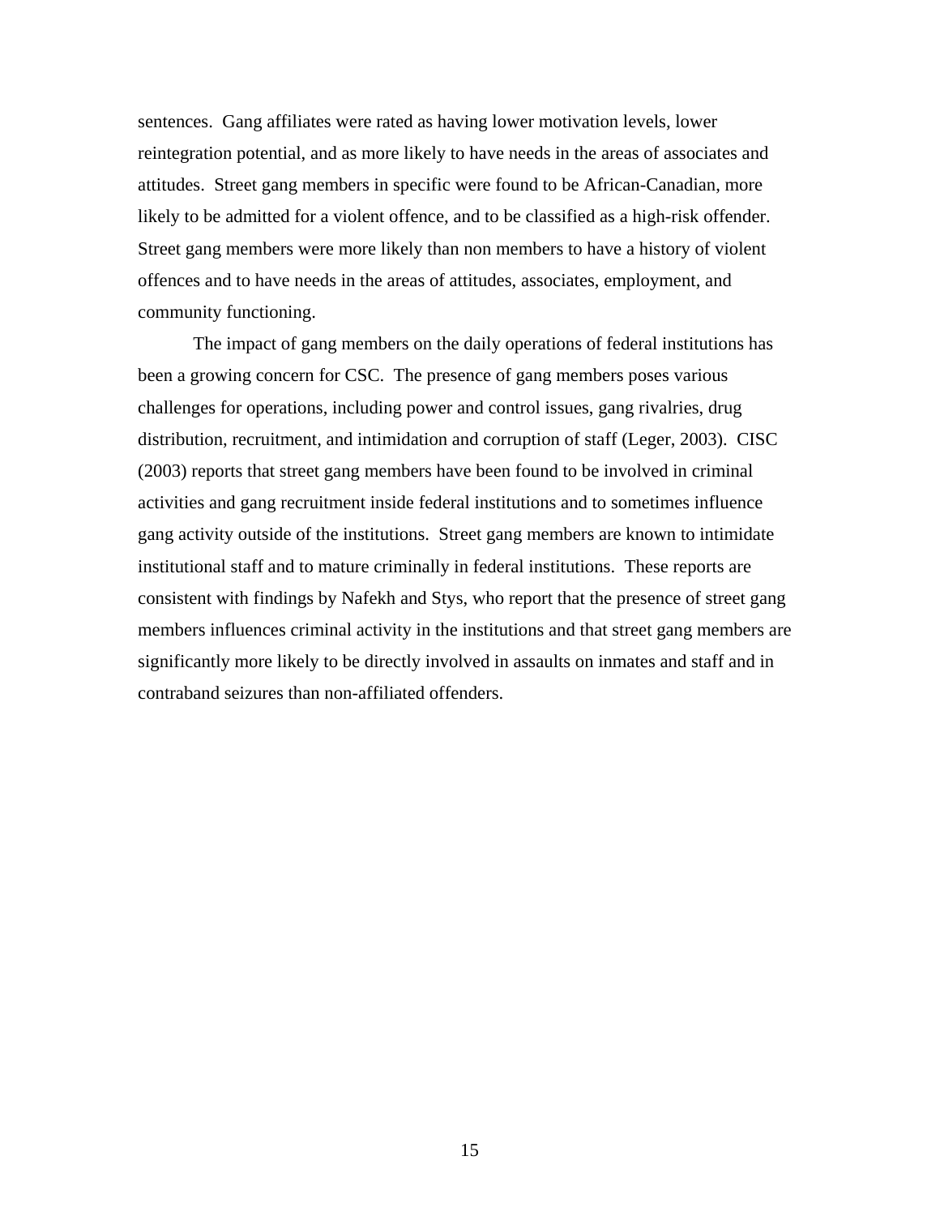sentences. Gang affiliates were rated as having lower motivation levels, lower reintegration potential, and as more likely to have needs in the areas of associates and attitudes. Street gang members in specific were found to be African-Canadian, more likely to be admitted for a violent offence, and to be classified as a high-risk offender. Street gang members were more likely than non members to have a history of violent offences and to have needs in the areas of attitudes, associates, employment, and community functioning.

The impact of gang members on the daily operations of federal institutions has been a growing concern for CSC. The presence of gang members poses various challenges for operations, including power and control issues, gang rivalries, drug distribution, recruitment, and intimidation and corruption of staff (Leger, 2003). CISC (2003) reports that street gang members have been found to be involved in criminal activities and gang recruitment inside federal institutions and to sometimes influence gang activity outside of the institutions. Street gang members are known to intimidate institutional staff and to mature criminally in federal institutions. These reports are consistent with findings by Nafekh and Stys, who report that the presence of street gang members influences criminal activity in the institutions and that street gang members are significantly more likely to be directly involved in assaults on inmates and staff and in contraband seizures than non-affiliated offenders.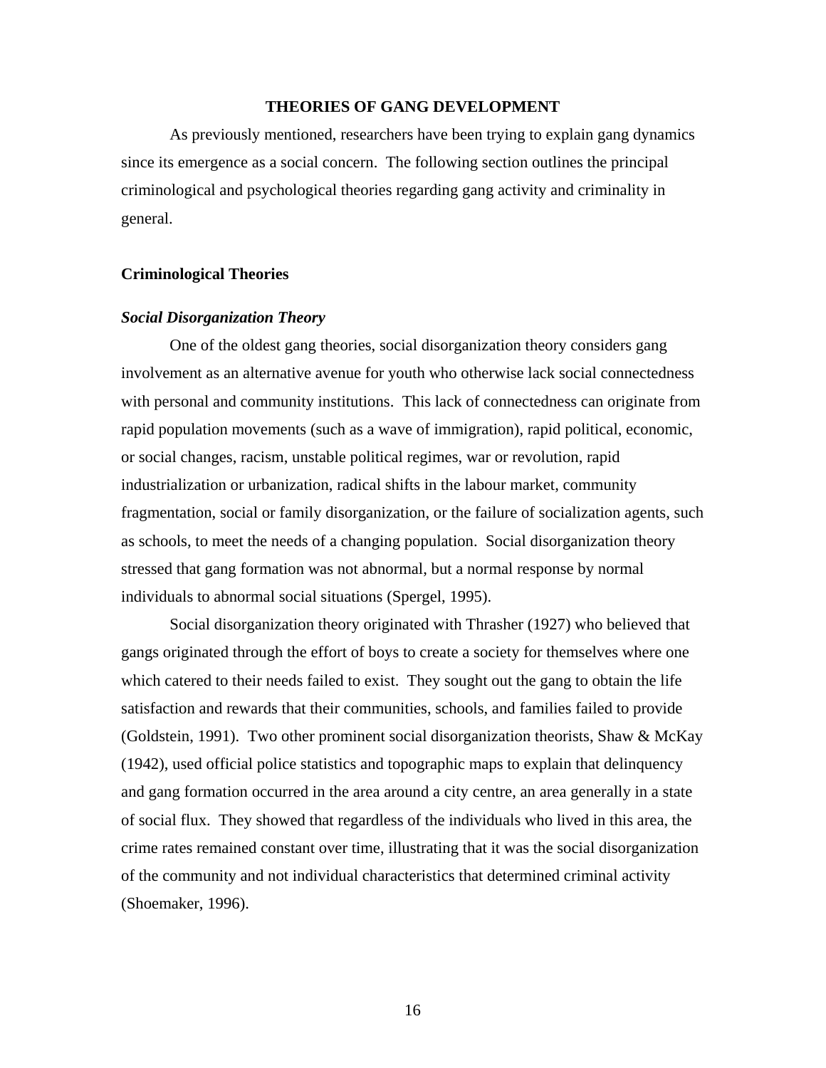## THEORIES OF GANG DEVELOPMENT

As previously mentioned, researchers have been trying to explain gang dynamics since its emergence as a social concern. The following section outlines the principal criminological and psychological theories regarding gang activity and criminality in general.

### Criminological Theories

#### *Social Disorganization Theory*

One of the oldest gang theories, social disorganization theory considers gang involvement as an alternative avenue for youth who otherwise lack social connectedness with personal and community institutions. This lack of connectedness can originate from rapid population movements (such as a wave of immigration), rapid political, economic, or social changes, racism, unstable political regimes, war or revolution, rapid industrialization or urbanization, radical shifts in the labour market, community fragmentation, social or family disorganization, or the failure of socialization agents, such as schools, to meet the needs of a changing population. Social disorganization theory stressed that gang formation was not abnormal, but a normal response by normal individuals to abnormal social situations (Spergel, 1995).

Social disorganization theory originated with Thrasher (1927) who believed that gangs originated through the effort of boys to create a society for themselves where one which catered to their needs failed to exist. They sought out the gang to obtain the life satisfaction and rewards that their communities, schools, and families failed to provide (Goldstein, 1991). Two other prominent social disorganization theorists, Shaw & McKay (1942), used official police statistics and topographic maps to explain that delinquency and gang formation occurred in the area around a city centre, an area generally in a state of social flux. They showed that regardless of the individuals who lived in this area, the crime rates remained constant over time, illustrating that it was the social disorganization of the community and not individual characteristics that determined criminal activity (Shoemaker, 1996).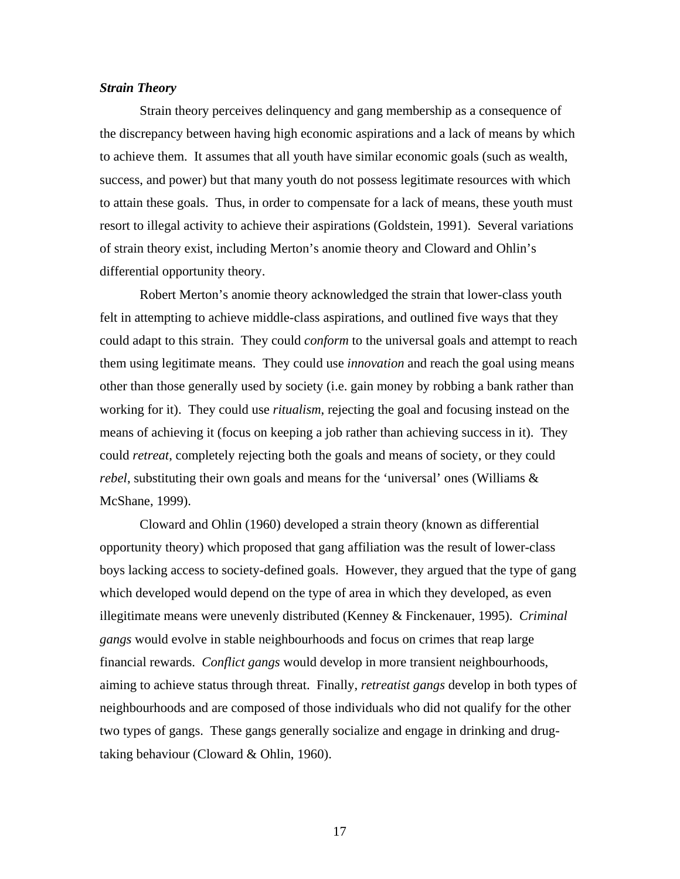### ***Strain Theory***

Strain theory perceives delinquency and gang membership as a consequence of the discrepancy between having high economic aspirations and a lack of means by which to achieve them. It assumes that all youth have similar economic goals (such as wealth, success, and power) but that many youth do not possess legitimate resources with which to attain these goals. Thus, in order to compensate for a lack of means, these youth must resort to illegal activity to achieve their aspirations (Goldstein, 1991). Several variations of strain theory exist, including Merton's anomie theory and Cloward and Ohlin's differential opportunity theory.

Robert Merton's anomie theory acknowledged the strain that lower-class youth felt in attempting to achieve middle-class aspirations, and outlined five ways that they could adapt to this strain. They could *conform* to the universal goals and attempt to reach them using legitimate means. They could use *innovation* and reach the goal using means other than those generally used by society (i.e. gain money by robbing a bank rather than working for it). They could use *ritualism*, rejecting the goal and focusing instead on the means of achieving it (focus on keeping a job rather than achieving success in it). They could *retreat*, completely rejecting both the goals and means of society, or they could *rebel*, substituting their own goals and means for the 'universal' ones (Williams & McShane, 1999).

Cloward and Ohlin (1960) developed a strain theory (known as differential opportunity theory) which proposed that gang affiliation was the result of lower-class boys lacking access to society-defined goals. However, they argued that the type of gang which developed would depend on the type of area in which they developed, as even illegitimate means were unevenly distributed (Kenney & Finckenauer, 1995). *Criminal gangs* would evolve in stable neighbourhoods and focus on crimes that reap large financial rewards. *Conflict gangs* would develop in more transient neighbourhoods, aiming to achieve status through threat. Finally, *retreatist gangs* develop in both types of neighbourhoods and are composed of those individuals who did not qualify for the other two types of gangs. These gangs generally socialize and engage in drinking and drug-taking behaviour (Cloward & Ohlin, 1960).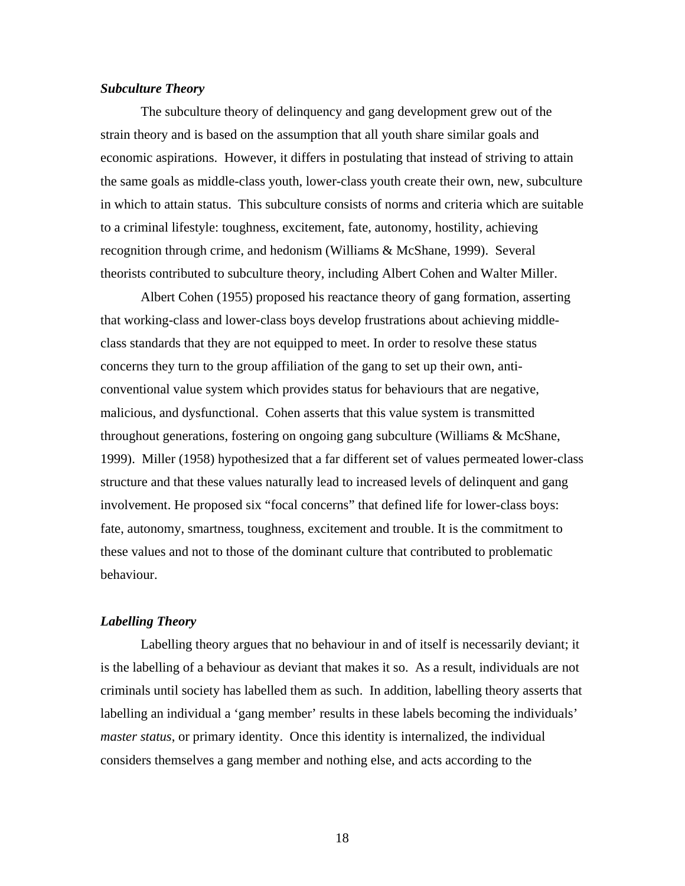### *Subculture Theory*

The subculture theory of delinquency and gang development grew out of the strain theory and is based on the assumption that all youth share similar goals and economic aspirations. However, it differs in postulating that instead of striving to attain the same goals as middle-class youth, lower-class youth create their own, new, subculture in which to attain status. This subculture consists of norms and criteria which are suitable to a criminal lifestyle: toughness, excitement, fate, autonomy, hostility, achieving recognition through crime, and hedonism (Williams & McShane, 1999). Several theorists contributed to subculture theory, including Albert Cohen and Walter Miller.

Albert Cohen (1955) proposed his reactance theory of gang formation, asserting that working-class and lower-class boys develop frustrations about achieving middle-class standards that they are not equipped to meet. In order to resolve these status concerns they turn to the group affiliation of the gang to set up their own, anti-conventional value system which provides status for behaviours that are negative, malicious, and dysfunctional. Cohen asserts that this value system is transmitted throughout generations, fostering on ongoing gang subculture (Williams & McShane, 1999). Miller (1958) hypothesized that a far different set of values permeated lower-class structure and that these values naturally lead to increased levels of delinquent and gang involvement. He proposed six "focal concerns" that defined life for lower-class boys: fate, autonomy, smartness, toughness, excitement and trouble. It is the commitment to these values and not to those of the dominant culture that contributed to problematic behaviour.

### *Labelling Theory*

Labelling theory argues that no behaviour in and of itself is necessarily deviant; it is the labelling of a behaviour as deviant that makes it so. As a result, individuals are not criminals until society has labelled them as such. In addition, labelling theory asserts that labelling an individual a 'gang member' results in these labels becoming the individuals' *master status*, or primary identity. Once this identity is internalized, the individual considers themselves a gang member and nothing else, and acts according to the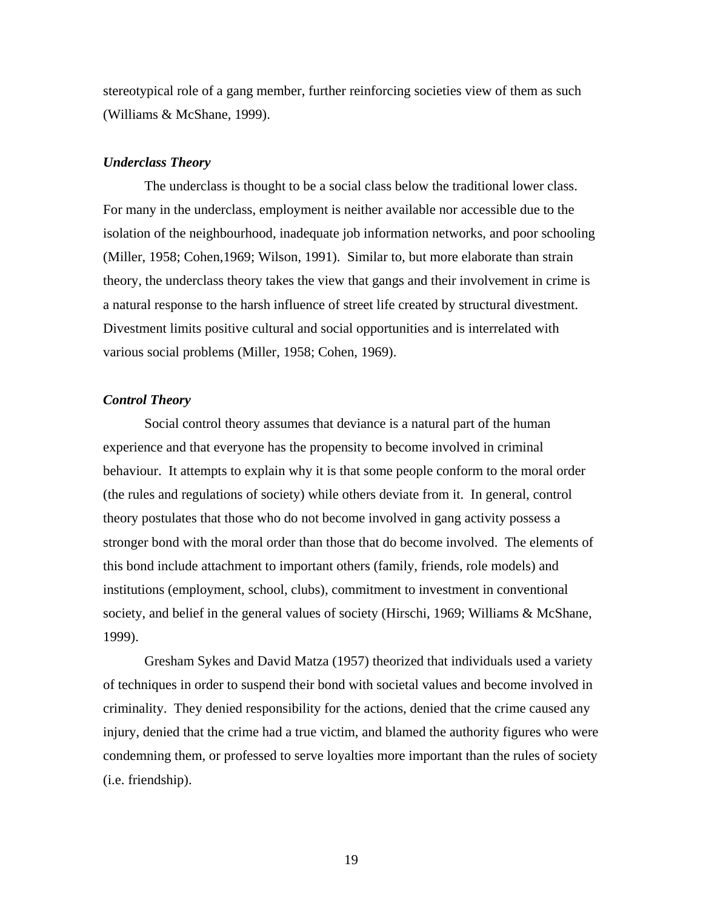stereotypical role of a gang member, further reinforcing societies view of them as such (Williams & McShane, 1999).

### *Underclass Theory*

The underclass is thought to be a social class below the traditional lower class. For many in the underclass, employment is neither available nor accessible due to the isolation of the neighbourhood, inadequate job information networks, and poor schooling (Miller, 1958; Cohen,1969; Wilson, 1991). Similar to, but more elaborate than strain theory, the underclass theory takes the view that gangs and their involvement in crime is a natural response to the harsh influence of street life created by structural divestment. Divestment limits positive cultural and social opportunities and is interrelated with various social problems (Miller, 1958; Cohen, 1969).

### *Control Theory*

Social control theory assumes that deviance is a natural part of the human experience and that everyone has the propensity to become involved in criminal behaviour. It attempts to explain why it is that some people conform to the moral order (the rules and regulations of society) while others deviate from it. In general, control theory postulates that those who do not become involved in gang activity possess a stronger bond with the moral order than those that do become involved. The elements of this bond include attachment to important others (family, friends, role models) and institutions (employment, school, clubs), commitment to investment in conventional society, and belief in the general values of society (Hirschi, 1969; Williams & McShane, 1999).

Gresham Sykes and David Matza (1957) theorized that individuals used a variety of techniques in order to suspend their bond with societal values and become involved in criminality. They denied responsibility for the actions, denied that the crime caused any injury, denied that the crime had a true victim, and blamed the authority figures who were condemning them, or professed to serve loyalties more important than the rules of society (i.e. friendship).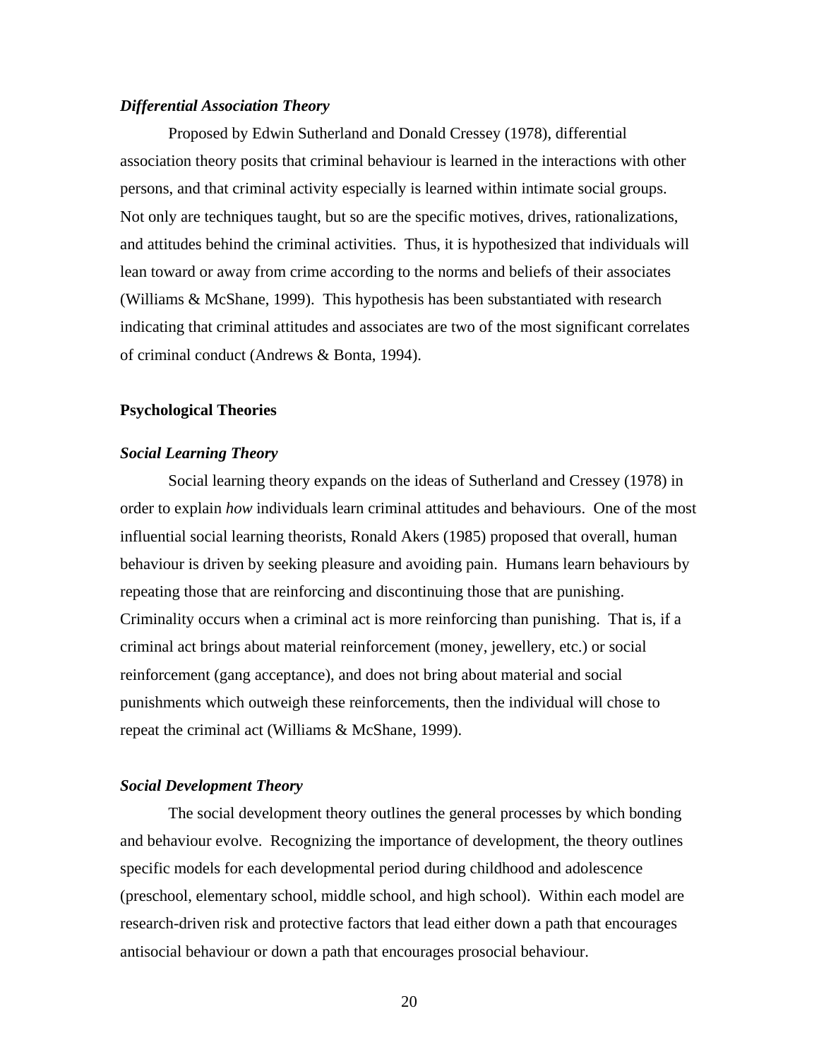### *Differential Association Theory*

Proposed by Edwin Sutherland and Donald Cressey (1978), differential association theory posits that criminal behaviour is learned in the interactions with other persons, and that criminal activity especially is learned within intimate social groups. Not only are techniques taught, but so are the specific motives, drives, rationalizations, and attitudes behind the criminal activities. Thus, it is hypothesized that individuals will lean toward or away from crime according to the norms and beliefs of their associates (Williams & McShane, 1999). This hypothesis has been substantiated with research indicating that criminal attitudes and associates are two of the most significant correlates of criminal conduct (Andrews & Bonta, 1994).

## Psychological Theories

### *Social Learning Theory*

Social learning theory expands on the ideas of Sutherland and Cressey (1978) in order to explain *how* individuals learn criminal attitudes and behaviours. One of the most influential social learning theorists, Ronald Akers (1985) proposed that overall, human behaviour is driven by seeking pleasure and avoiding pain. Humans learn behaviours by repeating those that are reinforcing and discontinuing those that are punishing. Criminality occurs when a criminal act is more reinforcing than punishing. That is, if a criminal act brings about material reinforcement (money, jewellery, etc.) or social reinforcement (gang acceptance), and does not bring about material and social punishments which outweigh these reinforcements, then the individual will chose to repeat the criminal act (Williams & McShane, 1999).

### *Social Development Theory*

The social development theory outlines the general processes by which bonding and behaviour evolve. Recognizing the importance of development, the theory outlines specific models for each developmental period during childhood and adolescence (preschool, elementary school, middle school, and high school). Within each model are research-driven risk and protective factors that lead either down a path that encourages antisocial behaviour or down a path that encourages prosocial behaviour.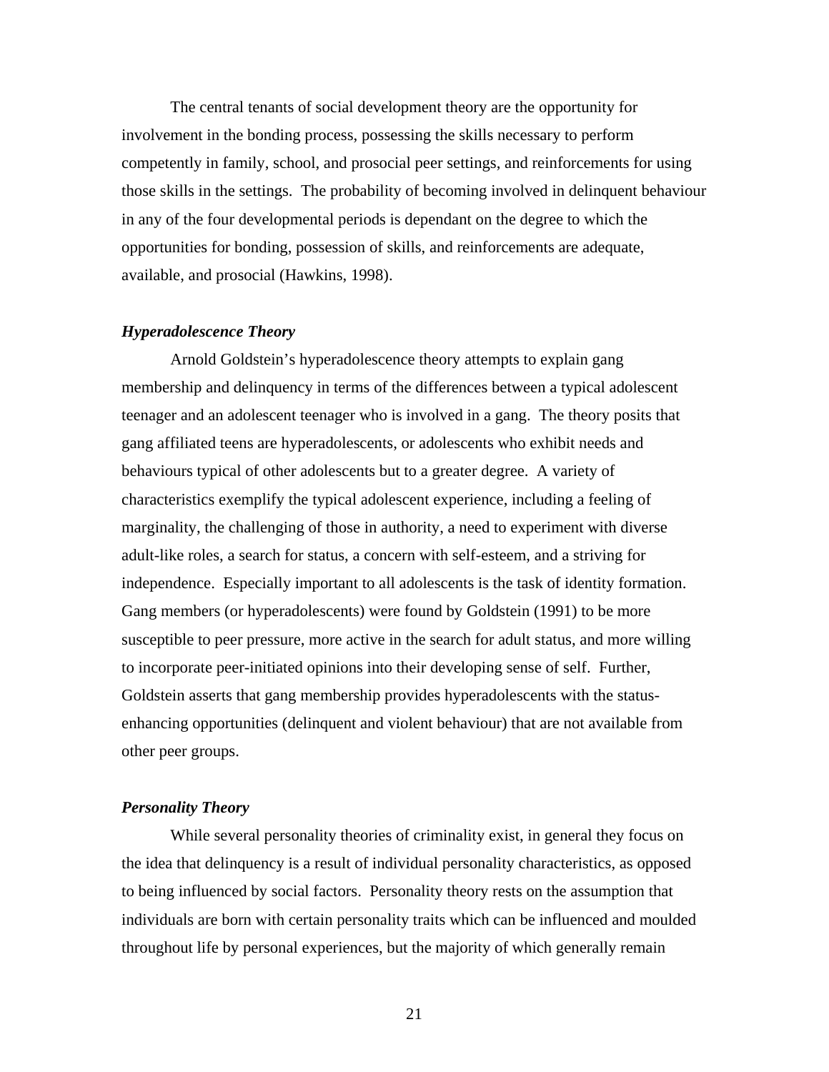The central tenants of social development theory are the opportunity for involvement in the bonding process, possessing the skills necessary to perform competently in family, school, and prosocial peer settings, and reinforcements for using those skills in the settings. The probability of becoming involved in delinquent behaviour in any of the four developmental periods is dependant on the degree to which the opportunities for bonding, possession of skills, and reinforcements are adequate, available, and prosocial (Hawkins, 1998).

***Hyperadolescence Theory***

Arnold Goldstein's hyperadolescence theory attempts to explain gang membership and delinquency in terms of the differences between a typical adolescent teenager and an adolescent teenager who is involved in a gang. The theory posits that gang affiliated teens are hyperadolescents, or adolescents who exhibit needs and behaviours typical of other adolescents but to a greater degree. A variety of characteristics exemplify the typical adolescent experience, including a feeling of marginality, the challenging of those in authority, a need to experiment with diverse adult-like roles, a search for status, a concern with self-esteem, and a striving for independence. Especially important to all adolescents is the task of identity formation. Gang members (or hyperadolescents) were found by Goldstein (1991) to be more susceptible to peer pressure, more active in the search for adult status, and more willing to incorporate peer-initiated opinions into their developing sense of self. Further, Goldstein asserts that gang membership provides hyperadolescents with the status-enhancing opportunities (delinquent and violent behaviour) that are not available from other peer groups.

***Personality Theory***

While several personality theories of criminality exist, in general they focus on the idea that delinquency is a result of individual personality characteristics, as opposed to being influenced by social factors. Personality theory rests on the assumption that individuals are born with certain personality traits which can be influenced and moulded throughout life by personal experiences, but the majority of which generally remain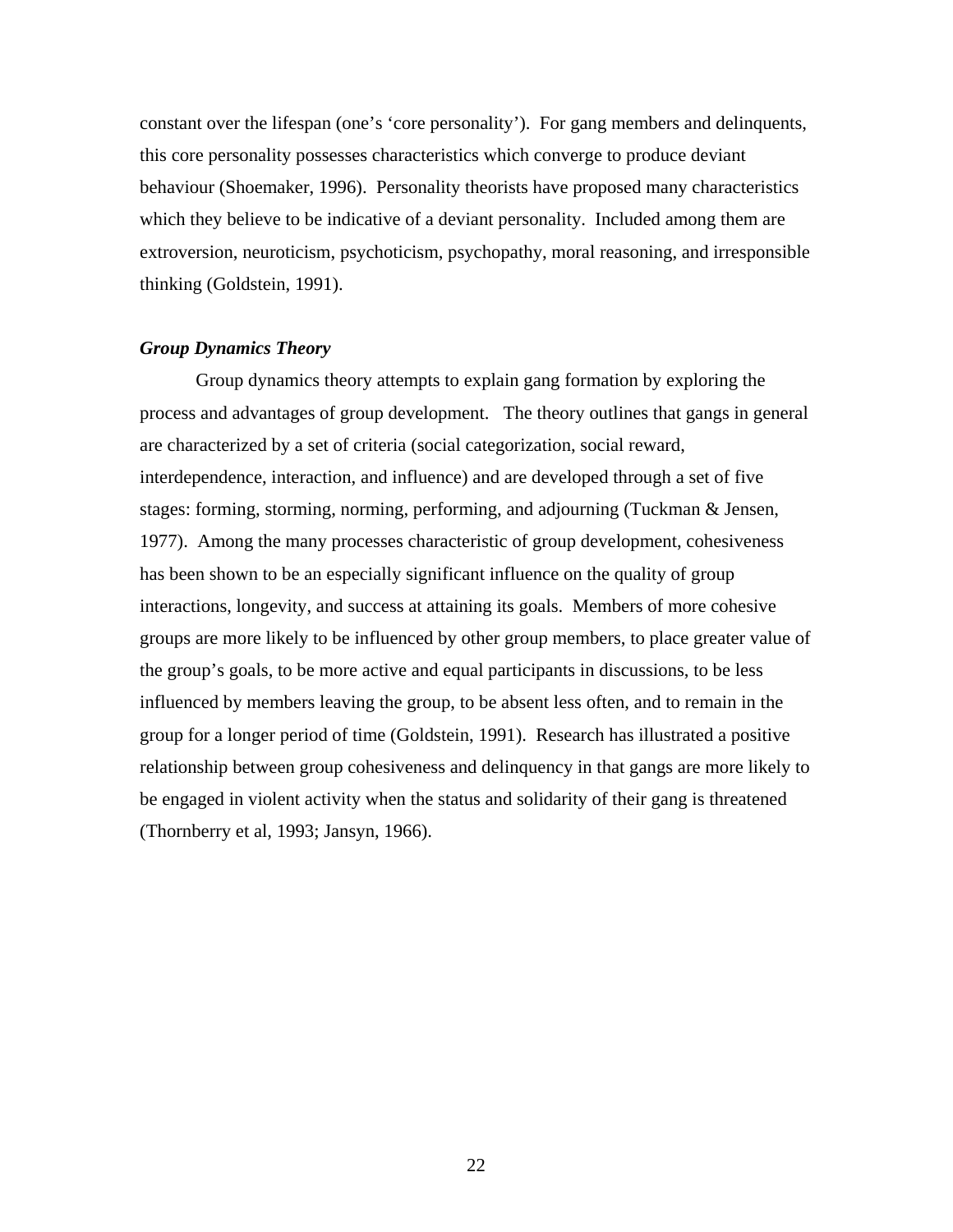constant over the lifespan (one's 'core personality'). For gang members and delinquents, this core personality possesses characteristics which converge to produce deviant behaviour (Shoemaker, 1996). Personality theorists have proposed many characteristics which they believe to be indicative of a deviant personality. Included among them are extroversion, neuroticism, psychoticism, psychopathy, moral reasoning, and irresponsible thinking (Goldstein, 1991).

### *Group Dynamics Theory*

Group dynamics theory attempts to explain gang formation by exploring the process and advantages of group development. The theory outlines that gangs in general are characterized by a set of criteria (social categorization, social reward, interdependence, interaction, and influence) and are developed through a set of five stages: forming, storming, norming, performing, and adjourning (Tuckman & Jensen, 1977). Among the many processes characteristic of group development, cohesiveness has been shown to be an especially significant influence on the quality of group interactions, longevity, and success at attaining its goals. Members of more cohesive groups are more likely to be influenced by other group members, to place greater value of the group's goals, to be more active and equal participants in discussions, to be less influenced by members leaving the group, to be absent less often, and to remain in the group for a longer period of time (Goldstein, 1991). Research has illustrated a positive relationship between group cohesiveness and delinquency in that gangs are more likely to be engaged in violent activity when the status and solidarity of their gang is threatened (Thornberry et al, 1993; Jansyn, 1966).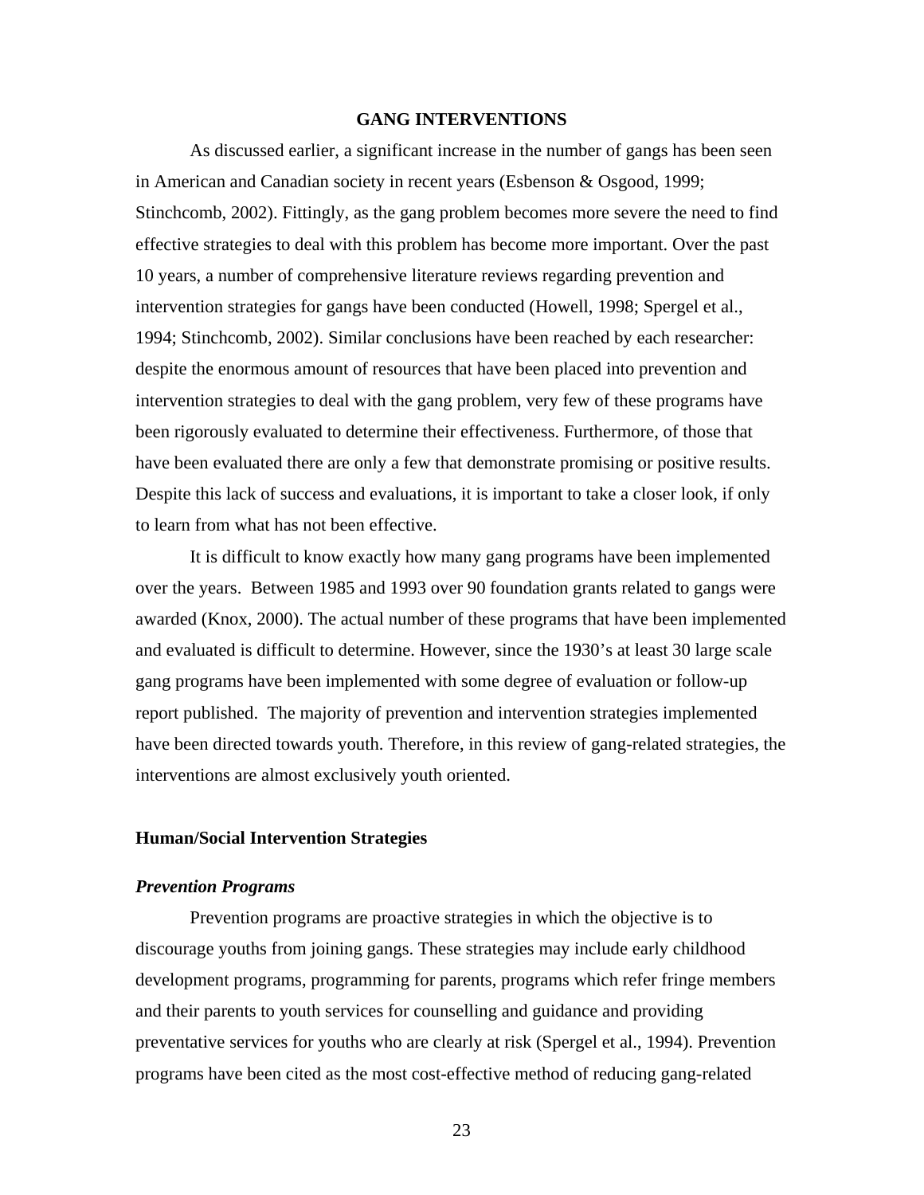## GANG INTERVENTIONS

As discussed earlier, a significant increase in the number of gangs has been seen in American and Canadian society in recent years (Esbenson & Osgood, 1999; Stinchcomb, 2002). Fittingly, as the gang problem becomes more severe the need to find effective strategies to deal with this problem has become more important. Over the past 10 years, a number of comprehensive literature reviews regarding prevention and intervention strategies for gangs have been conducted (Howell, 1998; Spergel et al., 1994; Stinchcomb, 2002). Similar conclusions have been reached by each researcher: despite the enormous amount of resources that have been placed into prevention and intervention strategies to deal with the gang problem, very few of these programs have been rigorously evaluated to determine their effectiveness. Furthermore, of those that have been evaluated there are only a few that demonstrate promising or positive results. Despite this lack of success and evaluations, it is important to take a closer look, if only to learn from what has not been effective.

It is difficult to know exactly how many gang programs have been implemented over the years. Between 1985 and 1993 over 90 foundation grants related to gangs were awarded (Knox, 2000). The actual number of these programs that have been implemented and evaluated is difficult to determine. However, since the 1930's at least 30 large scale gang programs have been implemented with some degree of evaluation or follow-up report published. The majority of prevention and intervention strategies implemented have been directed towards youth. Therefore, in this review of gang-related strategies, the interventions are almost exclusively youth oriented.

### Human/Social Intervention Strategies

#### *Prevention Programs*

Prevention programs are proactive strategies in which the objective is to discourage youths from joining gangs. These strategies may include early childhood development programs, programming for parents, programs which refer fringe members and their parents to youth services for counselling and guidance and providing preventative services for youths who are clearly at risk (Spergel et al., 1994). Prevention programs have been cited as the most cost-effective method of reducing gang-related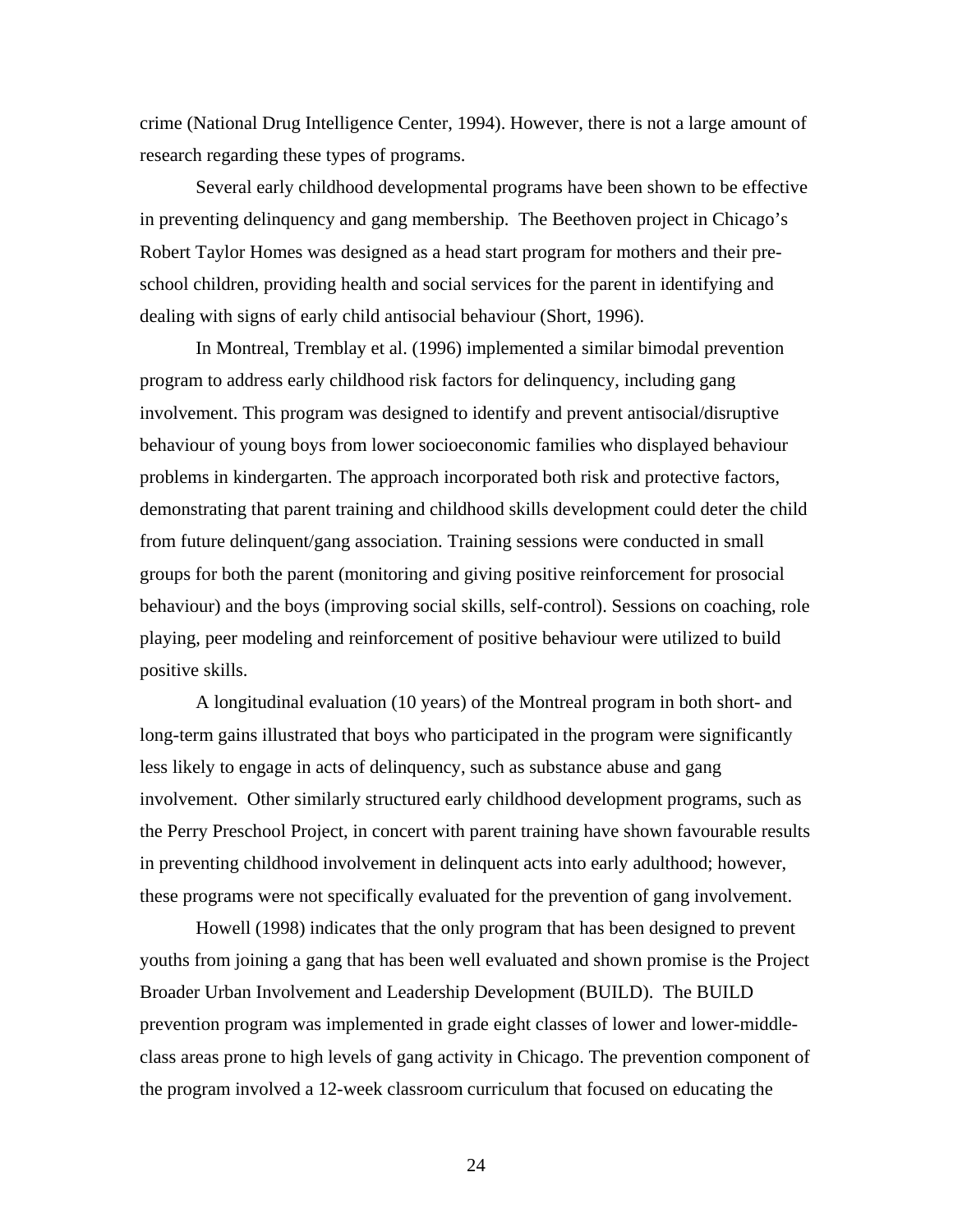crime (National Drug Intelligence Center, 1994). However, there is not a large amount of research regarding these types of programs.

Several early childhood developmental programs have been shown to be effective in preventing delinquency and gang membership. The Beethoven project in Chicago's Robert Taylor Homes was designed as a head start program for mothers and their pre-school children, providing health and social services for the parent in identifying and dealing with signs of early child antisocial behaviour (Short, 1996).

In Montreal, Tremblay et al. (1996) implemented a similar bimodal prevention program to address early childhood risk factors for delinquency, including gang involvement. This program was designed to identify and prevent antisocial/disruptive behaviour of young boys from lower socioeconomic families who displayed behaviour problems in kindergarten. The approach incorporated both risk and protective factors, demonstrating that parent training and childhood skills development could deter the child from future delinquent/gang association. Training sessions were conducted in small groups for both the parent (monitoring and giving positive reinforcement for prosocial behaviour) and the boys (improving social skills, self-control). Sessions on coaching, role playing, peer modeling and reinforcement of positive behaviour were utilized to build positive skills.

A longitudinal evaluation (10 years) of the Montreal program in both short- and long-term gains illustrated that boys who participated in the program were significantly less likely to engage in acts of delinquency, such as substance abuse and gang involvement. Other similarly structured early childhood development programs, such as the Perry Preschool Project, in concert with parent training have shown favourable results in preventing childhood involvement in delinquent acts into early adulthood; however, these programs were not specifically evaluated for the prevention of gang involvement.

Howell (1998) indicates that the only program that has been designed to prevent youths from joining a gang that has been well evaluated and shown promise is the Project Broader Urban Involvement and Leadership Development (BUILD). The BUILD prevention program was implemented in grade eight classes of lower and lower-middle-class areas prone to high levels of gang activity in Chicago. The prevention component of the program involved a 12-week classroom curriculum that focused on educating the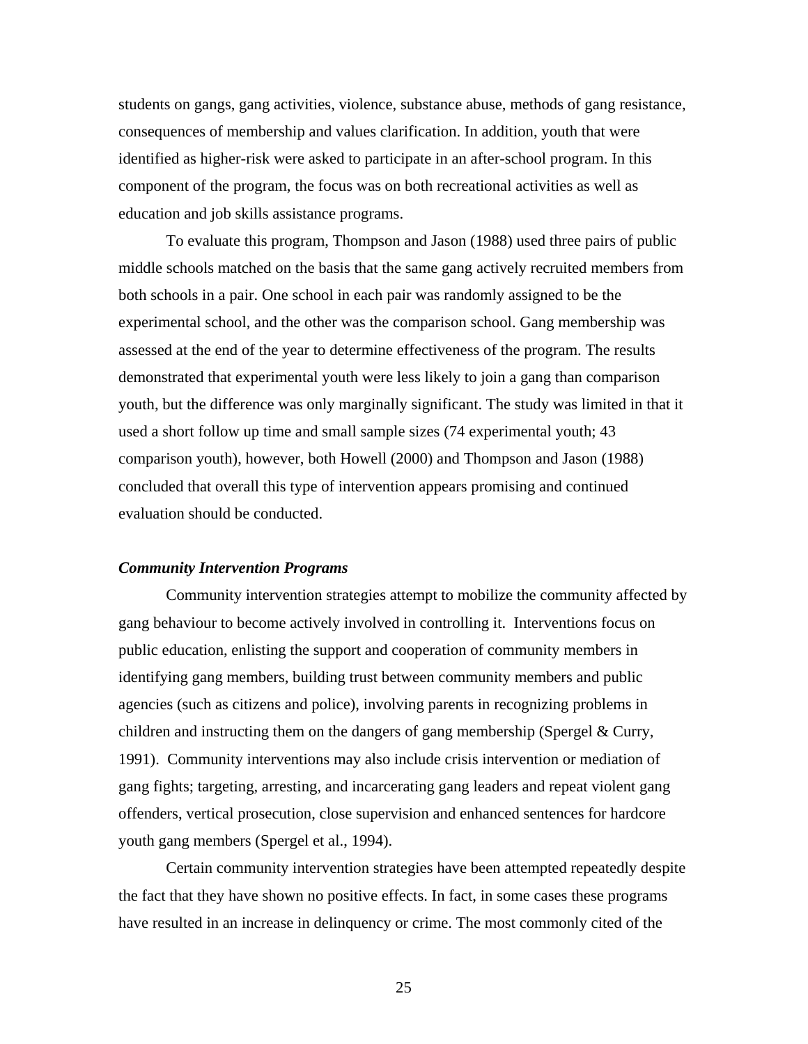students on gangs, gang activities, violence, substance abuse, methods of gang resistance, consequences of membership and values clarification. In addition, youth that were identified as higher-risk were asked to participate in an after-school program. In this component of the program, the focus was on both recreational activities as well as education and job skills assistance programs.

To evaluate this program, Thompson and Jason (1988) used three pairs of public middle schools matched on the basis that the same gang actively recruited members from both schools in a pair. One school in each pair was randomly assigned to be the experimental school, and the other was the comparison school. Gang membership was assessed at the end of the year to determine effectiveness of the program. The results demonstrated that experimental youth were less likely to join a gang than comparison youth, but the difference was only marginally significant. The study was limited in that it used a short follow up time and small sample sizes (74 experimental youth; 43 comparison youth), however, both Howell (2000) and Thompson and Jason (1988) concluded that overall this type of intervention appears promising and continued evaluation should be conducted.

### *Community Intervention Programs*

Community intervention strategies attempt to mobilize the community affected by gang behaviour to become actively involved in controlling it. Interventions focus on public education, enlisting the support and cooperation of community members in identifying gang members, building trust between community members and public agencies (such as citizens and police), involving parents in recognizing problems in children and instructing them on the dangers of gang membership (Spergel & Curry, 1991). Community interventions may also include crisis intervention or mediation of gang fights; targeting, arresting, and incarcerating gang leaders and repeat violent gang offenders, vertical prosecution, close supervision and enhanced sentences for hardcore youth gang members (Spergel et al., 1994).

Certain community intervention strategies have been attempted repeatedly despite the fact that they have shown no positive effects. In fact, in some cases these programs have resulted in an increase in delinquency or crime. The most commonly cited of the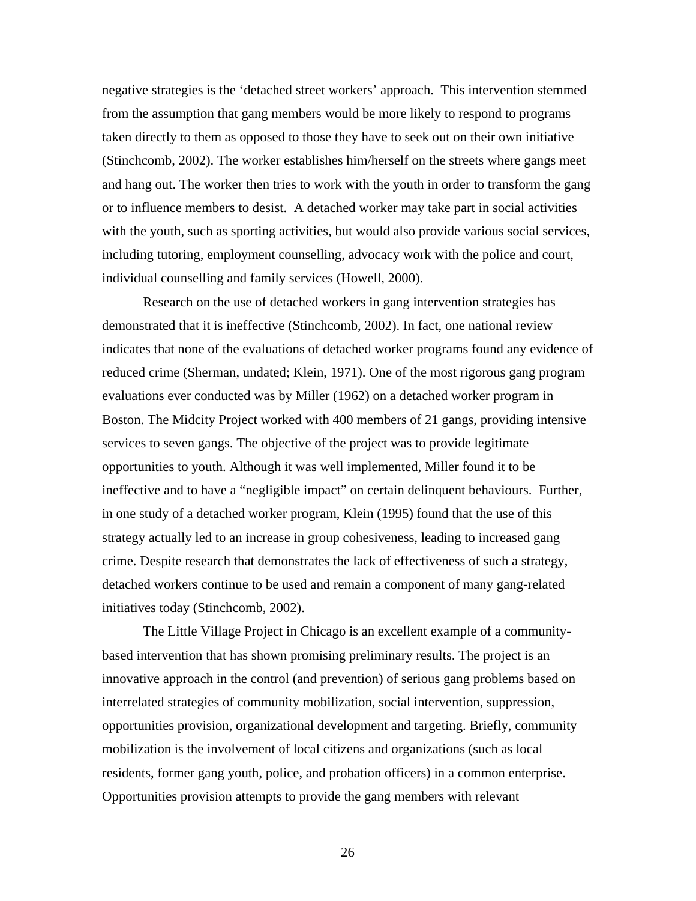negative strategies is the 'detached street workers' approach. This intervention stemmed from the assumption that gang members would be more likely to respond to programs taken directly to them as opposed to those they have to seek out on their own initiative (Stinchcomb, 2002). The worker establishes him/herself on the streets where gangs meet and hang out. The worker then tries to work with the youth in order to transform the gang or to influence members to desist. A detached worker may take part in social activities with the youth, such as sporting activities, but would also provide various social services, including tutoring, employment counselling, advocacy work with the police and court, individual counselling and family services (Howell, 2000).

Research on the use of detached workers in gang intervention strategies has demonstrated that it is ineffective (Stinchcomb, 2002). In fact, one national review indicates that none of the evaluations of detached worker programs found any evidence of reduced crime (Sherman, undated; Klein, 1971). One of the most rigorous gang program evaluations ever conducted was by Miller (1962) on a detached worker program in Boston. The Midcity Project worked with 400 members of 21 gangs, providing intensive services to seven gangs. The objective of the project was to provide legitimate opportunities to youth. Although it was well implemented, Miller found it to be ineffective and to have a "negligible impact" on certain delinquent behaviours. Further, in one study of a detached worker program, Klein (1995) found that the use of this strategy actually led to an increase in group cohesiveness, leading to increased gang crime. Despite research that demonstrates the lack of effectiveness of such a strategy, detached workers continue to be used and remain a component of many gang-related initiatives today (Stinchcomb, 2002).

The Little Village Project in Chicago is an excellent example of a community-based intervention that has shown promising preliminary results. The project is an innovative approach in the control (and prevention) of serious gang problems based on interrelated strategies of community mobilization, social intervention, suppression, opportunities provision, organizational development and targeting. Briefly, community mobilization is the involvement of local citizens and organizations (such as local residents, former gang youth, police, and probation officers) in a common enterprise. Opportunities provision attempts to provide the gang members with relevant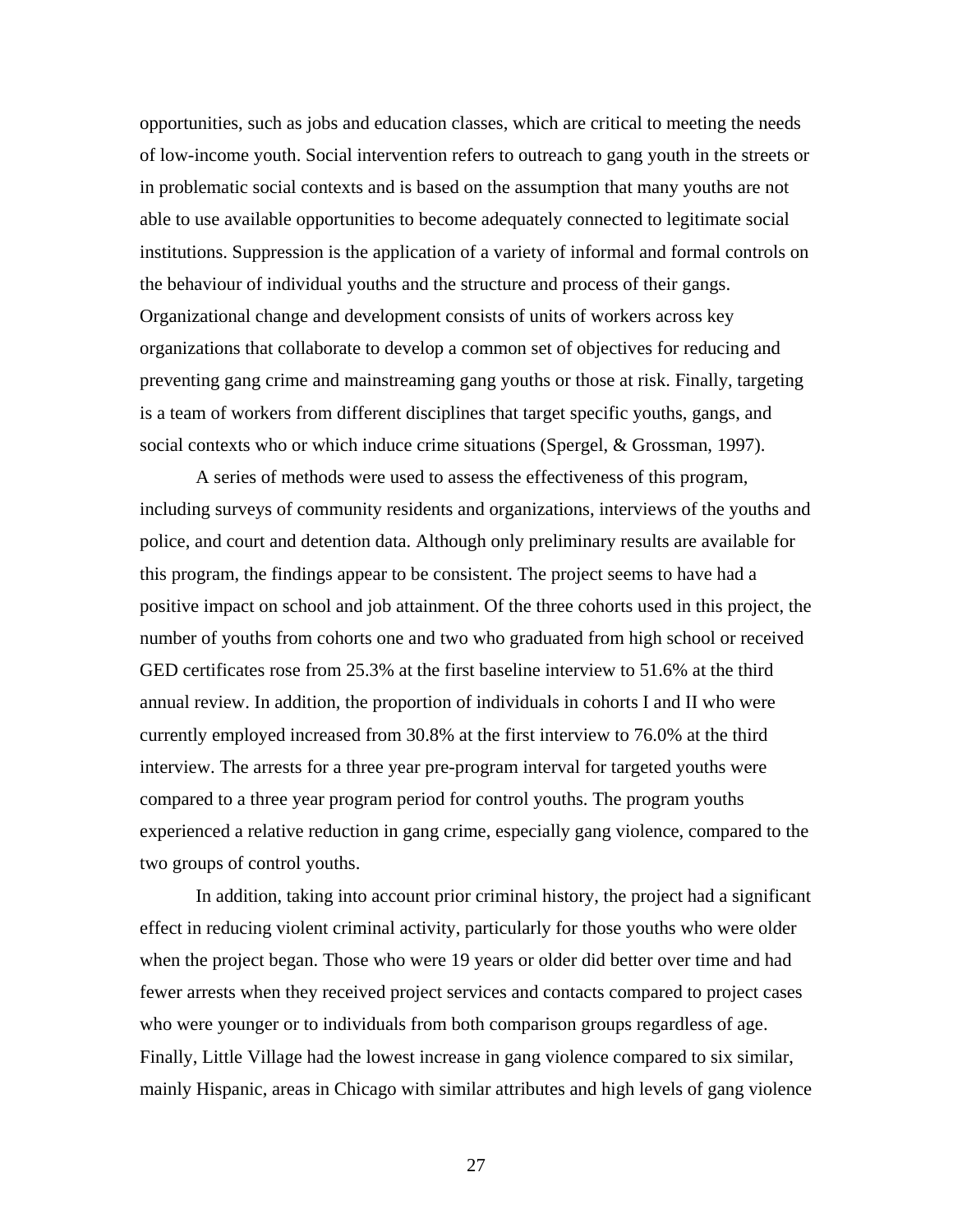opportunities, such as jobs and education classes, which are critical to meeting the needs of low-income youth. Social intervention refers to outreach to gang youth in the streets or in problematic social contexts and is based on the assumption that many youths are not able to use available opportunities to become adequately connected to legitimate social institutions. Suppression is the application of a variety of informal and formal controls on the behaviour of individual youths and the structure and process of their gangs. Organizational change and development consists of units of workers across key organizations that collaborate to develop a common set of objectives for reducing and preventing gang crime and mainstreaming gang youths or those at risk. Finally, targeting is a team of workers from different disciplines that target specific youths, gangs, and social contexts who or which induce crime situations (Spergel, & Grossman, 1997).

A series of methods were used to assess the effectiveness of this program, including surveys of community residents and organizations, interviews of the youths and police, and court and detention data. Although only preliminary results are available for this program, the findings appear to be consistent. The project seems to have had a positive impact on school and job attainment. Of the three cohorts used in this project, the number of youths from cohorts one and two who graduated from high school or received GED certificates rose from 25.3% at the first baseline interview to 51.6% at the third annual review. In addition, the proportion of individuals in cohorts I and II who were currently employed increased from 30.8% at the first interview to 76.0% at the third interview. The arrests for a three year pre-program interval for targeted youths were compared to a three year program period for control youths. The program youths experienced a relative reduction in gang crime, especially gang violence, compared to the two groups of control youths.

In addition, taking into account prior criminal history, the project had a significant effect in reducing violent criminal activity, particularly for those youths who were older when the project began. Those who were 19 years or older did better over time and had fewer arrests when they received project services and contacts compared to project cases who were younger or to individuals from both comparison groups regardless of age. Finally, Little Village had the lowest increase in gang violence compared to six similar, mainly Hispanic, areas in Chicago with similar attributes and high levels of gang violence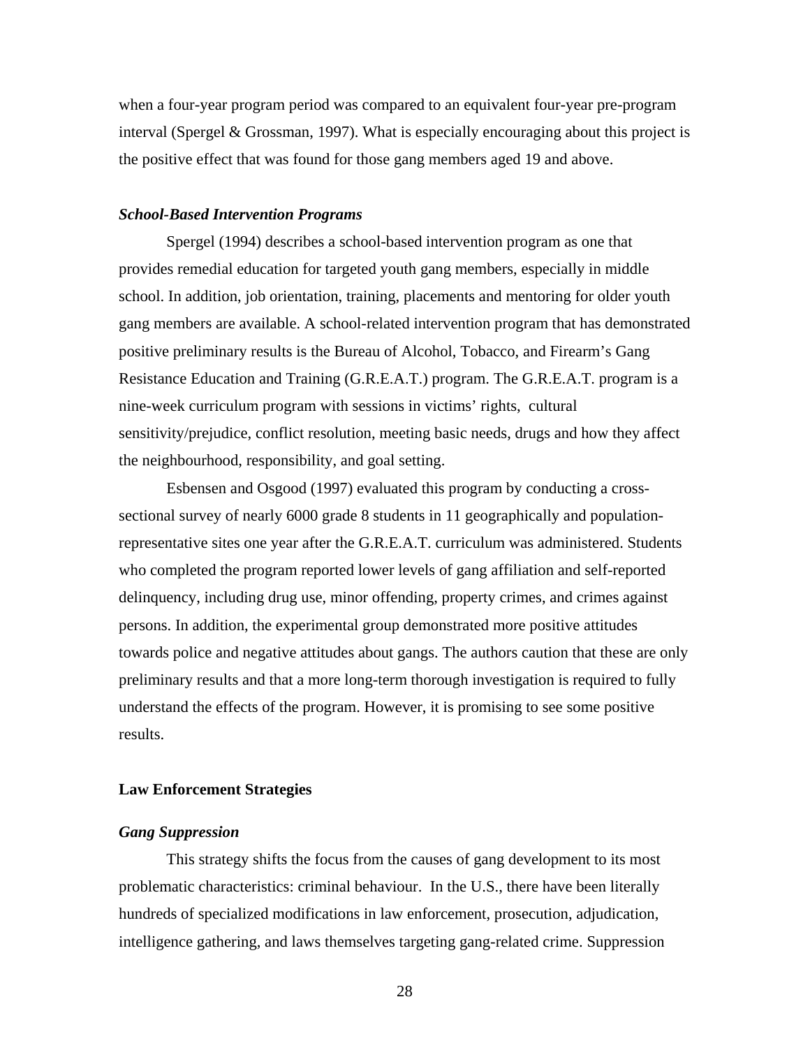when a four-year program period was compared to an equivalent four-year pre-program interval (Spergel & Grossman, 1997). What is especially encouraging about this project is the positive effect that was found for those gang members aged 19 and above.

### *School-Based Intervention Programs*

Spergel (1994) describes a school-based intervention program as one that provides remedial education for targeted youth gang members, especially in middle school. In addition, job orientation, training, placements and mentoring for older youth gang members are available. A school-related intervention program that has demonstrated positive preliminary results is the Bureau of Alcohol, Tobacco, and Firearm's Gang Resistance Education and Training (G.R.E.A.T.) program. The G.R.E.A.T. program is a nine-week curriculum program with sessions in victims' rights, cultural sensitivity/prejudice, conflict resolution, meeting basic needs, drugs and how they affect the neighbourhood, responsibility, and goal setting.

Esbensen and Osgood (1997) evaluated this program by conducting a cross-sectional survey of nearly 6000 grade 8 students in 11 geographically and population-representative sites one year after the G.R.E.A.T. curriculum was administered. Students who completed the program reported lower levels of gang affiliation and self-reported delinquency, including drug use, minor offending, property crimes, and crimes against persons. In addition, the experimental group demonstrated more positive attitudes towards police and negative attitudes about gangs. The authors caution that these are only preliminary results and that a more long-term thorough investigation is required to fully understand the effects of the program. However, it is promising to see some positive results.

## Law Enforcement Strategies

### *Gang Suppression*

This strategy shifts the focus from the causes of gang development to its most problematic characteristics: criminal behaviour. In the U.S., there have been literally hundreds of specialized modifications in law enforcement, prosecution, adjudication, intelligence gathering, and laws themselves targeting gang-related crime. Suppression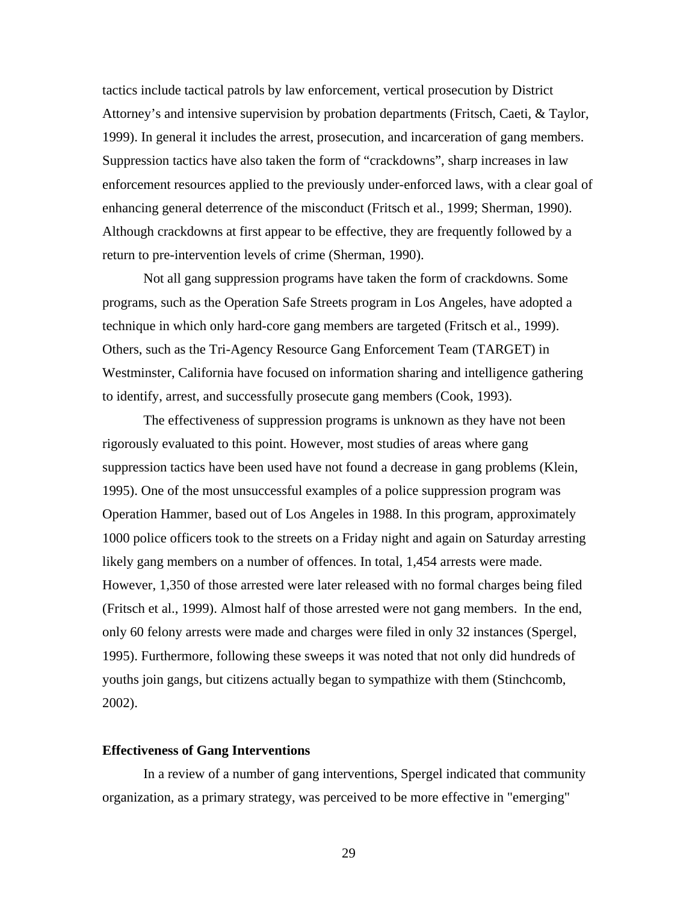tactics include tactical patrols by law enforcement, vertical prosecution by District Attorney's and intensive supervision by probation departments (Fritsch, Caeti, & Taylor, 1999). In general it includes the arrest, prosecution, and incarceration of gang members. Suppression tactics have also taken the form of "crackdowns", sharp increases in law enforcement resources applied to the previously under-enforced laws, with a clear goal of enhancing general deterrence of the misconduct (Fritsch et al., 1999; Sherman, 1990). Although crackdowns at first appear to be effective, they are frequently followed by a return to pre-intervention levels of crime (Sherman, 1990).

Not all gang suppression programs have taken the form of crackdowns. Some programs, such as the Operation Safe Streets program in Los Angeles, have adopted a technique in which only hard-core gang members are targeted (Fritsch et al., 1999). Others, such as the Tri-Agency Resource Gang Enforcement Team (TARGET) in Westminster, California have focused on information sharing and intelligence gathering to identify, arrest, and successfully prosecute gang members (Cook, 1993).

The effectiveness of suppression programs is unknown as they have not been rigorously evaluated to this point. However, most studies of areas where gang suppression tactics have been used have not found a decrease in gang problems (Klein, 1995). One of the most unsuccessful examples of a police suppression program was Operation Hammer, based out of Los Angeles in 1988. In this program, approximately 1000 police officers took to the streets on a Friday night and again on Saturday arresting likely gang members on a number of offences. In total, 1,454 arrests were made. However, 1,350 of those arrested were later released with no formal charges being filed (Fritsch et al., 1999). Almost half of those arrested were not gang members. In the end, only 60 felony arrests were made and charges were filed in only 32 instances (Spergel, 1995). Furthermore, following these sweeps it was noted that not only did hundreds of youths join gangs, but citizens actually began to sympathize with them (Stinchcomb, 2002).

**Effectiveness of Gang Interventions**

In a review of a number of gang interventions, Spergel indicated that community organization, as a primary strategy, was perceived to be more effective in "emerging"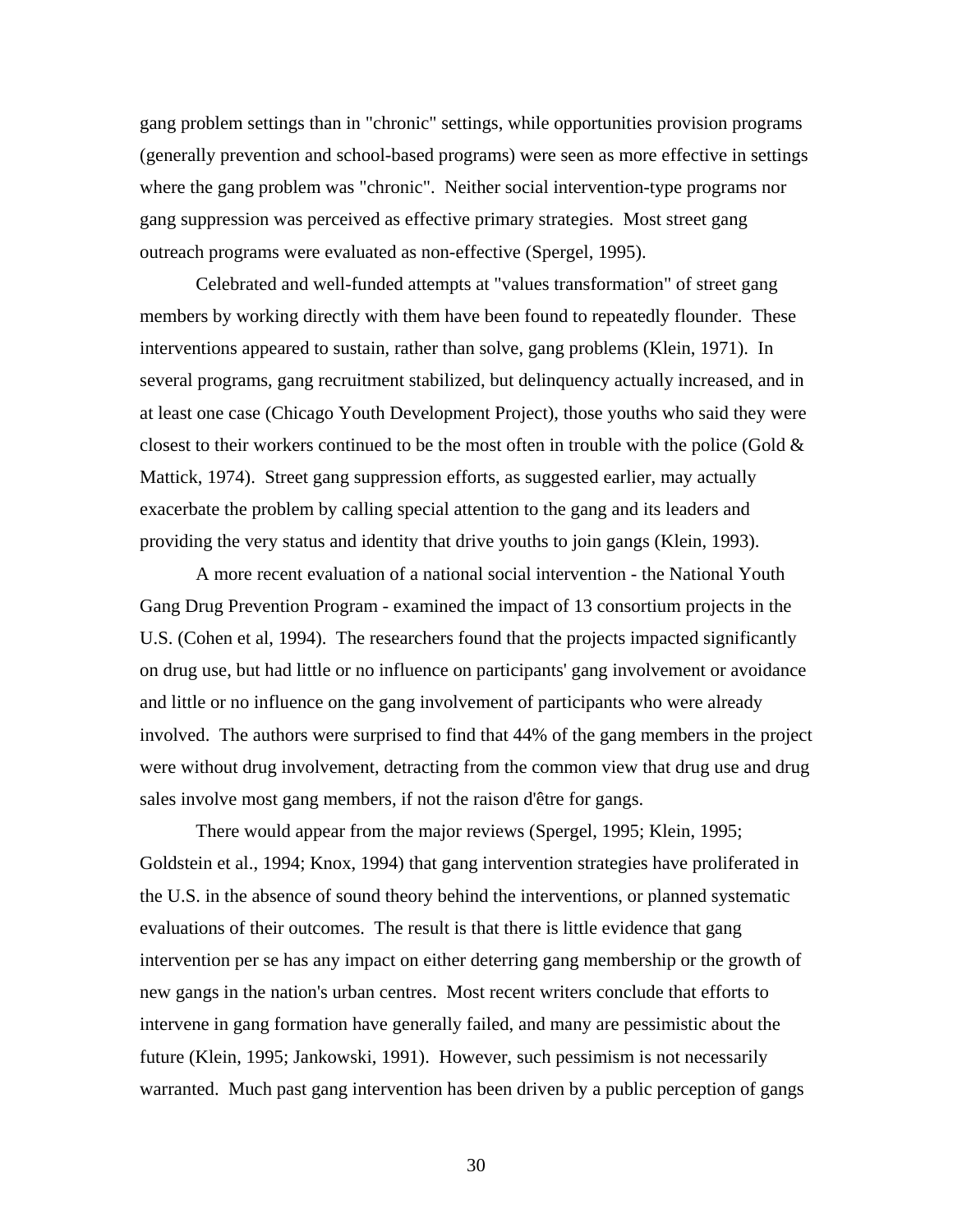gang problem settings than in "chronic" settings, while opportunities provision programs (generally prevention and school-based programs) were seen as more effective in settings where the gang problem was "chronic". Neither social intervention-type programs nor gang suppression was perceived as effective primary strategies. Most street gang outreach programs were evaluated as non-effective (Spergel, 1995).

Celebrated and well-funded attempts at "values transformation" of street gang members by working directly with them have been found to repeatedly flounder. These interventions appeared to sustain, rather than solve, gang problems (Klein, 1971). In several programs, gang recruitment stabilized, but delinquency actually increased, and in at least one case (Chicago Youth Development Project), those youths who said they were closest to their workers continued to be the most often in trouble with the police (Gold & Mattick, 1974). Street gang suppression efforts, as suggested earlier, may actually exacerbate the problem by calling special attention to the gang and its leaders and providing the very status and identity that drive youths to join gangs (Klein, 1993).

A more recent evaluation of a national social intervention - the National Youth Gang Drug Prevention Program - examined the impact of 13 consortium projects in the U.S. (Cohen et al, 1994). The researchers found that the projects impacted significantly on drug use, but had little or no influence on participants' gang involvement or avoidance and little or no influence on the gang involvement of participants who were already involved. The authors were surprised to find that 44% of the gang members in the project were without drug involvement, detracting from the common view that drug use and drug sales involve most gang members, if not the raison d'être for gangs.

There would appear from the major reviews (Spergel, 1995; Klein, 1995; Goldstein et al., 1994; Knox, 1994) that gang intervention strategies have proliferated in the U.S. in the absence of sound theory behind the interventions, or planned systematic evaluations of their outcomes. The result is that there is little evidence that gang intervention per se has any impact on either deterring gang membership or the growth of new gangs in the nation's urban centres. Most recent writers conclude that efforts to intervene in gang formation have generally failed, and many are pessimistic about the future (Klein, 1995; Jankowski, 1991). However, such pessimism is not necessarily warranted. Much past gang intervention has been driven by a public perception of gangs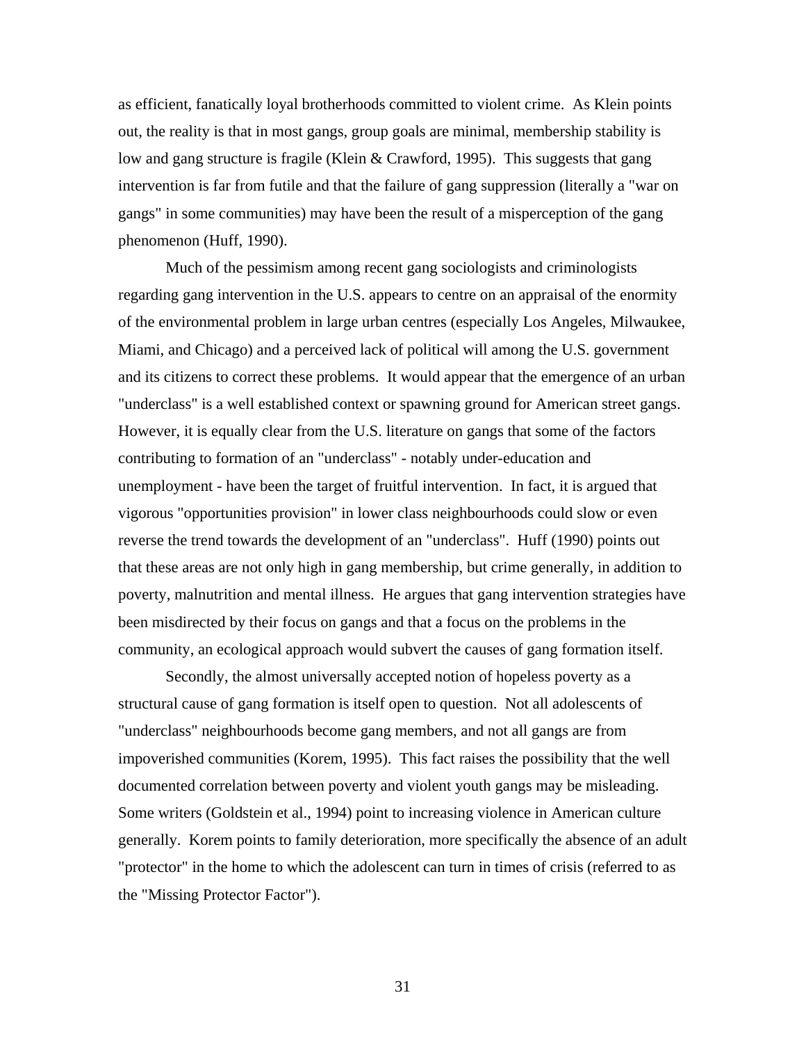as efficient, fanatically loyal brotherhoods committed to violent crime. As Klein points out, the reality is that in most gangs, group goals are minimal, membership stability is low and gang structure is fragile (Klein & Crawford, 1995). This suggests that gang intervention is far from futile and that the failure of gang suppression (literally a "war on gangs" in some communities) may have been the result of a misperception of the gang phenomenon (Huff, 1990).

Much of the pessimism among recent gang sociologists and criminologists regarding gang intervention in the U.S. appears to centre on an appraisal of the enormity of the environmental problem in large urban centres (especially Los Angeles, Milwaukee, Miami, and Chicago) and a perceived lack of political will among the U.S. government and its citizens to correct these problems. It would appear that the emergence of an urban "underclass" is a well established context or spawning ground for American street gangs. However, it is equally clear from the U.S. literature on gangs that some of the factors contributing to formation of an "underclass" - notably under-education and unemployment - have been the target of fruitful intervention. In fact, it is argued that vigorous "opportunities provision" in lower class neighbourhoods could slow or even reverse the trend towards the development of an "underclass". Huff (1990) points out that these areas are not only high in gang membership, but crime generally, in addition to poverty, malnutrition and mental illness. He argues that gang intervention strategies have been misdirected by their focus on gangs and that a focus on the problems in the community, an ecological approach would subvert the causes of gang formation itself.

Secondly, the almost universally accepted notion of hopeless poverty as a structural cause of gang formation is itself open to question. Not all adolescents of "underclass" neighbourhoods become gang members, and not all gangs are from impoverished communities (Korem, 1995). This fact raises the possibility that the well documented correlation between poverty and violent youth gangs may be misleading. Some writers (Goldstein et al., 1994) point to increasing violence in American culture generally. Korem points to family deterioration, more specifically the absence of an adult "protector" in the home to which the adolescent can turn in times of crisis (referred to as the "Missing Protector Factor").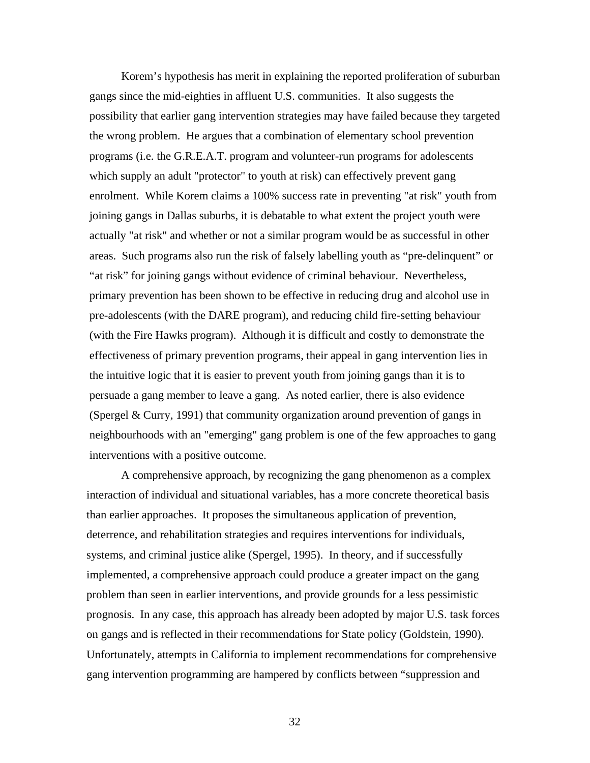Korem's hypothesis has merit in explaining the reported proliferation of suburban gangs since the mid-eighties in affluent U.S. communities. It also suggests the possibility that earlier gang intervention strategies may have failed because they targeted the wrong problem. He argues that a combination of elementary school prevention programs (i.e. the G.R.E.A.T. program and volunteer-run programs for adolescents which supply an adult "protector" to youth at risk) can effectively prevent gang enrolment. While Korem claims a 100% success rate in preventing "at risk" youth from joining gangs in Dallas suburbs, it is debatable to what extent the project youth were actually "at risk" and whether or not a similar program would be as successful in other areas. Such programs also run the risk of falsely labelling youth as "pre-delinquent" or "at risk" for joining gangs without evidence of criminal behaviour. Nevertheless, primary prevention has been shown to be effective in reducing drug and alcohol use in pre-adolescents (with the DARE program), and reducing child fire-setting behaviour (with the Fire Hawks program). Although it is difficult and costly to demonstrate the effectiveness of primary prevention programs, their appeal in gang intervention lies in the intuitive logic that it is easier to prevent youth from joining gangs than it is to persuade a gang member to leave a gang. As noted earlier, there is also evidence (Spergel & Curry, 1991) that community organization around prevention of gangs in neighbourhoods with an "emerging" gang problem is one of the few approaches to gang interventions with a positive outcome.

A comprehensive approach, by recognizing the gang phenomenon as a complex interaction of individual and situational variables, has a more concrete theoretical basis than earlier approaches. It proposes the simultaneous application of prevention, deterrence, and rehabilitation strategies and requires interventions for individuals, systems, and criminal justice alike (Spergel, 1995). In theory, and if successfully implemented, a comprehensive approach could produce a greater impact on the gang problem than seen in earlier interventions, and provide grounds for a less pessimistic prognosis. In any case, this approach has already been adopted by major U.S. task forces on gangs and is reflected in their recommendations for State policy (Goldstein, 1990). Unfortunately, attempts in California to implement recommendations for comprehensive gang intervention programming are hampered by conflicts between "suppression and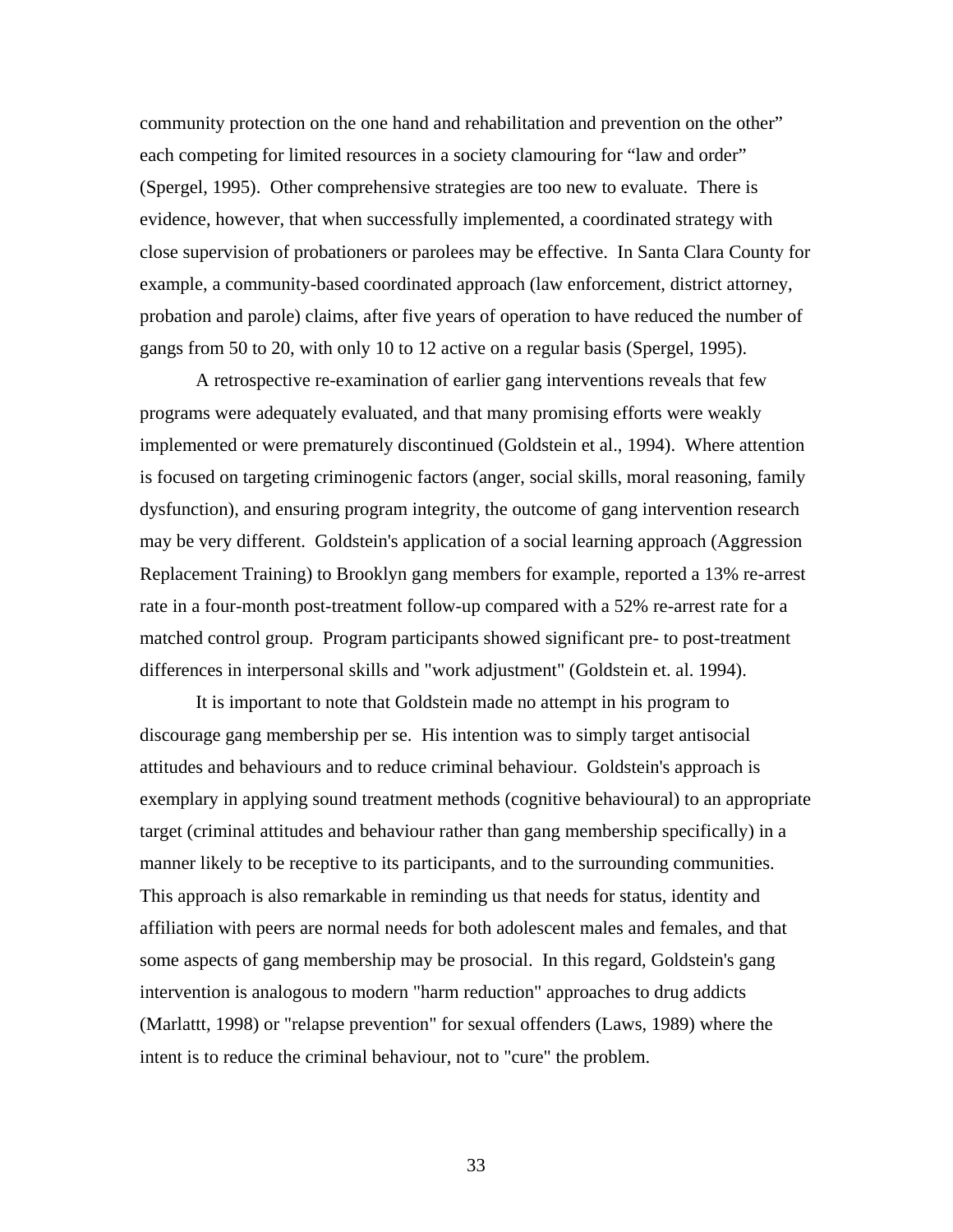community protection on the one hand and rehabilitation and prevention on the other" each competing for limited resources in a society clamouring for "law and order" (Spergel, 1995). Other comprehensive strategies are too new to evaluate. There is evidence, however, that when successfully implemented, a coordinated strategy with close supervision of probationers or parolees may be effective. In Santa Clara County for example, a community-based coordinated approach (law enforcement, district attorney, probation and parole) claims, after five years of operation to have reduced the number of gangs from 50 to 20, with only 10 to 12 active on a regular basis (Spergel, 1995).

A retrospective re-examination of earlier gang interventions reveals that few programs were adequately evaluated, and that many promising efforts were weakly implemented or were prematurely discontinued (Goldstein et al., 1994). Where attention is focused on targeting criminogenic factors (anger, social skills, moral reasoning, family dysfunction), and ensuring program integrity, the outcome of gang intervention research may be very different. Goldstein's application of a social learning approach (Aggression Replacement Training) to Brooklyn gang members for example, reported a 13% re-arrest rate in a four-month post-treatment follow-up compared with a 52% re-arrest rate for a matched control group. Program participants showed significant pre- to post-treatment differences in interpersonal skills and "work adjustment" (Goldstein et. al. 1994).

It is important to note that Goldstein made no attempt in his program to discourage gang membership per se. His intention was to simply target antisocial attitudes and behaviours and to reduce criminal behaviour. Goldstein's approach is exemplary in applying sound treatment methods (cognitive behavioural) to an appropriate target (criminal attitudes and behaviour rather than gang membership specifically) in a manner likely to be receptive to its participants, and to the surrounding communities. This approach is also remarkable in reminding us that needs for status, identity and affiliation with peers are normal needs for both adolescent males and females, and that some aspects of gang membership may be prosocial. In this regard, Goldstein's gang intervention is analogous to modern "harm reduction" approaches to drug addicts (Marlattt, 1998) or "relapse prevention" for sexual offenders (Laws, 1989) where the intent is to reduce the criminal behaviour, not to "cure" the problem.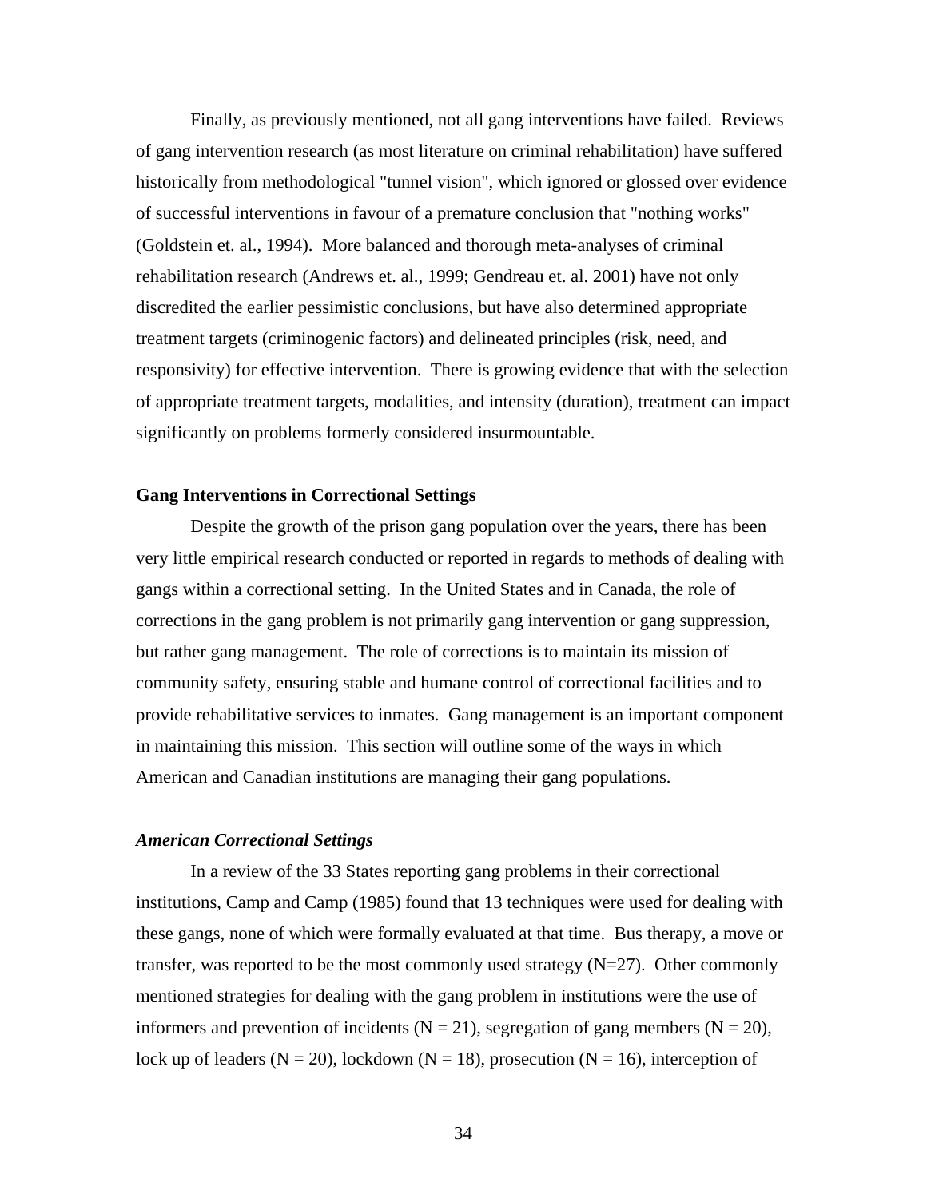Finally, as previously mentioned, not all gang interventions have failed. Reviews of gang intervention research (as most literature on criminal rehabilitation) have suffered historically from methodological "tunnel vision", which ignored or glossed over evidence of successful interventions in favour of a premature conclusion that "nothing works" (Goldstein et. al., 1994). More balanced and thorough meta-analyses of criminal rehabilitation research (Andrews et. al., 1999; Gendreau et. al. 2001) have not only discredited the earlier pessimistic conclusions, but have also determined appropriate treatment targets (criminogenic factors) and delineated principles (risk, need, and responsivity) for effective intervention. There is growing evidence that with the selection of appropriate treatment targets, modalities, and intensity (duration), treatment can impact significantly on problems formerly considered insurmountable.

### Gang Interventions in Correctional Settings

Despite the growth of the prison gang population over the years, there has been very little empirical research conducted or reported in regards to methods of dealing with gangs within a correctional setting. In the United States and in Canada, the role of corrections in the gang problem is not primarily gang intervention or gang suppression, but rather gang management. The role of corrections is to maintain its mission of community safety, ensuring stable and humane control of correctional facilities and to provide rehabilitative services to inmates. Gang management is an important component in maintaining this mission. This section will outline some of the ways in which American and Canadian institutions are managing their gang populations.

#### *American Correctional Settings*

In a review of the 33 States reporting gang problems in their correctional institutions, Camp and Camp (1985) found that 13 techniques were used for dealing with these gangs, none of which were formally evaluated at that time. Bus therapy, a move or transfer, was reported to be the most commonly used strategy (N=27). Other commonly mentioned strategies for dealing with the gang problem in institutions were the use of informers and prevention of incidents (N = 21), segregation of gang members (N = 20), lock up of leaders (N = 20), lockdown (N = 18), prosecution (N = 16), interception of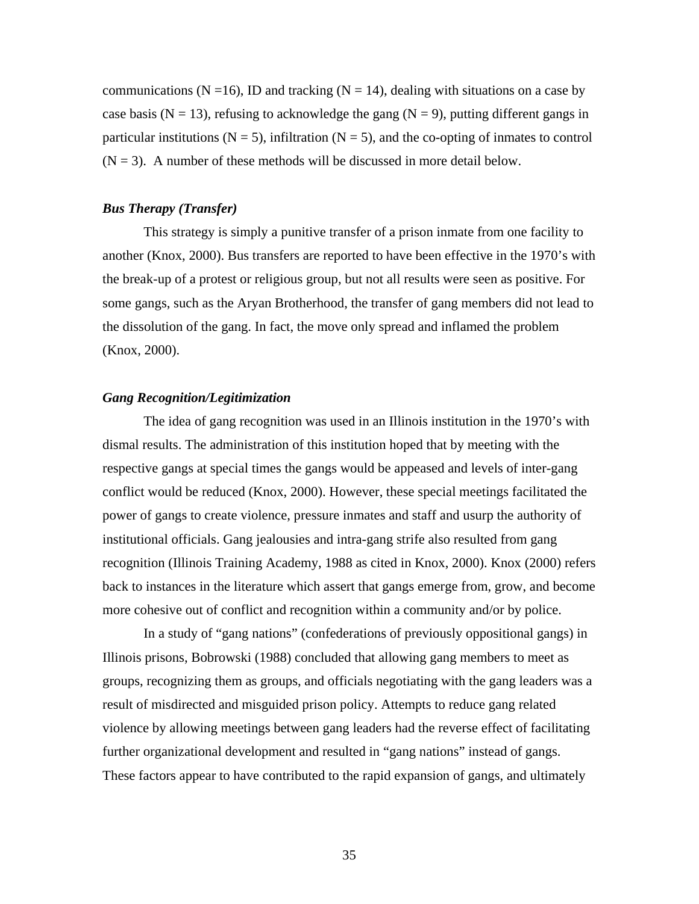communications ($N = 16$), ID and tracking ($N = 14$), dealing with situations on a case by case basis ($N = 13$), refusing to acknowledge the gang ($N = 9$), putting different gangs in particular institutions ($N = 5$), infiltration ($N = 5$), and the co-opting of inmates to control ($N = 3$). A number of these methods will be discussed in more detail below.

### *Bus Therapy (Transfer)*

This strategy is simply a punitive transfer of a prison inmate from one facility to another (Knox, 2000). Bus transfers are reported to have been effective in the 1970's with the break-up of a protest or religious group, but not all results were seen as positive. For some gangs, such as the Aryan Brotherhood, the transfer of gang members did not lead to the dissolution of the gang. In fact, the move only spread and inflamed the problem (Knox, 2000).

### *Gang Recognition/Legitimization*

The idea of gang recognition was used in an Illinois institution in the 1970's with dismal results. The administration of this institution hoped that by meeting with the respective gangs at special times the gangs would be appeased and levels of inter-gang conflict would be reduced (Knox, 2000). However, these special meetings facilitated the power of gangs to create violence, pressure inmates and staff and usurp the authority of institutional officials. Gang jealousies and intra-gang strife also resulted from gang recognition (Illinois Training Academy, 1988 as cited in Knox, 2000). Knox (2000) refers back to instances in the literature which assert that gangs emerge from, grow, and become more cohesive out of conflict and recognition within a community and/or by police.

In a study of "gang nations" (confederations of previously oppositional gangs) in Illinois prisons, Bobrowski (1988) concluded that allowing gang members to meet as groups, recognizing them as groups, and officials negotiating with the gang leaders was a result of misdirected and misguided prison policy. Attempts to reduce gang related violence by allowing meetings between gang leaders had the reverse effect of facilitating further organizational development and resulted in "gang nations" instead of gangs. These factors appear to have contributed to the rapid expansion of gangs, and ultimately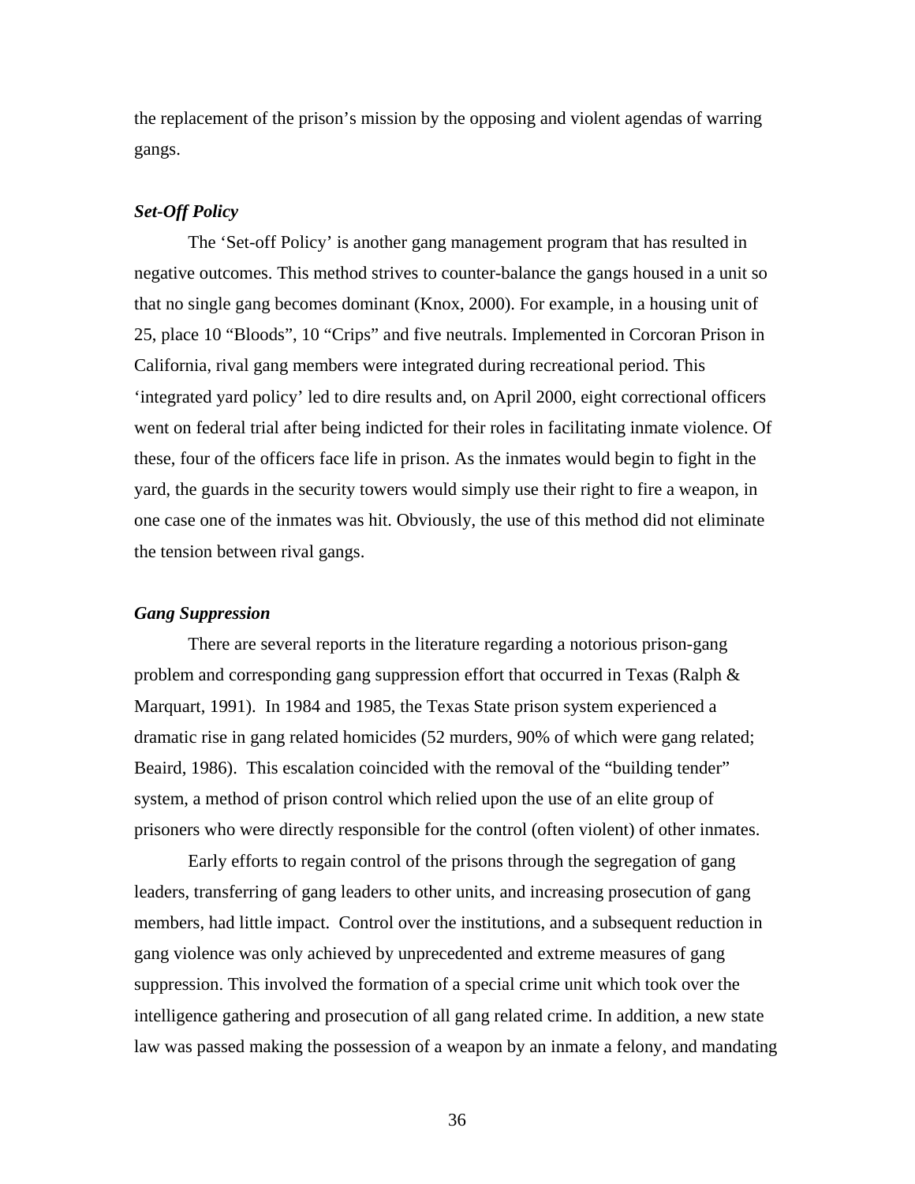the replacement of the prison's mission by the opposing and violent agendas of warring gangs.

### *Set-Off Policy*

The 'Set-off Policy' is another gang management program that has resulted in negative outcomes. This method strives to counter-balance the gangs housed in a unit so that no single gang becomes dominant (Knox, 2000). For example, in a housing unit of 25, place 10 "Bloods", 10 "Crips" and five neutrals. Implemented in Corcoran Prison in California, rival gang members were integrated during recreational period. This 'integrated yard policy' led to dire results and, on April 2000, eight correctional officers went on federal trial after being indicted for their roles in facilitating inmate violence. Of these, four of the officers face life in prison. As the inmates would begin to fight in the yard, the guards in the security towers would simply use their right to fire a weapon, in one case one of the inmates was hit. Obviously, the use of this method did not eliminate the tension between rival gangs.

### *Gang Suppression*

There are several reports in the literature regarding a notorious prison-gang problem and corresponding gang suppression effort that occurred in Texas (Ralph & Marquart, 1991). In 1984 and 1985, the Texas State prison system experienced a dramatic rise in gang related homicides (52 murders, 90% of which were gang related; Beaird, 1986). This escalation coincided with the removal of the "building tender" system, a method of prison control which relied upon the use of an elite group of prisoners who were directly responsible for the control (often violent) of other inmates.

Early efforts to regain control of the prisons through the segregation of gang leaders, transferring of gang leaders to other units, and increasing prosecution of gang members, had little impact. Control over the institutions, and a subsequent reduction in gang violence was only achieved by unprecedented and extreme measures of gang suppression. This involved the formation of a special crime unit which took over the intelligence gathering and prosecution of all gang related crime. In addition, a new state law was passed making the possession of a weapon by an inmate a felony, and mandating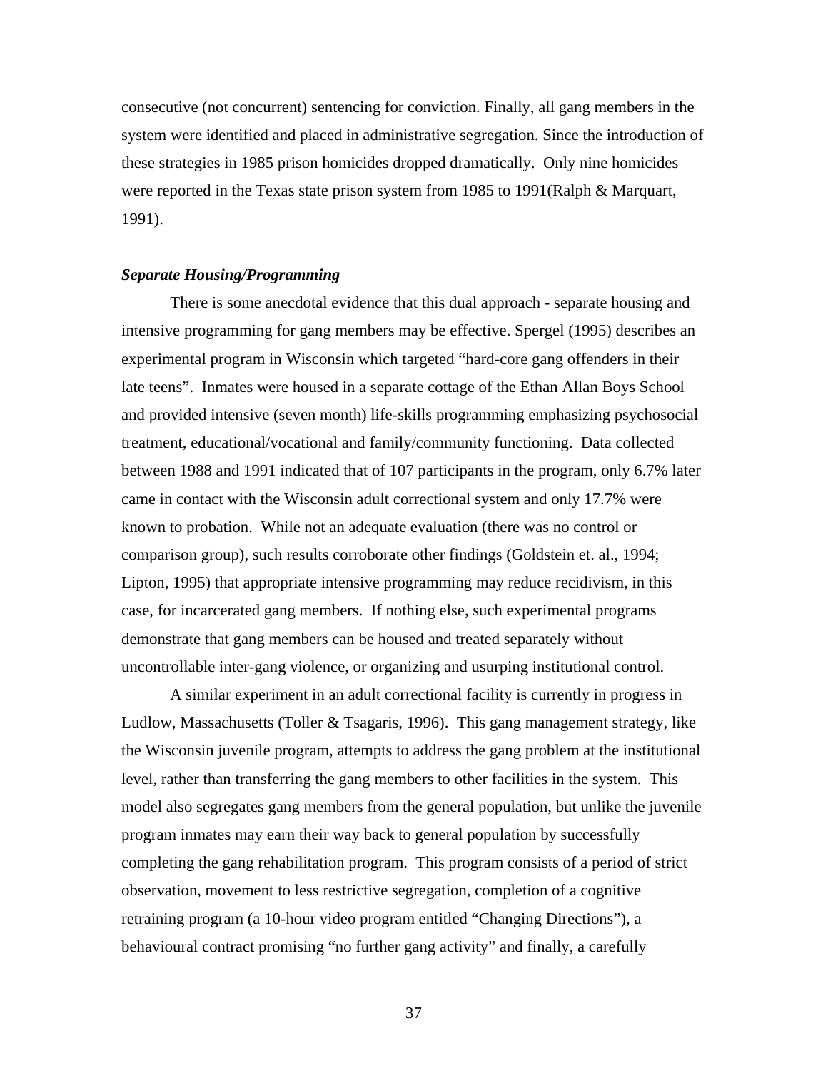consecutive (not concurrent) sentencing for conviction. Finally, all gang members in the system were identified and placed in administrative segregation. Since the introduction of these strategies in 1985 prison homicides dropped dramatically. Only nine homicides were reported in the Texas state prison system from 1985 to 1991(Ralph & Marquart, 1991).

### *Separate Housing/Programming*

There is some anecdotal evidence that this dual approach - separate housing and intensive programming for gang members may be effective. Spergel (1995) describes an experimental program in Wisconsin which targeted "hard-core gang offenders in their late teens". Inmates were housed in a separate cottage of the Ethan Allan Boys School and provided intensive (seven month) life-skills programming emphasizing psychosocial treatment, educational/vocational and family/community functioning. Data collected between 1988 and 1991 indicated that of 107 participants in the program, only 6.7% later came in contact with the Wisconsin adult correctional system and only 17.7% were known to probation. While not an adequate evaluation (there was no control or comparison group), such results corroborate other findings (Goldstein et. al., 1994; Lipton, 1995) that appropriate intensive programming may reduce recidivism, in this case, for incarcerated gang members. If nothing else, such experimental programs demonstrate that gang members can be housed and treated separately without uncontrollable inter-gang violence, or organizing and usurping institutional control.

A similar experiment in an adult correctional facility is currently in progress in Ludlow, Massachusetts (Toller & Tsagaris, 1996). This gang management strategy, like the Wisconsin juvenile program, attempts to address the gang problem at the institutional level, rather than transferring the gang members to other facilities in the system. This model also segregates gang members from the general population, but unlike the juvenile program inmates may earn their way back to general population by successfully completing the gang rehabilitation program. This program consists of a period of strict observation, movement to less restrictive segregation, completion of a cognitive retraining program (a 10-hour video program entitled "Changing Directions"), a behavioural contract promising "no further gang activity" and finally, a carefully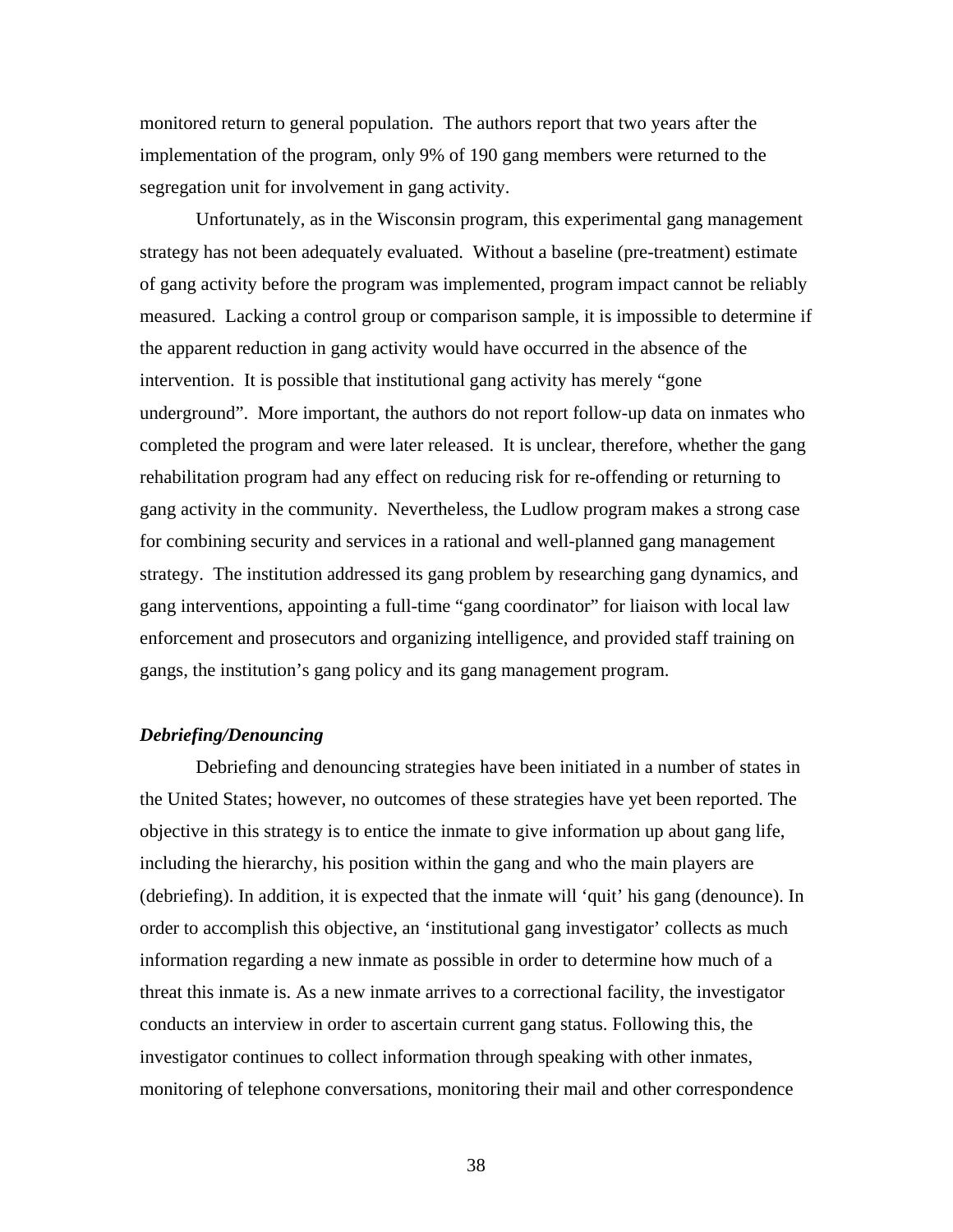monitored return to general population. The authors report that two years after the implementation of the program, only 9% of 190 gang members were returned to the segregation unit for involvement in gang activity.

Unfortunately, as in the Wisconsin program, this experimental gang management strategy has not been adequately evaluated. Without a baseline (pre-treatment) estimate of gang activity before the program was implemented, program impact cannot be reliably measured. Lacking a control group or comparison sample, it is impossible to determine if the apparent reduction in gang activity would have occurred in the absence of the intervention. It is possible that institutional gang activity has merely "gone underground". More important, the authors do not report follow-up data on inmates who completed the program and were later released. It is unclear, therefore, whether the gang rehabilitation program had any effect on reducing risk for re-offending or returning to gang activity in the community. Nevertheless, the Ludlow program makes a strong case for combining security and services in a rational and well-planned gang management strategy. The institution addressed its gang problem by researching gang dynamics, and gang interventions, appointing a full-time "gang coordinator" for liaison with local law enforcement and prosecutors and organizing intelligence, and provided staff training on gangs, the institution's gang policy and its gang management program.

***Debriefing/Denouncing***

Debriefing and denouncing strategies have been initiated in a number of states in the United States; however, no outcomes of these strategies have yet been reported. The objective in this strategy is to entice the inmate to give information up about gang life, including the hierarchy, his position within the gang and who the main players are (debriefing). In addition, it is expected that the inmate will 'quit' his gang (denounce). In order to accomplish this objective, an 'institutional gang investigator' collects as much information regarding a new inmate as possible in order to determine how much of a threat this inmate is. As a new inmate arrives to a correctional facility, the investigator conducts an interview in order to ascertain current gang status. Following this, the investigator continues to collect information through speaking with other inmates, monitoring of telephone conversations, monitoring their mail and other correspondence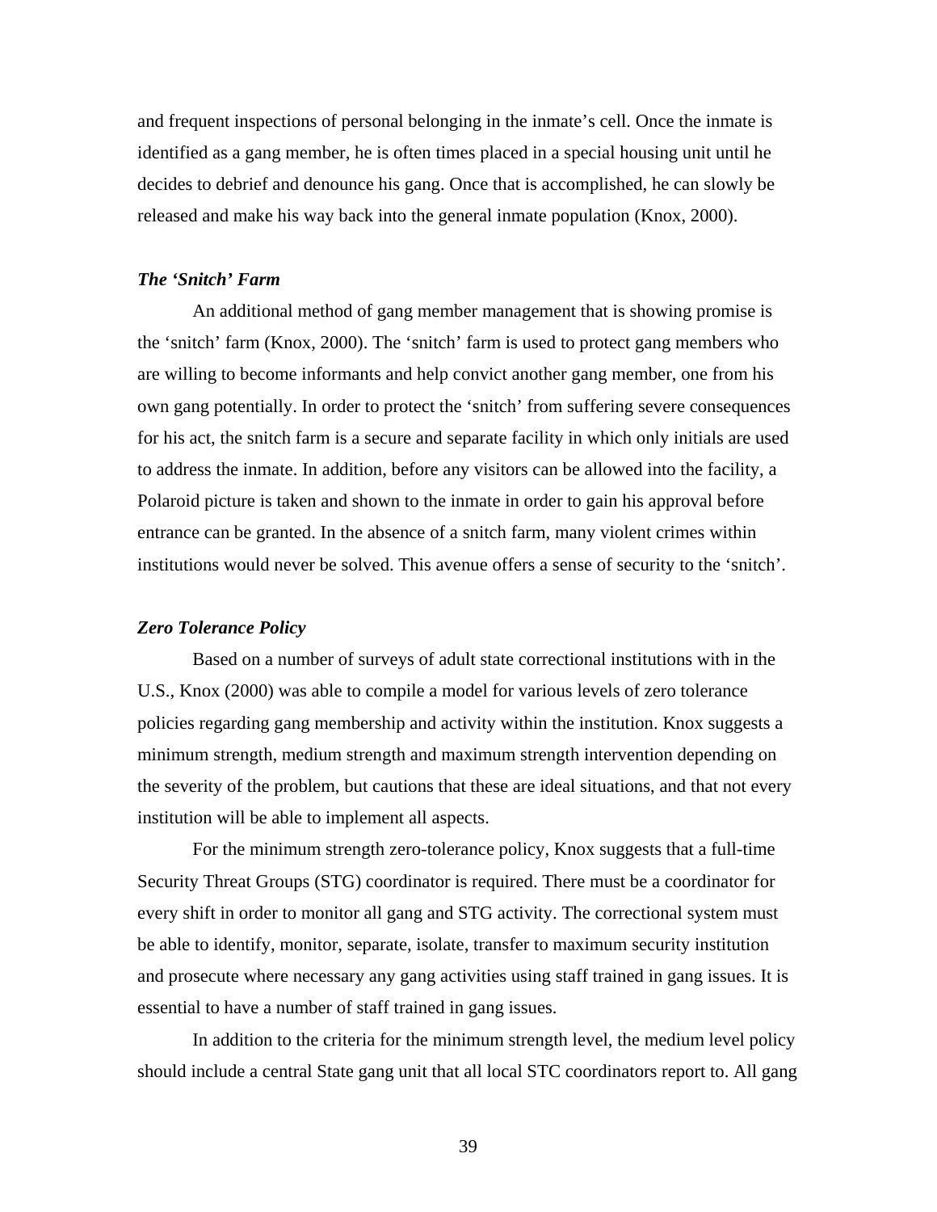and frequent inspections of personal belonging in the inmate's cell. Once the inmate is identified as a gang member, he is often times placed in a special housing unit until he decides to debrief and denounce his gang. Once that is accomplished, he can slowly be released and make his way back into the general inmate population (Knox, 2000).

### *The 'Snitch' Farm*

An additional method of gang member management that is showing promise is the 'snitch' farm (Knox, 2000). The 'snitch' farm is used to protect gang members who are willing to become informants and help convict another gang member, one from his own gang potentially. In order to protect the 'snitch' from suffering severe consequences for his act, the snitch farm is a secure and separate facility in which only initials are used to address the inmate. In addition, before any visitors can be allowed into the facility, a Polaroid picture is taken and shown to the inmate in order to gain his approval before entrance can be granted. In the absence of a snitch farm, many violent crimes within institutions would never be solved. This avenue offers a sense of security to the 'snitch'.

### *Zero Tolerance Policy*

Based on a number of surveys of adult state correctional institutions with in the U.S., Knox (2000) was able to compile a model for various levels of zero tolerance policies regarding gang membership and activity within the institution. Knox suggests a minimum strength, medium strength and maximum strength intervention depending on the severity of the problem, but cautions that these are ideal situations, and that not every institution will be able to implement all aspects.

For the minimum strength zero-tolerance policy, Knox suggests that a full-time Security Threat Groups (STG) coordinator is required. There must be a coordinator for every shift in order to monitor all gang and STG activity. The correctional system must be able to identify, monitor, separate, isolate, transfer to maximum security institution and prosecute where necessary any gang activities using staff trained in gang issues. It is essential to have a number of staff trained in gang issues.

In addition to the criteria for the minimum strength level, the medium level policy should include a central State gang unit that all local STC coordinators report to. All gang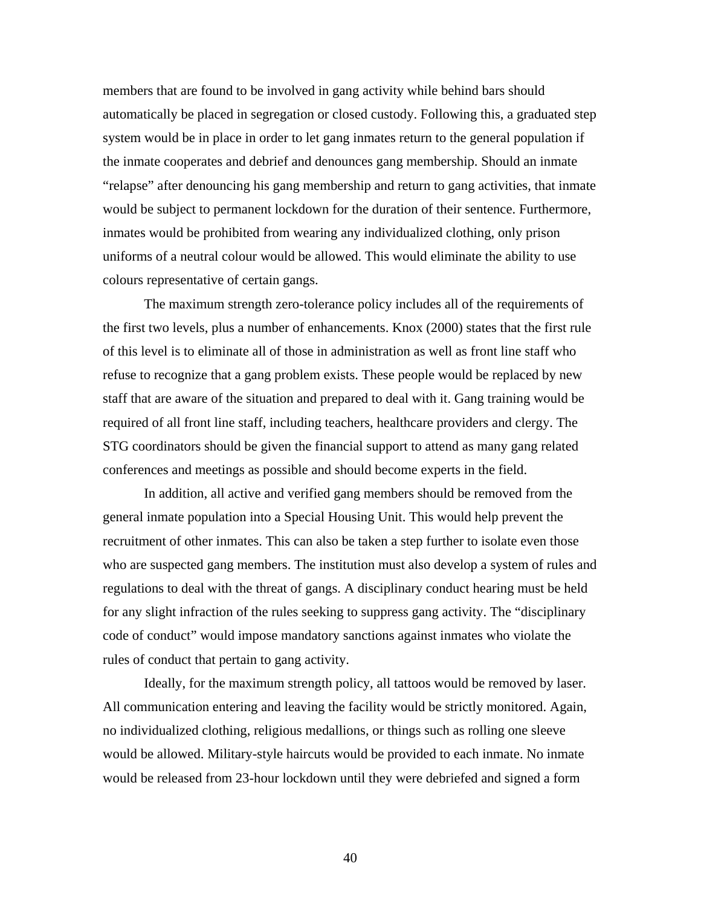members that are found to be involved in gang activity while behind bars should automatically be placed in segregation or closed custody. Following this, a graduated step system would be in place in order to let gang inmates return to the general population if the inmate cooperates and debrief and denounces gang membership. Should an inmate "relapse" after denouncing his gang membership and return to gang activities, that inmate would be subject to permanent lockdown for the duration of their sentence. Furthermore, inmates would be prohibited from wearing any individualized clothing, only prison uniforms of a neutral colour would be allowed. This would eliminate the ability to use colours representative of certain gangs.

The maximum strength zero-tolerance policy includes all of the requirements of the first two levels, plus a number of enhancements. Knox (2000) states that the first rule of this level is to eliminate all of those in administration as well as front line staff who refuse to recognize that a gang problem exists. These people would be replaced by new staff that are aware of the situation and prepared to deal with it. Gang training would be required of all front line staff, including teachers, healthcare providers and clergy. The STG coordinators should be given the financial support to attend as many gang related conferences and meetings as possible and should become experts in the field.

In addition, all active and verified gang members should be removed from the general inmate population into a Special Housing Unit. This would help prevent the recruitment of other inmates. This can also be taken a step further to isolate even those who are suspected gang members. The institution must also develop a system of rules and regulations to deal with the threat of gangs. A disciplinary conduct hearing must be held for any slight infraction of the rules seeking to suppress gang activity. The "disciplinary code of conduct" would impose mandatory sanctions against inmates who violate the rules of conduct that pertain to gang activity.

Ideally, for the maximum strength policy, all tattoos would be removed by laser. All communication entering and leaving the facility would be strictly monitored. Again, no individualized clothing, religious medallions, or things such as rolling one sleeve would be allowed. Military-style haircuts would be provided to each inmate. No inmate would be released from 23-hour lockdown until they were debriefed and signed a form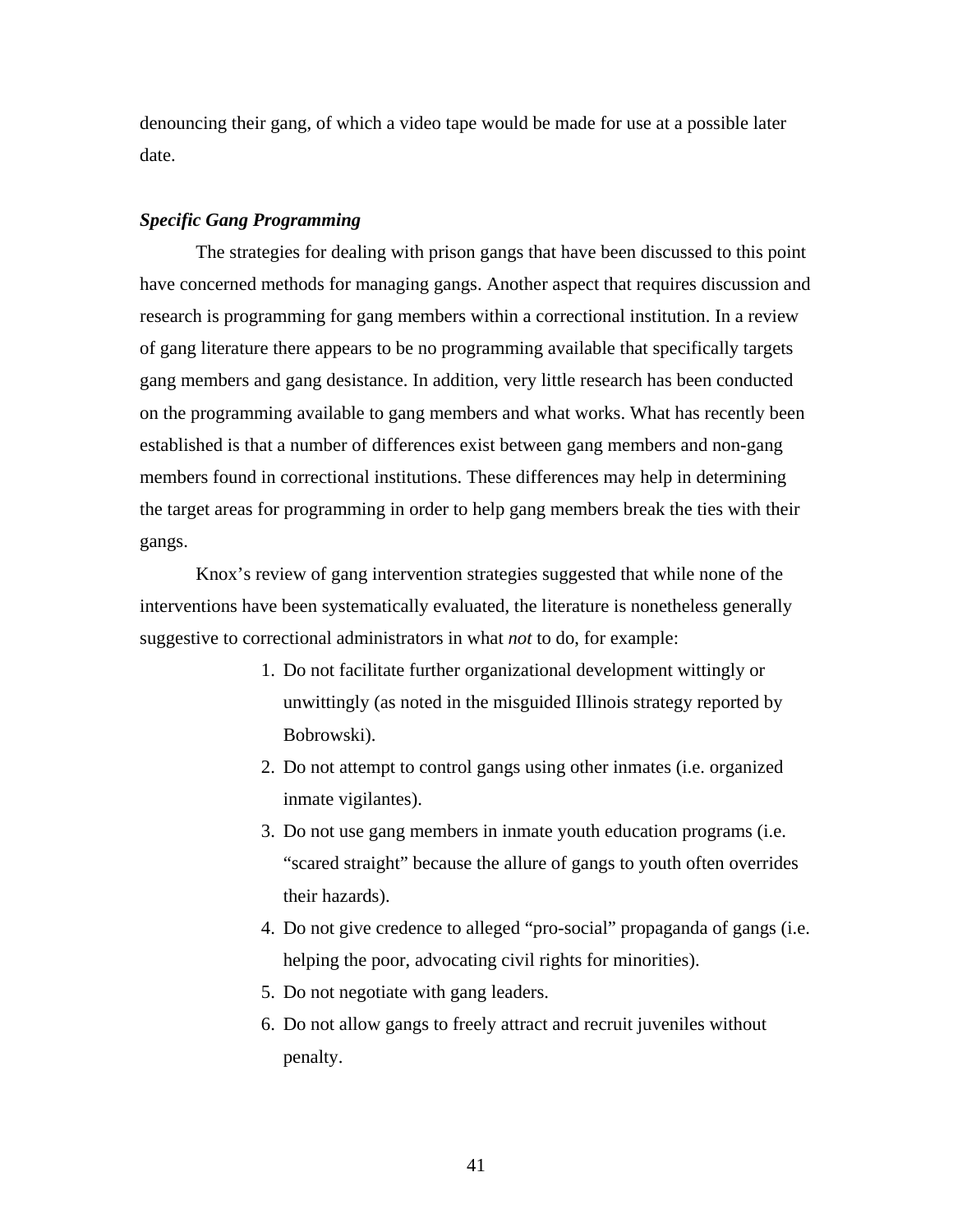denouncing their gang, of which a video tape would be made for use at a possible later date.

***Specific Gang Programming***

The strategies for dealing with prison gangs that have been discussed to this point have concerned methods for managing gangs. Another aspect that requires discussion and research is programming for gang members within a correctional institution. In a review of gang literature there appears to be no programming available that specifically targets gang members and gang desistance. In addition, very little research has been conducted on the programming available to gang members and what works. What has recently been established is that a number of differences exist between gang members and non-gang members found in correctional institutions. These differences may help in determining the target areas for programming in order to help gang members break the ties with their gangs.

Knox's review of gang intervention strategies suggested that while none of the interventions have been systematically evaluated, the literature is nonetheless generally suggestive to correctional administrators in what *not* to do, for example:

1. Do not facilitate further organizational development wittingly or unwittingly (as noted in the misguided Illinois strategy reported by Bobrowski).
2. Do not attempt to control gangs using other inmates (i.e. organized inmate vigilantes).
3. Do not use gang members in inmate youth education programs (i.e. "scared straight" because the allure of gangs to youth often overrides their hazards).
4. Do not give credence to alleged "pro-social" propaganda of gangs (i.e. helping the poor, advocating civil rights for minorities).
5. Do not negotiate with gang leaders.
6. Do not allow gangs to freely attract and recruit juveniles without penalty.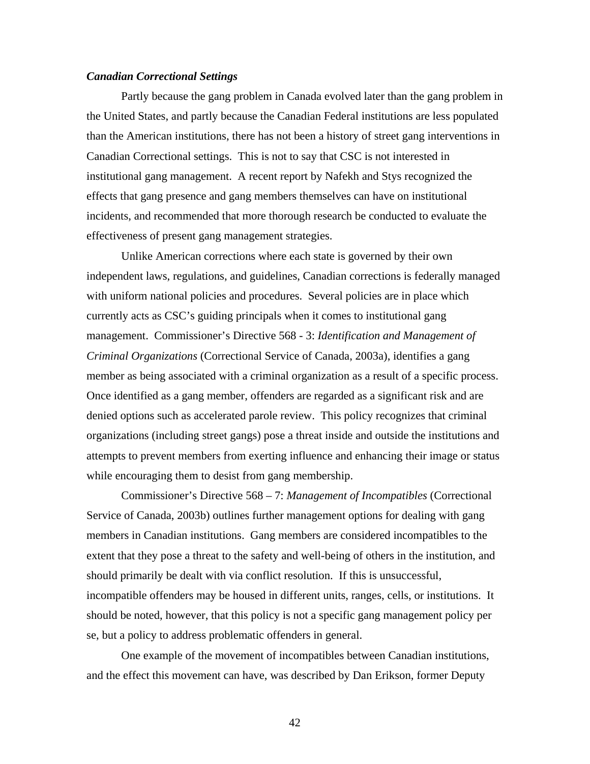### *Canadian Correctional Settings*

Partly because the gang problem in Canada evolved later than the gang problem in the United States, and partly because the Canadian Federal institutions are less populated than the American institutions, there has not been a history of street gang interventions in Canadian Correctional settings. This is not to say that CSC is not interested in institutional gang management. A recent report by Nafekh and Stys recognized the effects that gang presence and gang members themselves can have on institutional incidents, and recommended that more thorough research be conducted to evaluate the effectiveness of present gang management strategies.

Unlike American corrections where each state is governed by their own independent laws, regulations, and guidelines, Canadian corrections is federally managed with uniform national policies and procedures. Several policies are in place which currently acts as CSC's guiding principals when it comes to institutional gang management. Commissioner's Directive 568 - 3: *Identification and Management of Criminal Organizations* (Correctional Service of Canada, 2003a), identifies a gang member as being associated with a criminal organization as a result of a specific process. Once identified as a gang member, offenders are regarded as a significant risk and are denied options such as accelerated parole review. This policy recognizes that criminal organizations (including street gangs) pose a threat inside and outside the institutions and attempts to prevent members from exerting influence and enhancing their image or status while encouraging them to desist from gang membership.

Commissioner's Directive 568 – 7: *Management of Incompatibles* (Correctional Service of Canada, 2003b) outlines further management options for dealing with gang members in Canadian institutions. Gang members are considered incompatibles to the extent that they pose a threat to the safety and well-being of others in the institution, and should primarily be dealt with via conflict resolution. If this is unsuccessful, incompatible offenders may be housed in different units, ranges, cells, or institutions. It should be noted, however, that this policy is not a specific gang management policy per se, but a policy to address problematic offenders in general.

One example of the movement of incompatibles between Canadian institutions, and the effect this movement can have, was described by Dan Erikson, former Deputy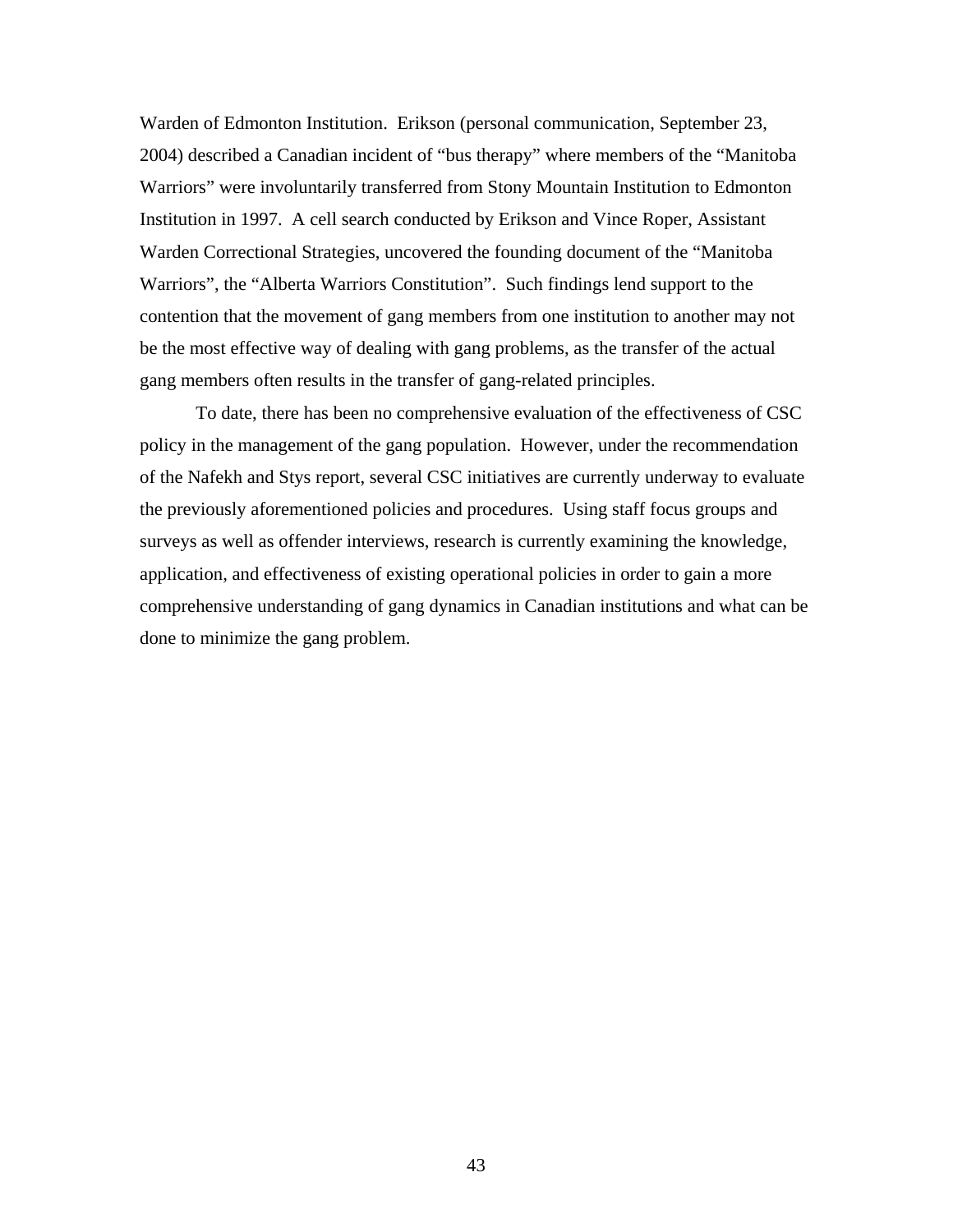Warden of Edmonton Institution. Erikson (personal communication, September 23, 2004) described a Canadian incident of "bus therapy" where members of the "Manitoba Warriors" were involuntarily transferred from Stony Mountain Institution to Edmonton Institution in 1997. A cell search conducted by Erikson and Vince Roper, Assistant Warden Correctional Strategies, uncovered the founding document of the "Manitoba Warriors", the "Alberta Warriors Constitution". Such findings lend support to the contention that the movement of gang members from one institution to another may not be the most effective way of dealing with gang problems, as the transfer of the actual gang members often results in the transfer of gang-related principles.

To date, there has been no comprehensive evaluation of the effectiveness of CSC policy in the management of the gang population. However, under the recommendation of the Nafekh and Stys report, several CSC initiatives are currently underway to evaluate the previously aforementioned policies and procedures. Using staff focus groups and surveys as well as offender interviews, research is currently examining the knowledge, application, and effectiveness of existing operational policies in order to gain a more comprehensive understanding of gang dynamics in Canadian institutions and what can be done to minimize the gang problem.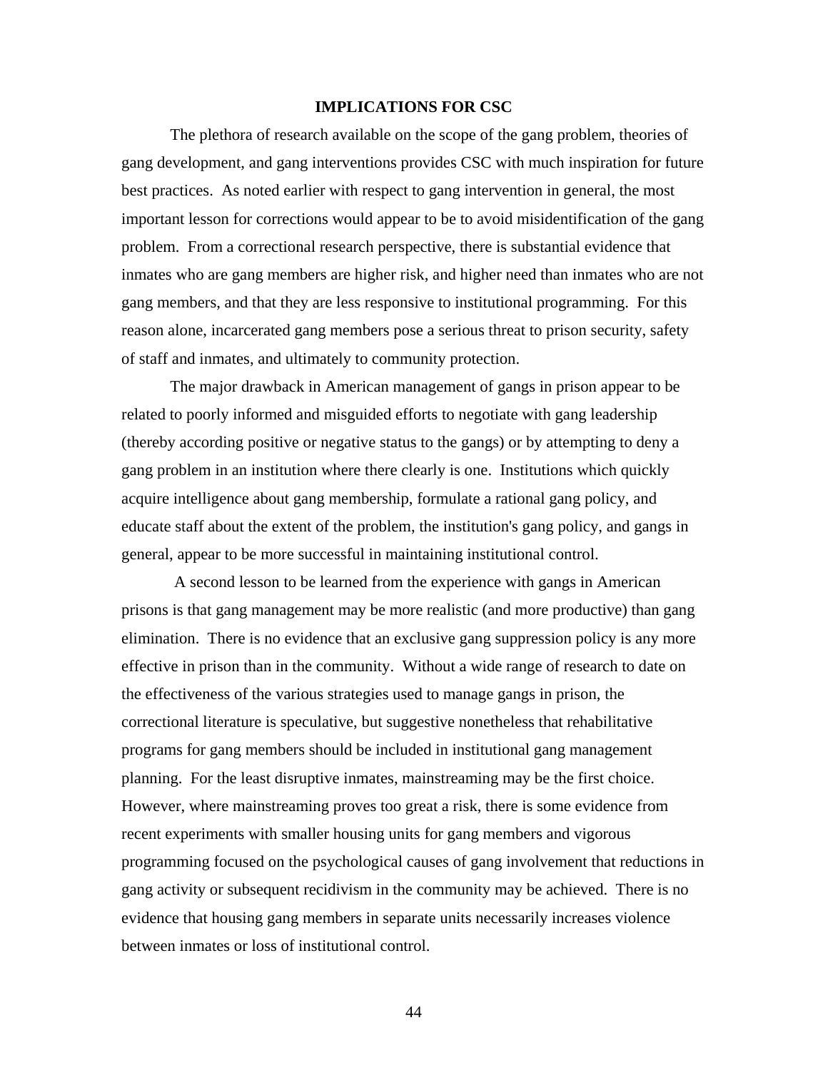## IMPLICATIONS FOR CSC

The plethora of research available on the scope of the gang problem, theories of gang development, and gang interventions provides CSC with much inspiration for future best practices. As noted earlier with respect to gang intervention in general, the most important lesson for corrections would appear to be to avoid misidentification of the gang problem. From a correctional research perspective, there is substantial evidence that inmates who are gang members are higher risk, and higher need than inmates who are not gang members, and that they are less responsive to institutional programming. For this reason alone, incarcerated gang members pose a serious threat to prison security, safety of staff and inmates, and ultimately to community protection.

The major drawback in American management of gangs in prison appear to be related to poorly informed and misguided efforts to negotiate with gang leadership (thereby according positive or negative status to the gangs) or by attempting to deny a gang problem in an institution where there clearly is one. Institutions which quickly acquire intelligence about gang membership, formulate a rational gang policy, and educate staff about the extent of the problem, the institution's gang policy, and gangs in general, appear to be more successful in maintaining institutional control.

A second lesson to be learned from the experience with gangs in American prisons is that gang management may be more realistic (and more productive) than gang elimination. There is no evidence that an exclusive gang suppression policy is any more effective in prison than in the community. Without a wide range of research to date on the effectiveness of the various strategies used to manage gangs in prison, the correctional literature is speculative, but suggestive nonetheless that rehabilitative programs for gang members should be included in institutional gang management planning. For the least disruptive inmates, mainstreaming may be the first choice. However, where mainstreaming proves too great a risk, there is some evidence from recent experiments with smaller housing units for gang members and vigorous programming focused on the psychological causes of gang involvement that reductions in gang activity or subsequent recidivism in the community may be achieved. There is no evidence that housing gang members in separate units necessarily increases violence between inmates or loss of institutional control.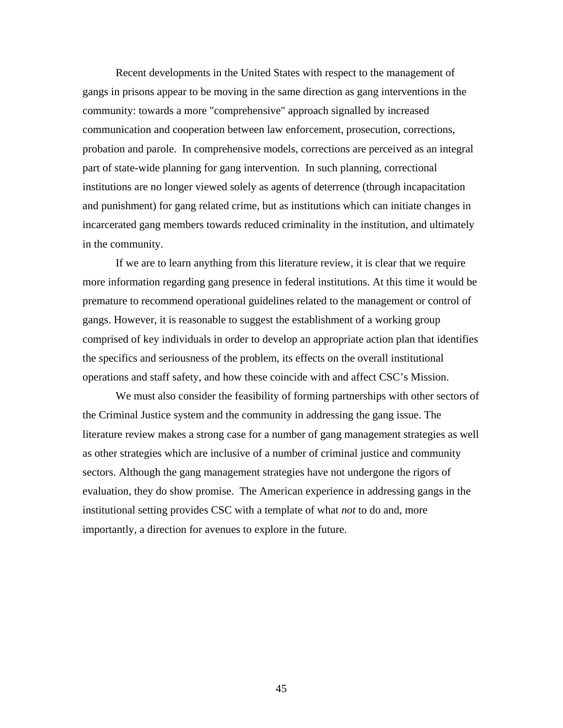Recent developments in the United States with respect to the management of gangs in prisons appear to be moving in the same direction as gang interventions in the community: towards a more "comprehensive" approach signalled by increased communication and cooperation between law enforcement, prosecution, corrections, probation and parole. In comprehensive models, corrections are perceived as an integral part of state-wide planning for gang intervention. In such planning, correctional institutions are no longer viewed solely as agents of deterrence (through incapacitation and punishment) for gang related crime, but as institutions which can initiate changes in incarcerated gang members towards reduced criminality in the institution, and ultimately in the community.

If we are to learn anything from this literature review, it is clear that we require more information regarding gang presence in federal institutions. At this time it would be premature to recommend operational guidelines related to the management or control of gangs. However, it is reasonable to suggest the establishment of a working group comprised of key individuals in order to develop an appropriate action plan that identifies the specifics and seriousness of the problem, its effects on the overall institutional operations and staff safety, and how these coincide with and affect CSC's Mission.

We must also consider the feasibility of forming partnerships with other sectors of the Criminal Justice system and the community in addressing the gang issue. The literature review makes a strong case for a number of gang management strategies as well as other strategies which are inclusive of a number of criminal justice and community sectors. Although the gang management strategies have not undergone the rigors of evaluation, they do show promise. The American experience in addressing gangs in the institutional setting provides CSC with a template of what *not* to do and, more importantly, a direction for avenues to explore in the future.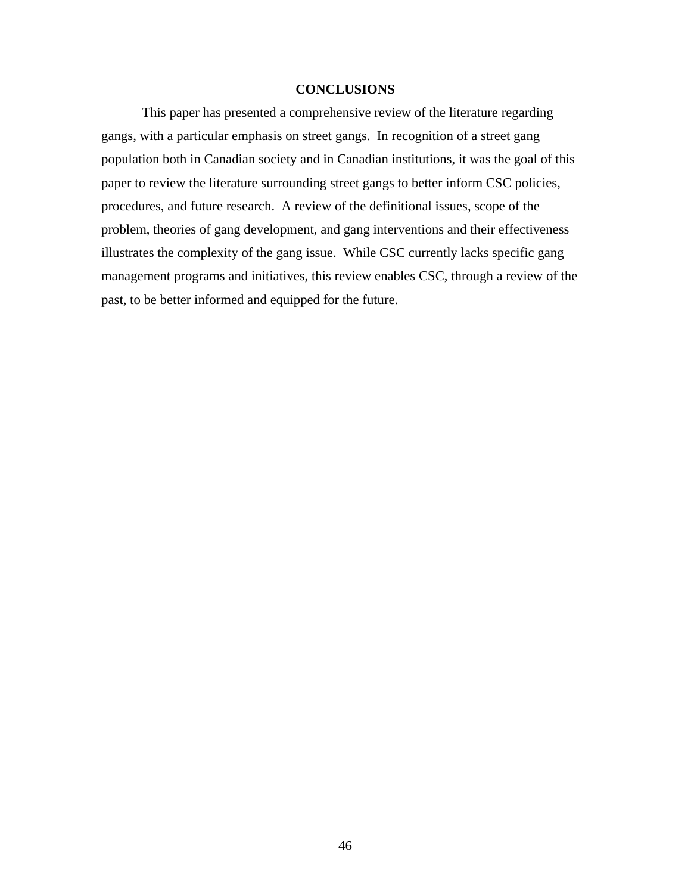## CONCLUSIONS

This paper has presented a comprehensive review of the literature regarding gangs, with a particular emphasis on street gangs. In recognition of a street gang population both in Canadian society and in Canadian institutions, it was the goal of this paper to review the literature surrounding street gangs to better inform CSC policies, procedures, and future research. A review of the definitional issues, scope of the problem, theories of gang development, and gang interventions and their effectiveness illustrates the complexity of the gang issue. While CSC currently lacks specific gang management programs and initiatives, this review enables CSC, through a review of the past, to be better informed and equipped for the future.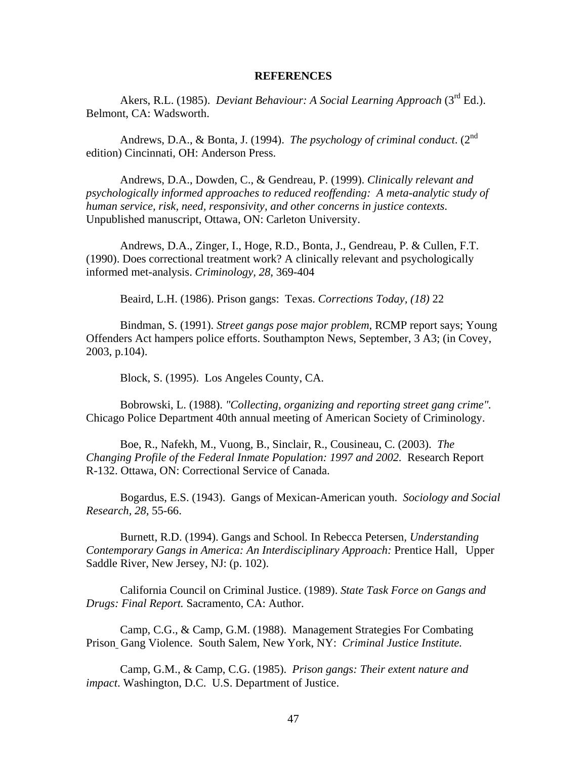**REFERENCES**

Akers, R.L. (1985). *Deviant Behaviour: A Social Learning Approach* (3rd Ed.). Belmont, CA: Wadsworth.

Andrews, D.A., & Bonta, J. (1994). *The psychology of criminal conduct*. (2nd edition) Cincinnati, OH: Anderson Press.

Andrews, D.A., Dowden, C., & Gendreau, P. (1999). *Clinically relevant and psychologically informed approaches to reduced reoffending: A meta-analytic study of human service, risk, need, responsivity, and other concerns in justice contexts*. Unpublished manuscript, Ottawa, ON: Carleton University.

Andrews, D.A., Zinger, I., Hoge, R.D., Bonta, J., Gendreau, P. & Cullen, F.T. (1990). Does correctional treatment work? A clinically relevant and psychologically informed met-analysis. *Criminology, 28*, 369-404

Beaird, L.H. (1986). Prison gangs: Texas. *Corrections Today, (18)* 22

Bindman, S. (1991). *Street gangs pose major problem*, RCMP report says; Young Offenders Act hampers police efforts. Southampton News, September, 3 A3; (in Covey, 2003, p.104).

Block, S. (1995). Los Angeles County, CA.

Bobrowski, L. (1988). *"Collecting, organizing and reporting street gang crime"*. Chicago Police Department 40th annual meeting of American Society of Criminology.

Boe, R., Nafekh, M., Vuong, B., Sinclair, R., Cousineau, C. (2003). *The Changing Profile of the Federal Inmate Population: 1997 and 2002.* Research Report R-132. Ottawa, ON: Correctional Service of Canada.

Bogardus, E.S. (1943). Gangs of Mexican-American youth. *Sociology and Social Research, 28*, 55-66.

Burnett, R.D. (1994). Gangs and School. In Rebecca Petersen, *Understanding Contemporary Gangs in America: An Interdisciplinary Approach:* Prentice Hall, Upper Saddle River, New Jersey, NJ: (p. 102).

California Council on Criminal Justice. (1989). *State Task Force on Gangs and Drugs: Final Report.* Sacramento, CA: Author.

Camp, C.G., & Camp, G.M. (1988). Management Strategies For Combating Prison Gang Violence. South Salem, New York, NY: *Criminal Justice Institute.*

Camp, G.M., & Camp, C.G. (1985). *Prison gangs: Their extent nature and impact*. Washington, D.C. U.S. Department of Justice.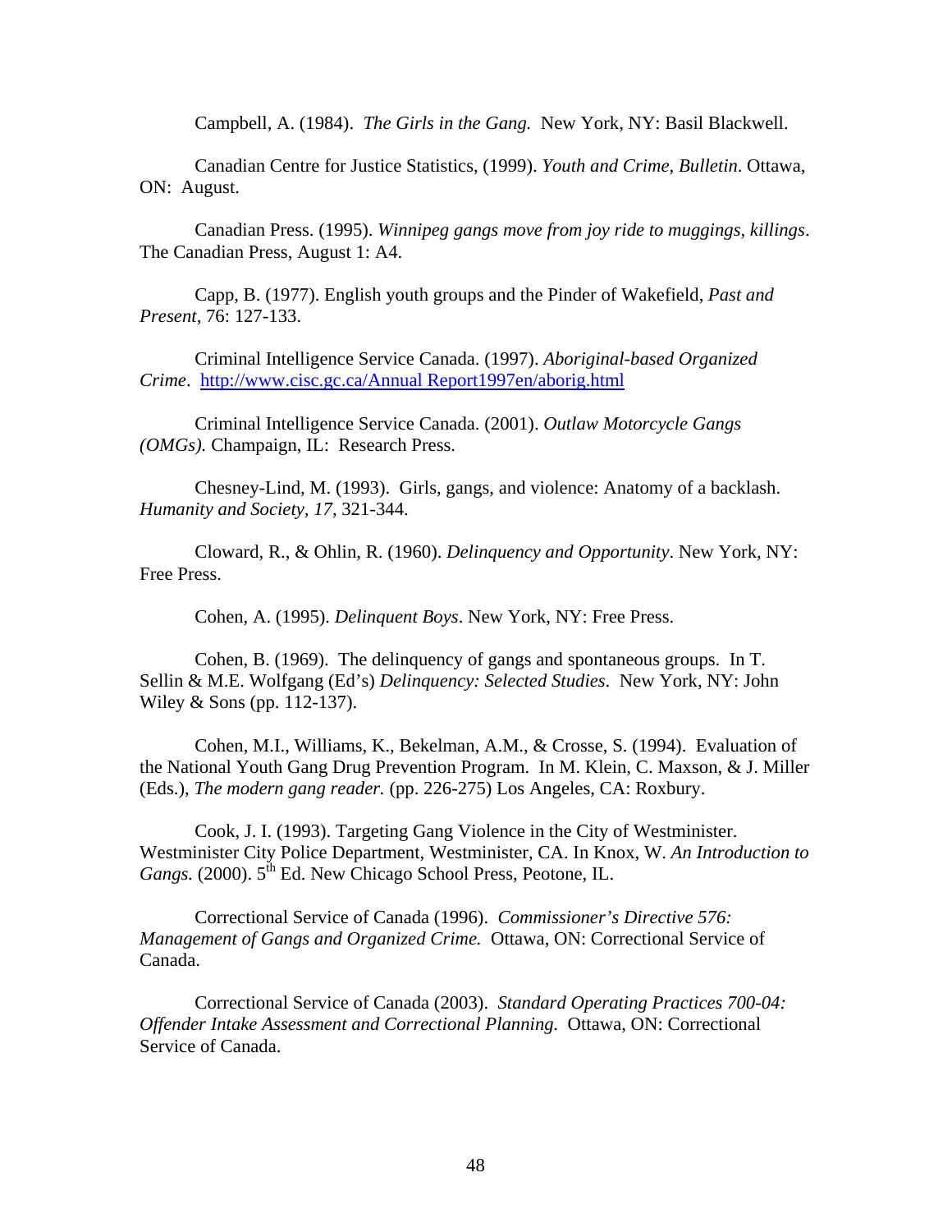Campbell, A. (1984). *The Girls in the Gang.* New York, NY: Basil Blackwell.

Canadian Centre for Justice Statistics, (1999). *Youth and Crime, Bulletin*. Ottawa, ON: August.

Canadian Press. (1995). *Winnipeg gangs move from joy ride to muggings, killings*. The Canadian Press, August 1: A4.

Capp, B. (1977). English youth groups and the Pinder of Wakefield, *Past and Present*, 76: 127-133.

Criminal Intelligence Service Canada. (1997). *Aboriginal-based Organized Crime*. http://www.cisc.gc.ca/Annual Report1997en/aborig.html

Criminal Intelligence Service Canada. (2001). *Outlaw Motorcycle Gangs (OMGs).* Champaign, IL: Research Press.

Chesney-Lind, M. (1993). Girls, gangs, and violence: Anatomy of a backlash. *Humanity and Society, 17*, 321-344.

Cloward, R., & Ohlin, R. (1960). *Delinquency and Opportunity*. New York, NY: Free Press.

Cohen, A. (1995). *Delinquent Boys*. New York, NY: Free Press.

Cohen, B. (1969). The delinquency of gangs and spontaneous groups. In T. Sellin & M.E. Wolfgang (Ed's) *Delinquency: Selected Studies*. New York, NY: John Wiley & Sons (pp. 112-137).

Cohen, M.I., Williams, K., Bekelman, A.M., & Crosse, S. (1994). Evaluation of the National Youth Gang Drug Prevention Program. In M. Klein, C. Maxson, & J. Miller (Eds.), *The modern gang reader.* (pp. 226-275) Los Angeles, CA: Roxbury.

Cook, J. I. (1993). Targeting Gang Violence in the City of Westminister. Westminister City Police Department, Westminister, CA. In Knox, W. *An Introduction to Gangs.* (2000). 5th Ed. New Chicago School Press, Peotone, IL.

Correctional Service of Canada (1996). *Commissioner's Directive 576: Management of Gangs and Organized Crime.* Ottawa, ON: Correctional Service of Canada.

Correctional Service of Canada (2003). *Standard Operating Practices 700-04: Offender Intake Assessment and Correctional Planning.* Ottawa, ON: Correctional Service of Canada.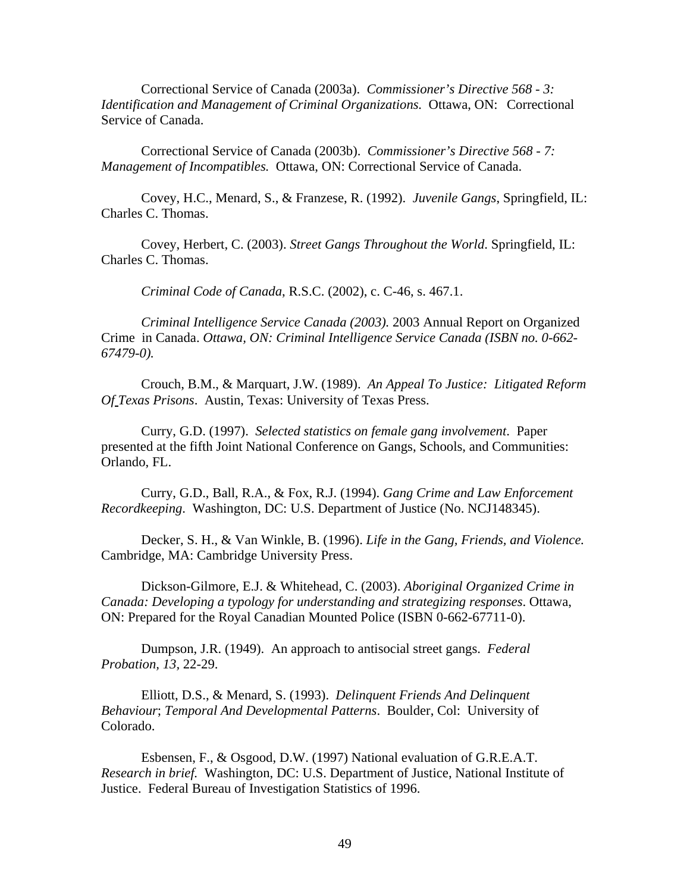Correctional Service of Canada (2003a). *Commissioner's Directive 568 - 3: Identification and Management of Criminal Organizations.* Ottawa, ON: Correctional Service of Canada.

Correctional Service of Canada (2003b). *Commissioner's Directive 568 - 7: Management of Incompatibles.* Ottawa, ON: Correctional Service of Canada.

Covey, H.C., Menard, S., & Franzese, R. (1992). *Juvenile Gangs*, Springfield, IL: Charles C. Thomas.

Covey, Herbert, C. (2003). *Street Gangs Throughout the World*. Springfield, IL: Charles C. Thomas.

*Criminal Code of Canada*, R.S.C. (2002), c. C-46, s. 467.1.

*Criminal Intelligence Service Canada (2003).* 2003 Annual Report on Organized Crime in Canada. *Ottawa, ON: Criminal Intelligence Service Canada (ISBN no. 0-662-67479-0).*

Crouch, B.M., & Marquart, J.W. (1989). *An Appeal To Justice: Litigated Reform Of Texas Prisons*. Austin, Texas: University of Texas Press.

Curry, G.D. (1997). *Selected statistics on female gang involvement*. Paper presented at the fifth Joint National Conference on Gangs, Schools, and Communities: Orlando, FL.

Curry, G.D., Ball, R.A., & Fox, R.J. (1994). *Gang Crime and Law Enforcement Recordkeeping*. Washington, DC: U.S. Department of Justice (No. NCJ148345).

Decker, S. H., & Van Winkle, B. (1996). *Life in the Gang, Friends, and Violence.* Cambridge, MA: Cambridge University Press.

Dickson-Gilmore, E.J. & Whitehead, C. (2003). *Aboriginal Organized Crime in Canada: Developing a typology for understanding and strategizing responses*. Ottawa, ON: Prepared for the Royal Canadian Mounted Police (ISBN 0-662-67711-0).

Dumpson, J.R. (1949). An approach to antisocial street gangs. *Federal Probation, 13,* 22-29.

Elliott, D.S., & Menard, S. (1993). *Delinquent Friends And Delinquent Behaviour*; *Temporal And Developmental Patterns*. Boulder, Col: University of Colorado.

Esbensen, F., & Osgood, D.W. (1997) National evaluation of G.R.E.A.T. *Research in brief.* Washington, DC: U.S. Department of Justice, National Institute of Justice. Federal Bureau of Investigation Statistics of 1996.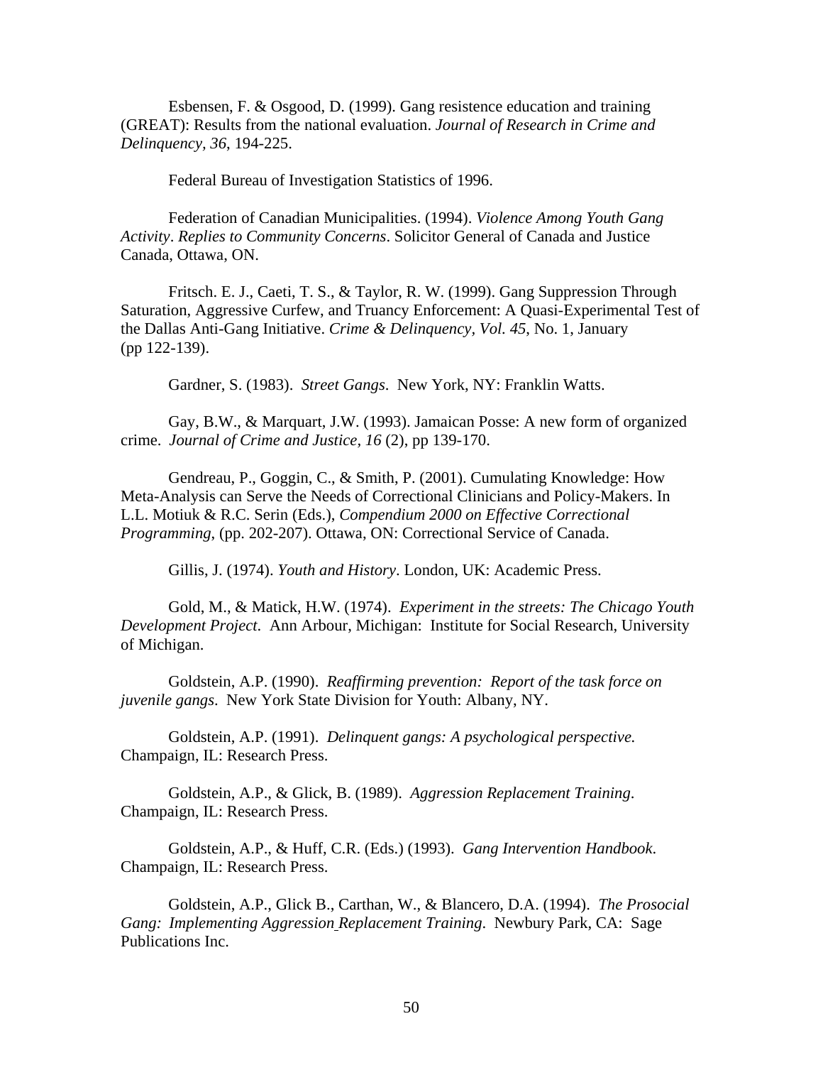Esbensen, F. & Osgood, D. (1999). Gang resistence education and training (GREAT): Results from the national evaluation. *Journal of Research in Crime and Delinquency, 36*, 194-225.

Federal Bureau of Investigation Statistics of 1996.

Federation of Canadian Municipalities. (1994). *Violence Among Youth Gang Activity*. *Replies to Community Concerns*. Solicitor General of Canada and Justice Canada, Ottawa, ON.

Fritsch. E. J., Caeti, T. S., & Taylor, R. W. (1999). Gang Suppression Through Saturation, Aggressive Curfew, and Truancy Enforcement: A Quasi-Experimental Test of the Dallas Anti-Gang Initiative. *Crime & Delinquency, Vol. 45*, No. 1, January (pp 122-139).

Gardner, S. (1983). *Street Gangs*. New York, NY: Franklin Watts.

Gay, B.W., & Marquart, J.W. (1993). Jamaican Posse: A new form of organized crime. *Journal of Crime and Justice*, *16* (2), pp 139-170.

Gendreau, P., Goggin, C., & Smith, P. (2001). Cumulating Knowledge: How Meta-Analysis can Serve the Needs of Correctional Clinicians and Policy-Makers. In L.L. Motiuk & R.C. Serin (Eds.), *Compendium 2000 on Effective Correctional Programming*, (pp. 202-207). Ottawa, ON: Correctional Service of Canada.

Gillis, J. (1974). *Youth and History*. London, UK: Academic Press.

Gold, M., & Matick, H.W. (1974). *Experiment in the streets: The Chicago Youth Development Project*. Ann Arbour, Michigan: Institute for Social Research, University of Michigan.

Goldstein, A.P. (1990). *Reaffirming prevention: Report of the task force on juvenile gangs*. New York State Division for Youth: Albany, NY.

Goldstein, A.P. (1991). *Delinquent gangs: A psychological perspective.* Champaign, IL: Research Press.

Goldstein, A.P., & Glick, B. (1989). *Aggression Replacement Training*. Champaign, IL: Research Press.

Goldstein, A.P., & Huff, C.R. (Eds.) (1993). *Gang Intervention Handbook*. Champaign, IL: Research Press.

Goldstein, A.P., Glick B., Carthan, W., & Blancero, D.A. (1994). *The Prosocial Gang: Implementing Aggression Replacement Training*. Newbury Park, CA: Sage Publications Inc.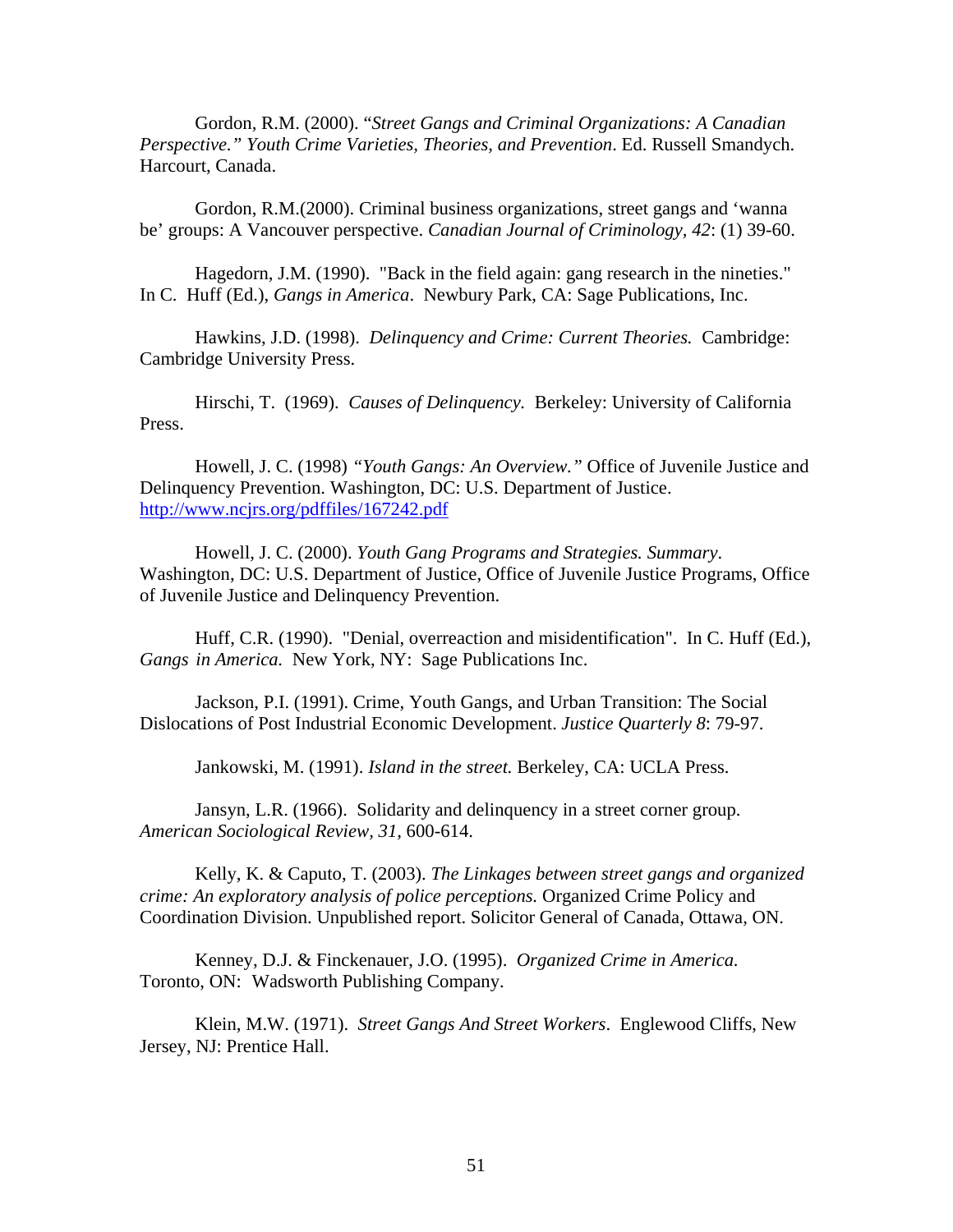Gordon, R.M. (2000). "*Street Gangs and Criminal Organizations: A Canadian Perspective." Youth Crime Varieties, Theories, and Prevention*. Ed. Russell Smandych. Harcourt, Canada.

Gordon, R.M.(2000). Criminal business organizations, street gangs and 'wanna be' groups: A Vancouver perspective. *Canadian Journal of Criminology, 42*: (1) 39-60.

Hagedorn, J.M. (1990). "Back in the field again: gang research in the nineties." In C. Huff (Ed.), *Gangs in America*. Newbury Park, CA: Sage Publications, Inc.

Hawkins, J.D. (1998). *Delinquency and Crime: Current Theories.* Cambridge: Cambridge University Press.

Hirschi, T. (1969). *Causes of Delinquency.* Berkeley: University of California Press.

Howell, J. C. (1998) *"Youth Gangs: An Overview."* Office of Juvenile Justice and Delinquency Prevention. Washington, DC: U.S. Department of Justice. http://www.ncjrs.org/pdffiles/167242.pdf

Howell, J. C. (2000). *Youth Gang Programs and Strategies. Summary*. Washington, DC: U.S. Department of Justice, Office of Juvenile Justice Programs, Office of Juvenile Justice and Delinquency Prevention.

Huff, C.R. (1990). "Denial, overreaction and misidentification". In C. Huff (Ed.), *Gangs in America.* New York, NY: Sage Publications Inc.

Jackson, P.I. (1991). Crime, Youth Gangs, and Urban Transition: The Social Dislocations of Post Industrial Economic Development. *Justice Quarterly 8*: 79-97.

Jankowski, M. (1991). *Island in the street.* Berkeley, CA: UCLA Press.

Jansyn, L.R. (1966). Solidarity and delinquency in a street corner group. *American Sociological Review, 31*, 600-614.

Kelly, K. & Caputo, T. (2003). *The Linkages between street gangs and organized crime: An exploratory analysis of police perceptions.* Organized Crime Policy and Coordination Division. Unpublished report. Solicitor General of Canada, Ottawa, ON.

Kenney, D.J. & Finckenauer, J.O. (1995). *Organized Crime in America.* Toronto, ON: Wadsworth Publishing Company.

Klein, M.W. (1971). *Street Gangs And Street Workers*. Englewood Cliffs, New Jersey, NJ: Prentice Hall.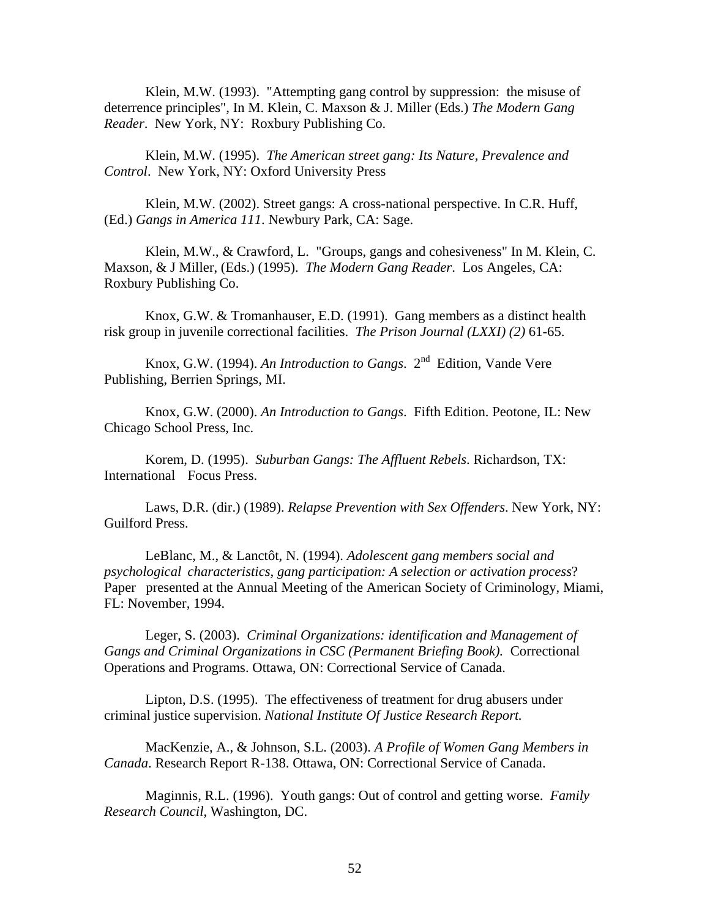Klein, M.W. (1993). "Attempting gang control by suppression: the misuse of deterrence principles", In M. Klein, C. Maxson & J. Miller (Eds.) *The Modern Gang Reader*. New York, NY: Roxbury Publishing Co.

Klein, M.W. (1995). *The American street gang: Its Nature, Prevalence and Control*. New York, NY: Oxford University Press

Klein, M.W. (2002). Street gangs: A cross-national perspective. In C.R. Huff, (Ed.) *Gangs in America 111*. Newbury Park, CA: Sage.

Klein, M.W., & Crawford, L. "Groups, gangs and cohesiveness" In M. Klein, C. Maxson, & J Miller, (Eds.) (1995). *The Modern Gang Reader*. Los Angeles, CA: Roxbury Publishing Co.

Knox, G.W. & Tromanhauser, E.D. (1991). Gang members as a distinct health risk group in juvenile correctional facilities. *The Prison Journal (LXXI) (2)* 61-65.

Knox, G.W. (1994). *An Introduction to Gangs*. 2nd Edition, Vande Vere Publishing, Berrien Springs, MI.

Knox, G.W. (2000). *An Introduction to Gangs*. Fifth Edition. Peotone, IL: New Chicago School Press, Inc.

Korem, D. (1995). *Suburban Gangs: The Affluent Rebels*. Richardson, TX: International Focus Press.

Laws, D.R. (dir.) (1989). *Relapse Prevention with Sex Offenders*. New York, NY: Guilford Press.

LeBlanc, M., & Lanctôt, N. (1994). *Adolescent gang members social and psychological characteristics, gang participation: A selection or activation process*? Paper presented at the Annual Meeting of the American Society of Criminology, Miami, FL: November, 1994.

Leger, S. (2003). *Criminal Organizations: identification and Management of Gangs and Criminal Organizations in CSC (Permanent Briefing Book).* Correctional Operations and Programs. Ottawa, ON: Correctional Service of Canada.

Lipton, D.S. (1995). The effectiveness of treatment for drug abusers under criminal justice supervision. *National Institute Of Justice Research Report.*

MacKenzie, A., & Johnson, S.L. (2003). *A Profile of Women Gang Members in Canada*. Research Report R-138. Ottawa, ON: Correctional Service of Canada.

Maginnis, R.L. (1996). Youth gangs: Out of control and getting worse. *Family Research Council*, Washington, DC.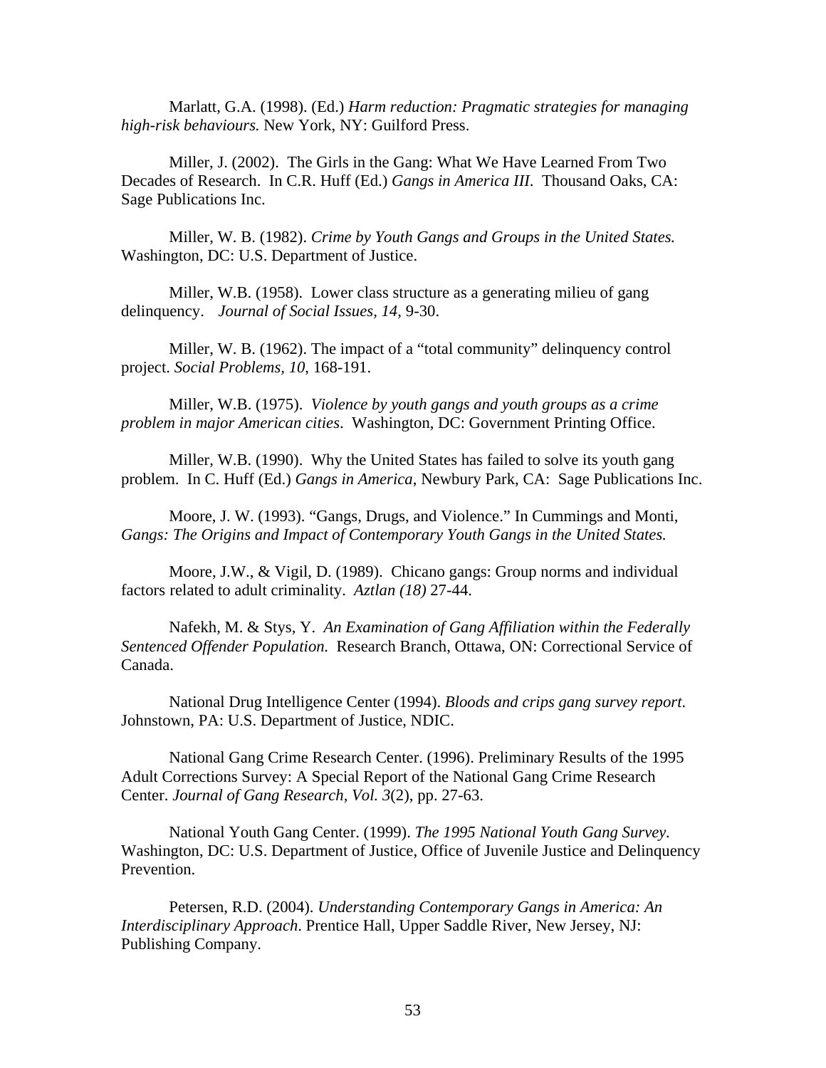Marlatt, G.A. (1998). (Ed.) *Harm reduction: Pragmatic strategies for managing high-risk behaviours.* New York, NY: Guilford Press.

Miller, J. (2002). The Girls in the Gang: What We Have Learned From Two Decades of Research. In C.R. Huff (Ed.) *Gangs in America III*. Thousand Oaks, CA: Sage Publications Inc.

Miller, W. B. (1982). *Crime by Youth Gangs and Groups in the United States.* Washington, DC: U.S. Department of Justice.

Miller, W.B. (1958). Lower class structure as a generating milieu of gang delinquency. *Journal of Social Issues, 14,* 9-30.

Miller, W. B. (1962). The impact of a "total community" delinquency control project. *Social Problems, 10*, 168-191.

Miller, W.B. (1975). *Violence by youth gangs and youth groups as a crime problem in major American cities*. Washington, DC: Government Printing Office.

Miller, W.B. (1990). Why the United States has failed to solve its youth gang problem. In C. Huff (Ed.) *Gangs in America*, Newbury Park, CA: Sage Publications Inc.

Moore, J. W. (1993). "Gangs, Drugs, and Violence." In Cummings and Monti, *Gangs: The Origins and Impact of Contemporary Youth Gangs in the United States.*

Moore, J.W., & Vigil, D. (1989). Chicano gangs: Group norms and individual factors related to adult criminality. *Aztlan (18)* 27-44.

Nafekh, M. & Stys, Y. *An Examination of Gang Affiliation within the Federally Sentenced Offender Population.* Research Branch, Ottawa, ON: Correctional Service of Canada.

National Drug Intelligence Center (1994). *Bloods and crips gang survey report*. Johnstown, PA: U.S. Department of Justice, NDIC.

National Gang Crime Research Center. (1996). Preliminary Results of the 1995 Adult Corrections Survey: A Special Report of the National Gang Crime Research Center. *Journal of Gang Research, Vol. 3*(2), pp. 27-63.

National Youth Gang Center. (1999). *The 1995 National Youth Gang Survey*. Washington, DC: U.S. Department of Justice, Office of Juvenile Justice and Delinquency Prevention.

Petersen, R.D. (2004). *Understanding Contemporary Gangs in America: An Interdisciplinary Approach*. Prentice Hall, Upper Saddle River, New Jersey, NJ: Publishing Company.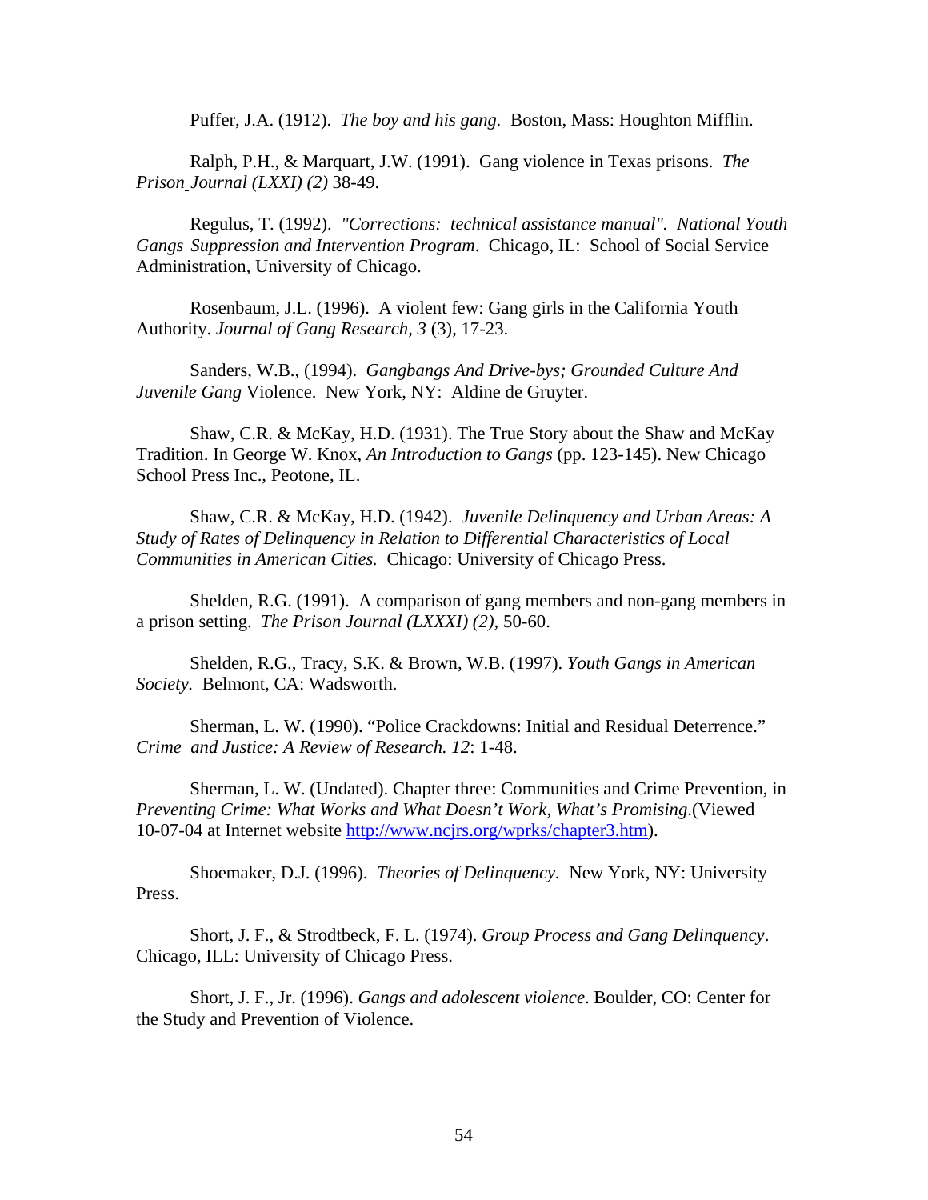Puffer, J.A. (1912). *The boy and his gang.* Boston, Mass: Houghton Mifflin.

Ralph, P.H., & Marquart, J.W. (1991). Gang violence in Texas prisons. *The Prison Journal (LXXI) (2)* 38-49.

Regulus, T. (1992). *"Corrections: technical assistance manual". National Youth Gangs Suppression and Intervention Program*. Chicago, IL: School of Social Service Administration, University of Chicago.

Rosenbaum, J.L. (1996). A violent few: Gang girls in the California Youth Authority. *Journal of Gang Research, 3* (3), 17-23.

Sanders, W.B., (1994). *Gangbangs And Drive-bys; Grounded Culture And Juvenile Gang* Violence. New York, NY: Aldine de Gruyter.

Shaw, C.R. & McKay, H.D. (1931). The True Story about the Shaw and McKay Tradition. In George W. Knox, *An Introduction to Gangs* (pp. 123-145). New Chicago School Press Inc., Peotone, IL.

Shaw, C.R. & McKay, H.D. (1942). *Juvenile Delinquency and Urban Areas: A Study of Rates of Delinquency in Relation to Differential Characteristics of Local Communities in American Cities.* Chicago: University of Chicago Press.

Shelden, R.G. (1991). A comparison of gang members and non-gang members in a prison setting. *The Prison Journal (LXXXI) (2),* 50-60.

Shelden, R.G., Tracy, S.K. & Brown, W.B. (1997). *Youth Gangs in American Society.* Belmont, CA: Wadsworth.

Sherman, L. W. (1990). "Police Crackdowns: Initial and Residual Deterrence." *Crime and Justice: A Review of Research. 12*: 1-48.

Sherman, L. W. (Undated). Chapter three: Communities and Crime Prevention, in *Preventing Crime: What Works and What Doesn't Work, What's Promising*.(Viewed 10-07-04 at Internet website http://www.ncjrs.org/wprks/chapter3.htm).

Shoemaker, D.J. (1996). *Theories of Delinquency.* New York, NY: University Press.

Short, J. F., & Strodtbeck, F. L. (1974). *Group Process and Gang Delinquency*. Chicago, ILL: University of Chicago Press.

Short, J. F., Jr. (1996). *Gangs and adolescent violence*. Boulder, CO: Center for the Study and Prevention of Violence.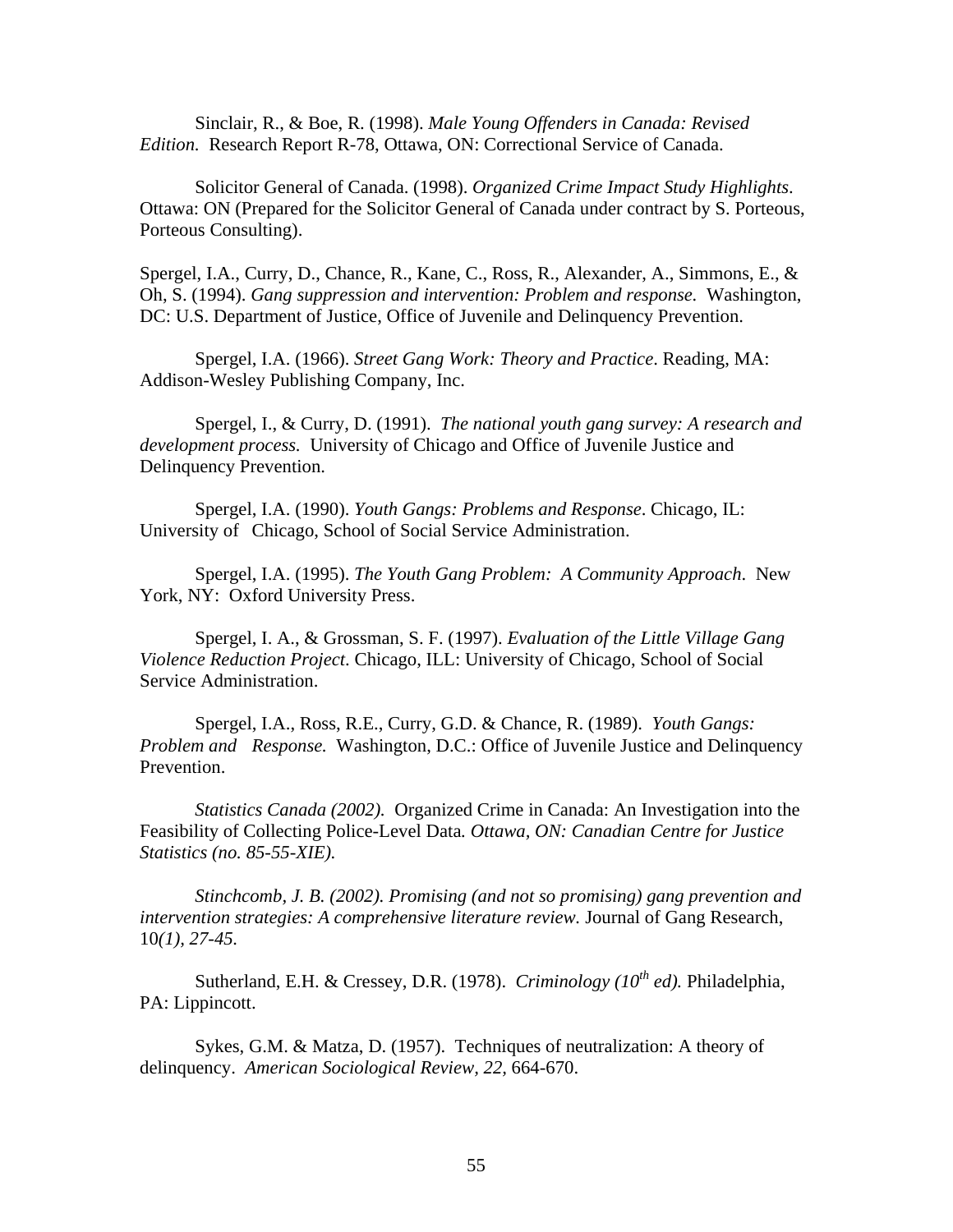Sinclair, R., & Boe, R. (1998). *Male Young Offenders in Canada: Revised Edition.* Research Report R-78, Ottawa, ON: Correctional Service of Canada.

Solicitor General of Canada. (1998). *Organized Crime Impact Study Highlights*. Ottawa: ON (Prepared for the Solicitor General of Canada under contract by S. Porteous, Porteous Consulting).

Spergel, I.A., Curry, D., Chance, R., Kane, C., Ross, R., Alexander, A., Simmons, E., & Oh, S. (1994). *Gang suppression and intervention: Problem and response.* Washington, DC: U.S. Department of Justice, Office of Juvenile and Delinquency Prevention.

Spergel, I.A. (1966). *Street Gang Work: Theory and Practice*. Reading, MA: Addison-Wesley Publishing Company, Inc.

Spergel, I., & Curry, D. (1991). *The national youth gang survey: A research and development process.* University of Chicago and Office of Juvenile Justice and Delinquency Prevention.

Spergel, I.A. (1990). *Youth Gangs: Problems and Response*. Chicago, IL: University of Chicago, School of Social Service Administration.

Spergel, I.A. (1995). *The Youth Gang Problem: A Community Approach*. New York, NY: Oxford University Press.

Spergel, I. A., & Grossman, S. F. (1997). *Evaluation of the Little Village Gang Violence Reduction Project*. Chicago, ILL: University of Chicago, School of Social Service Administration.

Spergel, I.A., Ross, R.E., Curry, G.D. & Chance, R. (1989). *Youth Gangs: Problem and Response.* Washington, D.C.: Office of Juvenile Justice and Delinquency Prevention.

*Statistics Canada (2002).* Organized Crime in Canada: An Investigation into the Feasibility of Collecting Police-Level Data*. Ottawa, ON: Canadian Centre for Justice Statistics (no. 85-55-XIE).*

*Stinchcomb, J. B. (2002). Promising (and not so promising) gang prevention and intervention strategies: A comprehensive literature review.* Journal of Gang Research, 10*(1), 27-45.*

Sutherland, E.H. & Cressey, D.R. (1978). *Criminology (10th ed).* Philadelphia, PA: Lippincott.

Sykes, G.M. & Matza, D. (1957). Techniques of neutralization: A theory of delinquency. *American Sociological Review, 22,* 664-670.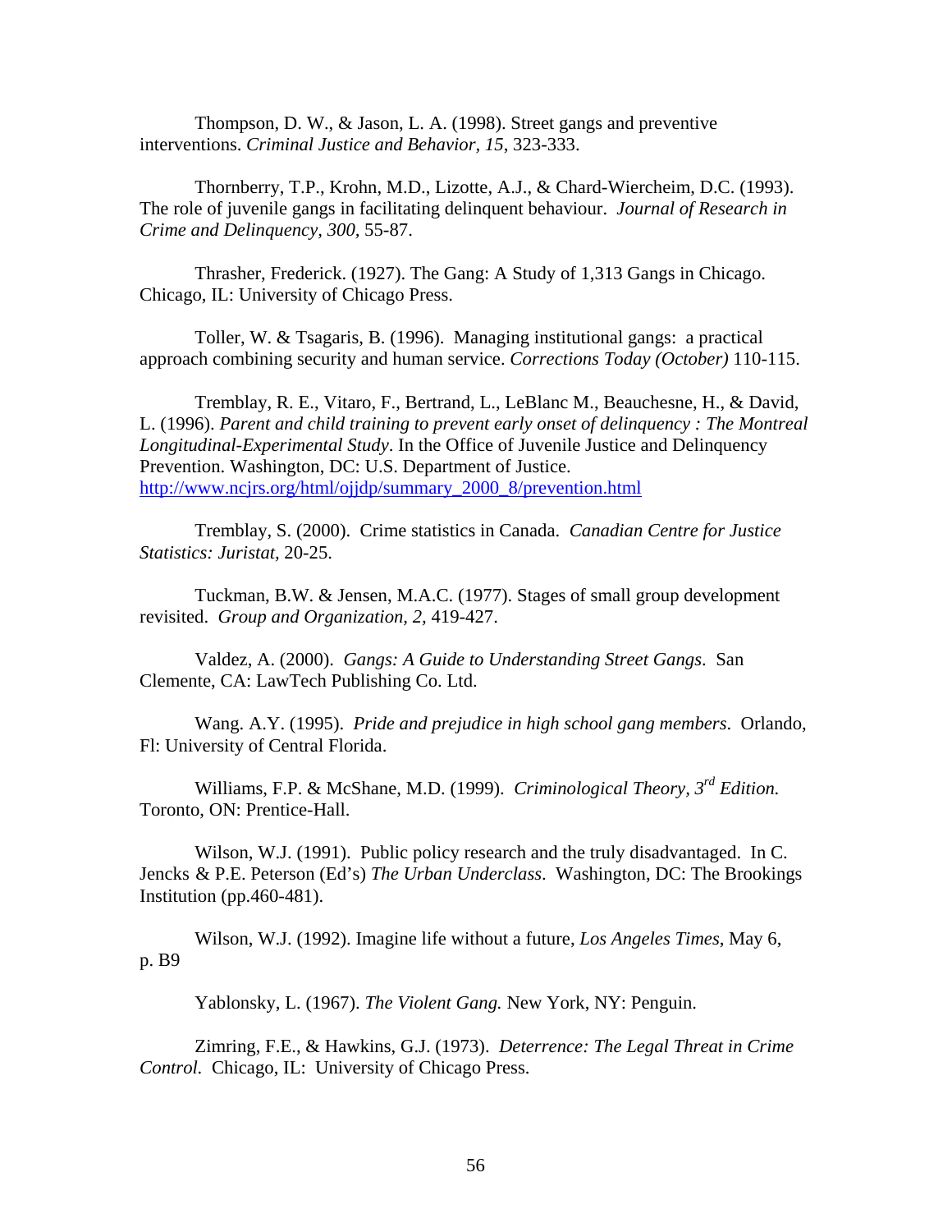Thompson, D. W., & Jason, L. A. (1998). Street gangs and preventive interventions. *Criminal Justice and Behavior, 15*, 323-333.

Thornberry, T.P., Krohn, M.D., Lizotte, A.J., & Chard-Wiercheim, D.C. (1993). The role of juvenile gangs in facilitating delinquent behaviour. *Journal of Research in Crime and Delinquency, 300*, 55-87.

Thrasher, Frederick. (1927). The Gang: A Study of 1,313 Gangs in Chicago. Chicago, IL: University of Chicago Press.

Toller, W. & Tsagaris, B. (1996). Managing institutional gangs: a practical approach combining security and human service. *Corrections Today (October)* 110-115.

Tremblay, R. E., Vitaro, F., Bertrand, L., LeBlanc M., Beauchesne, H., & David, L. (1996). *Parent and child training to prevent early onset of delinquency : The Montreal Longitudinal-Experimental Study*. In the Office of Juvenile Justice and Delinquency Prevention. Washington, DC: U.S. Department of Justice. http://www.ncjrs.org/html/ojjdp/summary_2000_8/prevention.html

Tremblay, S. (2000). Crime statistics in Canada. *Canadian Centre for Justice Statistics: Juristat*, 20-25.

Tuckman, B.W. & Jensen, M.A.C. (1977). Stages of small group development revisited. *Group and Organization, 2*, 419-427.

Valdez, A. (2000). *Gangs: A Guide to Understanding Street Gangs*. San Clemente, CA: LawTech Publishing Co. Ltd.

Wang. A.Y. (1995). *Pride and prejudice in high school gang members*. Orlando, Fl: University of Central Florida.

Williams, F.P. & McShane, M.D. (1999). *Criminological Theory, 3rd Edition.* Toronto, ON: Prentice-Hall.

Wilson, W.J. (1991). Public policy research and the truly disadvantaged. In C. Jencks & P.E. Peterson (Ed's) *The Urban Underclass*. Washington, DC: The Brookings Institution (pp.460-481).

Wilson, W.J. (1992). Imagine life without a future, *Los Angeles Times*, May 6, p. B9

Yablonsky, L. (1967). *The Violent Gang.* New York, NY: Penguin.

Zimring, F.E., & Hawkins, G.J. (1973). *Deterrence: The Legal Threat in Crime Control.* Chicago, IL: University of Chicago Press.